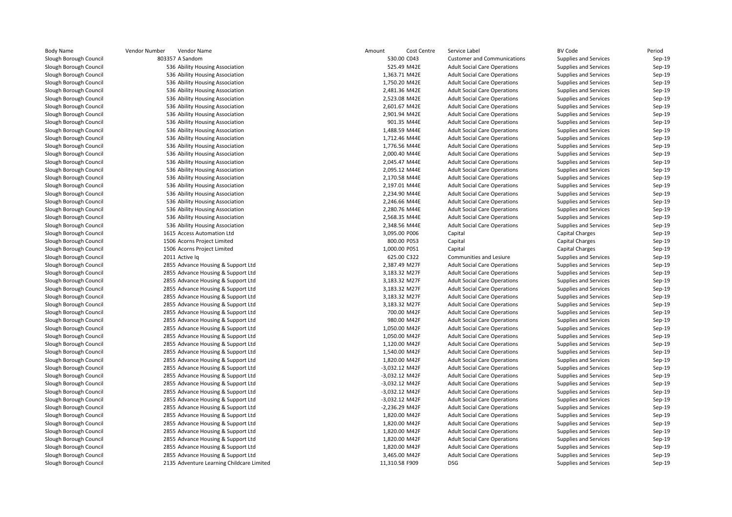| Body Name | Vendor Number | Vendor Name | Amount | Cost Centre | Service Label | BV Code | Period |
|---|---|---|---|---|---|---|---|
| Slough Borough Council | 803357 | A Sandom | 530.00 | C043 | Customer and Communications | Supplies and Services | Sep-19 |
| Slough Borough Council | 536 | Ability Housing Association | 525.49 | M42E | Adult Social Care Operations | Supplies and Services | Sep-19 |
| Slough Borough Council | 536 | Ability Housing Association | 1,363.71 | M42E | Adult Social Care Operations | Supplies and Services | Sep-19 |
| Slough Borough Council | 536 | Ability Housing Association | 1,750.20 | M42E | Adult Social Care Operations | Supplies and Services | Sep-19 |
| Slough Borough Council | 536 | Ability Housing Association | 2,481.36 | M42E | Adult Social Care Operations | Supplies and Services | Sep-19 |
| Slough Borough Council | 536 | Ability Housing Association | 2,523.08 | M42E | Adult Social Care Operations | Supplies and Services | Sep-19 |
| Slough Borough Council | 536 | Ability Housing Association | 2,601.67 | M42E | Adult Social Care Operations | Supplies and Services | Sep-19 |
| Slough Borough Council | 536 | Ability Housing Association | 2,901.94 | M42E | Adult Social Care Operations | Supplies and Services | Sep-19 |
| Slough Borough Council | 536 | Ability Housing Association | 901.35 | M44E | Adult Social Care Operations | Supplies and Services | Sep-19 |
| Slough Borough Council | 536 | Ability Housing Association | 1,488.59 | M44E | Adult Social Care Operations | Supplies and Services | Sep-19 |
| Slough Borough Council | 536 | Ability Housing Association | 1,712.46 | M44E | Adult Social Care Operations | Supplies and Services | Sep-19 |
| Slough Borough Council | 536 | Ability Housing Association | 1,776.56 | M44E | Adult Social Care Operations | Supplies and Services | Sep-19 |
| Slough Borough Council | 536 | Ability Housing Association | 2,000.40 | M44E | Adult Social Care Operations | Supplies and Services | Sep-19 |
| Slough Borough Council | 536 | Ability Housing Association | 2,045.47 | M44E | Adult Social Care Operations | Supplies and Services | Sep-19 |
| Slough Borough Council | 536 | Ability Housing Association | 2,095.12 | M44E | Adult Social Care Operations | Supplies and Services | Sep-19 |
| Slough Borough Council | 536 | Ability Housing Association | 2,170.58 | M44E | Adult Social Care Operations | Supplies and Services | Sep-19 |
| Slough Borough Council | 536 | Ability Housing Association | 2,197.01 | M44E | Adult Social Care Operations | Supplies and Services | Sep-19 |
| Slough Borough Council | 536 | Ability Housing Association | 2,234.90 | M44E | Adult Social Care Operations | Supplies and Services | Sep-19 |
| Slough Borough Council | 536 | Ability Housing Association | 2,246.66 | M44E | Adult Social Care Operations | Supplies and Services | Sep-19 |
| Slough Borough Council | 536 | Ability Housing Association | 2,280.76 | M44E | Adult Social Care Operations | Supplies and Services | Sep-19 |
| Slough Borough Council | 536 | Ability Housing Association | 2,568.35 | M44E | Adult Social Care Operations | Supplies and Services | Sep-19 |
| Slough Borough Council | 536 | Ability Housing Association | 2,348.56 | M44E | Adult Social Care Operations | Supplies and Services | Sep-19 |
| Slough Borough Council | 1615 | Access Automation Ltd | 3,095.00 | P006 | Capital | Capital Charges | Sep-19 |
| Slough Borough Council | 1506 | Acorns Project Limited | 800.00 | P053 | Capital | Capital Charges | Sep-19 |
| Slough Borough Council | 1506 | Acorns Project Limited | 1,000.00 | P051 | Capital | Capital Charges | Sep-19 |
| Slough Borough Council | 2011 | Active Iq | 625.00 | C322 | Communities and Lesiure | Supplies and Services | Sep-19 |
| Slough Borough Council | 2855 | Advance Housing & Support Ltd | 2,387.49 | M27F | Adult Social Care Operations | Supplies and Services | Sep-19 |
| Slough Borough Council | 2855 | Advance Housing & Support Ltd | 3,183.32 | M27F | Adult Social Care Operations | Supplies and Services | Sep-19 |
| Slough Borough Council | 2855 | Advance Housing & Support Ltd | 3,183.32 | M27F | Adult Social Care Operations | Supplies and Services | Sep-19 |
| Slough Borough Council | 2855 | Advance Housing & Support Ltd | 3,183.32 | M27F | Adult Social Care Operations | Supplies and Services | Sep-19 |
| Slough Borough Council | 2855 | Advance Housing & Support Ltd | 3,183.32 | M27F | Adult Social Care Operations | Supplies and Services | Sep-19 |
| Slough Borough Council | 2855 | Advance Housing & Support Ltd | 3,183.32 | M27F | Adult Social Care Operations | Supplies and Services | Sep-19 |
| Slough Borough Council | 2855 | Advance Housing & Support Ltd | 700.00 | M42F | Adult Social Care Operations | Supplies and Services | Sep-19 |
| Slough Borough Council | 2855 | Advance Housing & Support Ltd | 980.00 | M42F | Adult Social Care Operations | Supplies and Services | Sep-19 |
| Slough Borough Council | 2855 | Advance Housing & Support Ltd | 1,050.00 | M42F | Adult Social Care Operations | Supplies and Services | Sep-19 |
| Slough Borough Council | 2855 | Advance Housing & Support Ltd | 1,050.00 | M42F | Adult Social Care Operations | Supplies and Services | Sep-19 |
| Slough Borough Council | 2855 | Advance Housing & Support Ltd | 1,120.00 | M42F | Adult Social Care Operations | Supplies and Services | Sep-19 |
| Slough Borough Council | 2855 | Advance Housing & Support Ltd | 1,540.00 | M42F | Adult Social Care Operations | Supplies and Services | Sep-19 |
| Slough Borough Council | 2855 | Advance Housing & Support Ltd | 1,820.00 | M42F | Adult Social Care Operations | Supplies and Services | Sep-19 |
| Slough Borough Council | 2855 | Advance Housing & Support Ltd | -3,032.12 | M42F | Adult Social Care Operations | Supplies and Services | Sep-19 |
| Slough Borough Council | 2855 | Advance Housing & Support Ltd | -3,032.12 | M42F | Adult Social Care Operations | Supplies and Services | Sep-19 |
| Slough Borough Council | 2855 | Advance Housing & Support Ltd | -3,032.12 | M42F | Adult Social Care Operations | Supplies and Services | Sep-19 |
| Slough Borough Council | 2855 | Advance Housing & Support Ltd | -3,032.12 | M42F | Adult Social Care Operations | Supplies and Services | Sep-19 |
| Slough Borough Council | 2855 | Advance Housing & Support Ltd | -3,032.12 | M42F | Adult Social Care Operations | Supplies and Services | Sep-19 |
| Slough Borough Council | 2855 | Advance Housing & Support Ltd | -2,236.29 | M42F | Adult Social Care Operations | Supplies and Services | Sep-19 |
| Slough Borough Council | 2855 | Advance Housing & Support Ltd | 1,820.00 | M42F | Adult Social Care Operations | Supplies and Services | Sep-19 |
| Slough Borough Council | 2855 | Advance Housing & Support Ltd | 1,820.00 | M42F | Adult Social Care Operations | Supplies and Services | Sep-19 |
| Slough Borough Council | 2855 | Advance Housing & Support Ltd | 1,820.00 | M42F | Adult Social Care Operations | Supplies and Services | Sep-19 |
| Slough Borough Council | 2855 | Advance Housing & Support Ltd | 1,820.00 | M42F | Adult Social Care Operations | Supplies and Services | Sep-19 |
| Slough Borough Council | 2855 | Advance Housing & Support Ltd | 1,820.00 | M42F | Adult Social Care Operations | Supplies and Services | Sep-19 |
| Slough Borough Council | 2855 | Advance Housing & Support Ltd | 3,465.00 | M42F | Adult Social Care Operations | Supplies and Services | Sep-19 |
| Slough Borough Council | 2135 | Adventure Learning Childcare Limited | 11,310.58 | F909 | DSG | Supplies and Services | Sep-19 |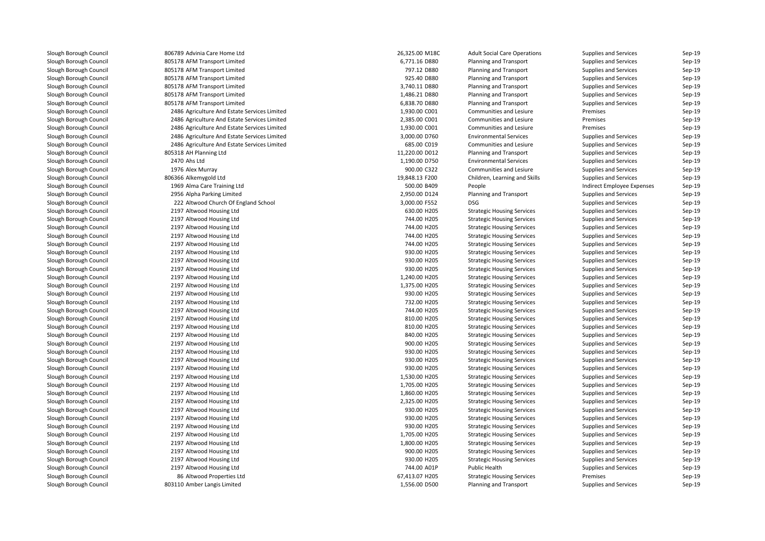| | | | | | | |
|---|---|---|---|---|---|---|
| Slough Borough Council | 806789 Advinia Care Home Ltd | 26,325.00 M18C | Adult Social Care Operations | Supplies and Services | Sep-19 |
| Slough Borough Council | 805178 AFM Transport Limited | 6,771.16 D880 | Planning and Transport | Supplies and Services | Sep-19 |
| Slough Borough Council | 805178 AFM Transport Limited | 797.12 D880 | Planning and Transport | Supplies and Services | Sep-19 |
| Slough Borough Council | 805178 AFM Transport Limited | 925.40 D880 | Planning and Transport | Supplies and Services | Sep-19 |
| Slough Borough Council | 805178 AFM Transport Limited | 3,740.11 D880 | Planning and Transport | Supplies and Services | Sep-19 |
| Slough Borough Council | 805178 AFM Transport Limited | 1,486.21 D880 | Planning and Transport | Supplies and Services | Sep-19 |
| Slough Borough Council | 805178 AFM Transport Limited | 6,838.70 D880 | Planning and Transport | Supplies and Services | Sep-19 |
| Slough Borough Council | 2486 Agriculture And Estate Services Limited | 1,930.00 C001 | Communities and Lesiure | Premises | Sep-19 |
| Slough Borough Council | 2486 Agriculture And Estate Services Limited | 2,385.00 C001 | Communities and Lesiure | Premises | Sep-19 |
| Slough Borough Council | 2486 Agriculture And Estate Services Limited | 1,930.00 C001 | Communities and Lesiure | Premises | Sep-19 |
| Slough Borough Council | 2486 Agriculture And Estate Services Limited | 3,000.00 D760 | Environmental Services | Supplies and Services | Sep-19 |
| Slough Borough Council | 2486 Agriculture And Estate Services Limited | 685.00 C019 | Communities and Lesiure | Supplies and Services | Sep-19 |
| Slough Borough Council | 805318 AH Planning Ltd | 11,220.00 D012 | Planning and Transport | Supplies and Services | Sep-19 |
| Slough Borough Council | 2470 Ahs Ltd | 1,190.00 D750 | Environmental Services | Supplies and Services | Sep-19 |
| Slough Borough Council | 1976 Alex Murray | 900.00 C322 | Communities and Lesiure | Supplies and Services | Sep-19 |
| Slough Borough Council | 806366 Alkemygold Ltd | 19,848.13 F200 | Children, Learning and Skills | Supplies and Services | Sep-19 |
| Slough Borough Council | 1969 Alma Care Training Ltd | 500.00 B409 | People | Indirect Employee Expenses | Sep-19 |
| Slough Borough Council | 2956 Alpha Parking Limited | 2,950.00 D124 | Planning and Transport | Supplies and Services | Sep-19 |
| Slough Borough Council | 222 Altwood Church Of England School | 3,000.00 F552 | DSG | Supplies and Services | Sep-19 |
| Slough Borough Council | 2197 Altwood Housing Ltd | 630.00 H205 | Strategic Housing Services | Supplies and Services | Sep-19 |
| Slough Borough Council | 2197 Altwood Housing Ltd | 744.00 H205 | Strategic Housing Services | Supplies and Services | Sep-19 |
| Slough Borough Council | 2197 Altwood Housing Ltd | 744.00 H205 | Strategic Housing Services | Supplies and Services | Sep-19 |
| Slough Borough Council | 2197 Altwood Housing Ltd | 744.00 H205 | Strategic Housing Services | Supplies and Services | Sep-19 |
| Slough Borough Council | 2197 Altwood Housing Ltd | 744.00 H205 | Strategic Housing Services | Supplies and Services | Sep-19 |
| Slough Borough Council | 2197 Altwood Housing Ltd | 930.00 H205 | Strategic Housing Services | Supplies and Services | Sep-19 |
| Slough Borough Council | 2197 Altwood Housing Ltd | 930.00 H205 | Strategic Housing Services | Supplies and Services | Sep-19 |
| Slough Borough Council | 2197 Altwood Housing Ltd | 930.00 H205 | Strategic Housing Services | Supplies and Services | Sep-19 |
| Slough Borough Council | 2197 Altwood Housing Ltd | 1,240.00 H205 | Strategic Housing Services | Supplies and Services | Sep-19 |
| Slough Borough Council | 2197 Altwood Housing Ltd | 1,375.00 H205 | Strategic Housing Services | Supplies and Services | Sep-19 |
| Slough Borough Council | 2197 Altwood Housing Ltd | 930.00 H205 | Strategic Housing Services | Supplies and Services | Sep-19 |
| Slough Borough Council | 2197 Altwood Housing Ltd | 732.00 H205 | Strategic Housing Services | Supplies and Services | Sep-19 |
| Slough Borough Council | 2197 Altwood Housing Ltd | 744.00 H205 | Strategic Housing Services | Supplies and Services | Sep-19 |
| Slough Borough Council | 2197 Altwood Housing Ltd | 810.00 H205 | Strategic Housing Services | Supplies and Services | Sep-19 |
| Slough Borough Council | 2197 Altwood Housing Ltd | 810.00 H205 | Strategic Housing Services | Supplies and Services | Sep-19 |
| Slough Borough Council | 2197 Altwood Housing Ltd | 840.00 H205 | Strategic Housing Services | Supplies and Services | Sep-19 |
| Slough Borough Council | 2197 Altwood Housing Ltd | 900.00 H205 | Strategic Housing Services | Supplies and Services | Sep-19 |
| Slough Borough Council | 2197 Altwood Housing Ltd | 930.00 H205 | Strategic Housing Services | Supplies and Services | Sep-19 |
| Slough Borough Council | 2197 Altwood Housing Ltd | 930.00 H205 | Strategic Housing Services | Supplies and Services | Sep-19 |
| Slough Borough Council | 2197 Altwood Housing Ltd | 930.00 H205 | Strategic Housing Services | Supplies and Services | Sep-19 |
| Slough Borough Council | 2197 Altwood Housing Ltd | 1,530.00 H205 | Strategic Housing Services | Supplies and Services | Sep-19 |
| Slough Borough Council | 2197 Altwood Housing Ltd | 1,705.00 H205 | Strategic Housing Services | Supplies and Services | Sep-19 |
| Slough Borough Council | 2197 Altwood Housing Ltd | 1,860.00 H205 | Strategic Housing Services | Supplies and Services | Sep-19 |
| Slough Borough Council | 2197 Altwood Housing Ltd | 2,325.00 H205 | Strategic Housing Services | Supplies and Services | Sep-19 |
| Slough Borough Council | 2197 Altwood Housing Ltd | 930.00 H205 | Strategic Housing Services | Supplies and Services | Sep-19 |
| Slough Borough Council | 2197 Altwood Housing Ltd | 930.00 H205 | Strategic Housing Services | Supplies and Services | Sep-19 |
| Slough Borough Council | 2197 Altwood Housing Ltd | 930.00 H205 | Strategic Housing Services | Supplies and Services | Sep-19 |
| Slough Borough Council | 2197 Altwood Housing Ltd | 1,705.00 H205 | Strategic Housing Services | Supplies and Services | Sep-19 |
| Slough Borough Council | 2197 Altwood Housing Ltd | 1,800.00 H205 | Strategic Housing Services | Supplies and Services | Sep-19 |
| Slough Borough Council | 2197 Altwood Housing Ltd | 900.00 H205 | Strategic Housing Services | Supplies and Services | Sep-19 |
| Slough Borough Council | 2197 Altwood Housing Ltd | 930.00 H205 | Strategic Housing Services | Supplies and Services | Sep-19 |
| Slough Borough Council | 2197 Altwood Housing Ltd | 744.00 A01P | Public Health | Supplies and Services | Sep-19 |
| Slough Borough Council | 86 Altwood Properties Ltd | 67,413.07 H205 | Strategic Housing Services | Premises | Sep-19 |
| Slough Borough Council | 803110 Amber Langis Limited | 1,556.00 D500 | Planning and Transport | Supplies and Services | Sep-19 |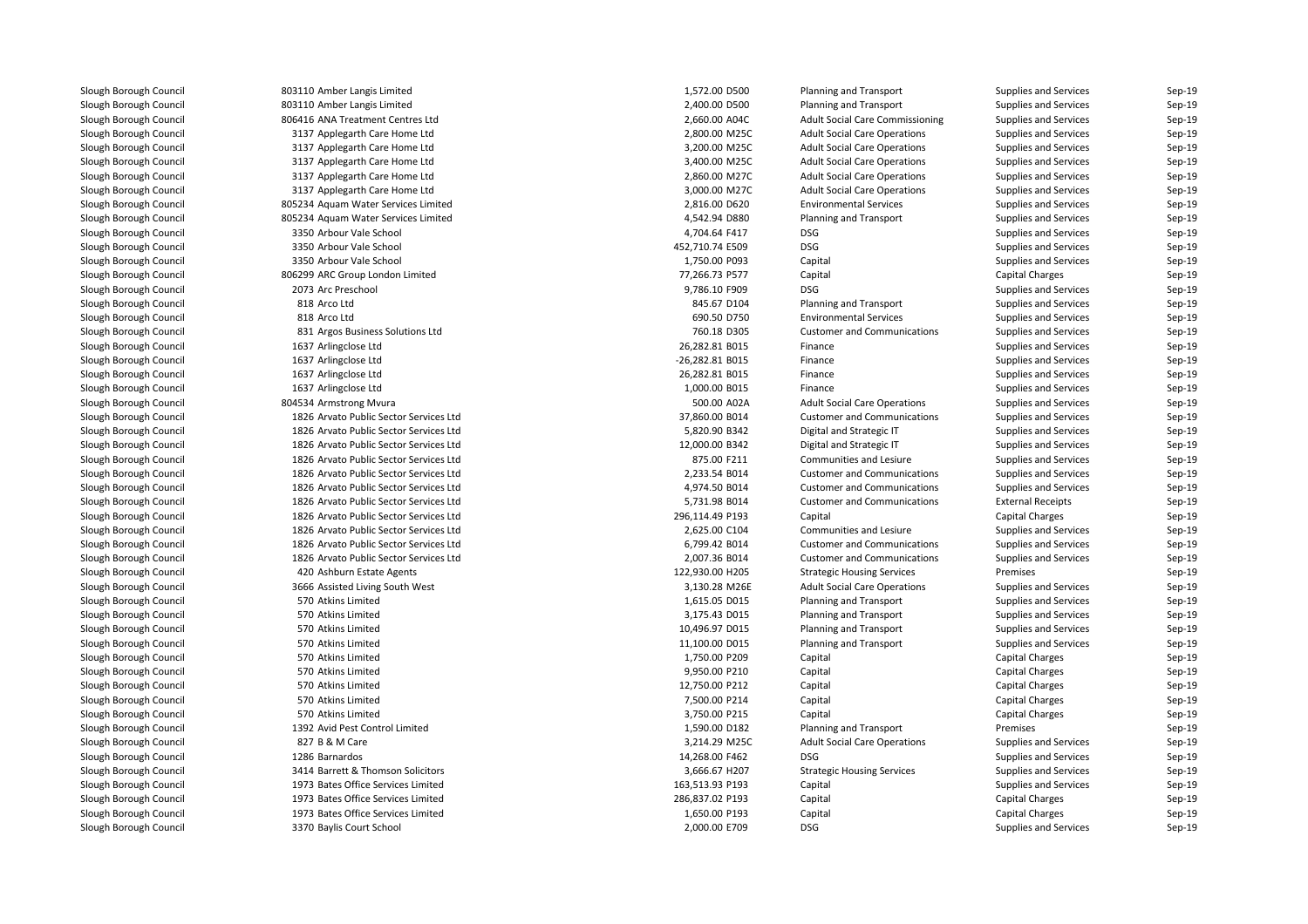| | | | | | | |
|---|---|---|---|---|---|---|
| Slough Borough Council | 803110 Amber Langis Limited | 1,572.00 D500 | Planning and Transport | Supplies and Services | Sep-19 |
| Slough Borough Council | 803110 Amber Langis Limited | 2,400.00 D500 | Planning and Transport | Supplies and Services | Sep-19 |
| Slough Borough Council | 806416 ANA Treatment Centres Ltd | 2,660.00 A04C | Adult Social Care Commissioning | Supplies and Services | Sep-19 |
| Slough Borough Council | 3137 Applegarth Care Home Ltd | 2,800.00 M25C | Adult Social Care Operations | Supplies and Services | Sep-19 |
| Slough Borough Council | 3137 Applegarth Care Home Ltd | 3,200.00 M25C | Adult Social Care Operations | Supplies and Services | Sep-19 |
| Slough Borough Council | 3137 Applegarth Care Home Ltd | 3,400.00 M25C | Adult Social Care Operations | Supplies and Services | Sep-19 |
| Slough Borough Council | 3137 Applegarth Care Home Ltd | 2,860.00 M27C | Adult Social Care Operations | Supplies and Services | Sep-19 |
| Slough Borough Council | 3137 Applegarth Care Home Ltd | 3,000.00 M27C | Adult Social Care Operations | Supplies and Services | Sep-19 |
| Slough Borough Council | 805234 Aquam Water Services Limited | 2,816.00 D620 | Environmental Services | Supplies and Services | Sep-19 |
| Slough Borough Council | 805234 Aquam Water Services Limited | 4,542.94 D880 | Planning and Transport | Supplies and Services | Sep-19 |
| Slough Borough Council | 3350 Arbour Vale School | 4,704.64 F417 | DSG | Supplies and Services | Sep-19 |
| Slough Borough Council | 3350 Arbour Vale School | 452,710.74 E509 | DSG | Supplies and Services | Sep-19 |
| Slough Borough Council | 3350 Arbour Vale School | 1,750.00 P093 | Capital | Supplies and Services | Sep-19 |
| Slough Borough Council | 806299 ARC Group London Limited | 77,266.73 P577 | Capital | Capital Charges | Sep-19 |
| Slough Borough Council | 2073 Arc Preschool | 9,786.10 F909 | DSG | Supplies and Services | Sep-19 |
| Slough Borough Council | 818 Arco Ltd | 845.67 D104 | Planning and Transport | Supplies and Services | Sep-19 |
| Slough Borough Council | 818 Arco Ltd | 690.50 D750 | Environmental Services | Supplies and Services | Sep-19 |
| Slough Borough Council | 831 Argos Business Solutions Ltd | 760.18 D305 | Customer and Communications | Supplies and Services | Sep-19 |
| Slough Borough Council | 1637 Arlingclose Ltd | 26,282.81 B015 | Finance | Supplies and Services | Sep-19 |
| Slough Borough Council | 1637 Arlingclose Ltd | -26,282.81 B015 | Finance | Supplies and Services | Sep-19 |
| Slough Borough Council | 1637 Arlingclose Ltd | 26,282.81 B015 | Finance | Supplies and Services | Sep-19 |
| Slough Borough Council | 1637 Arlingclose Ltd | 1,000.00 B015 | Finance | Supplies and Services | Sep-19 |
| Slough Borough Council | 804534 Armstrong Mvura | 500.00 A02A | Adult Social Care Operations | Supplies and Services | Sep-19 |
| Slough Borough Council | 1826 Arvato Public Sector Services Ltd | 37,860.00 B014 | Customer and Communications | Supplies and Services | Sep-19 |
| Slough Borough Council | 1826 Arvato Public Sector Services Ltd | 5,820.90 B342 | Digital and Strategic IT | Supplies and Services | Sep-19 |
| Slough Borough Council | 1826 Arvato Public Sector Services Ltd | 12,000.00 B342 | Digital and Strategic IT | Supplies and Services | Sep-19 |
| Slough Borough Council | 1826 Arvato Public Sector Services Ltd | 875.00 F211 | Communities and Lesiure | Supplies and Services | Sep-19 |
| Slough Borough Council | 1826 Arvato Public Sector Services Ltd | 2,233.54 B014 | Customer and Communications | Supplies and Services | Sep-19 |
| Slough Borough Council | 1826 Arvato Public Sector Services Ltd | 4,974.50 B014 | Customer and Communications | Supplies and Services | Sep-19 |
| Slough Borough Council | 1826 Arvato Public Sector Services Ltd | 5,731.98 B014 | Customer and Communications | External Receipts | Sep-19 |
| Slough Borough Council | 1826 Arvato Public Sector Services Ltd | 296,114.49 P193 | Capital | Capital Charges | Sep-19 |
| Slough Borough Council | 1826 Arvato Public Sector Services Ltd | 2,625.00 C104 | Communities and Lesiure | Supplies and Services | Sep-19 |
| Slough Borough Council | 1826 Arvato Public Sector Services Ltd | 6,799.42 B014 | Customer and Communications | Supplies and Services | Sep-19 |
| Slough Borough Council | 1826 Arvato Public Sector Services Ltd | 2,007.36 B014 | Customer and Communications | Supplies and Services | Sep-19 |
| Slough Borough Council | 420 Ashburn Estate Agents | 122,930.00 H205 | Strategic Housing Services | Premises | Sep-19 |
| Slough Borough Council | 3666 Assisted Living South West | 3,130.28 M26E | Adult Social Care Operations | Supplies and Services | Sep-19 |
| Slough Borough Council | 570 Atkins Limited | 1,615.05 D015 | Planning and Transport | Supplies and Services | Sep-19 |
| Slough Borough Council | 570 Atkins Limited | 3,175.43 D015 | Planning and Transport | Supplies and Services | Sep-19 |
| Slough Borough Council | 570 Atkins Limited | 10,496.97 D015 | Planning and Transport | Supplies and Services | Sep-19 |
| Slough Borough Council | 570 Atkins Limited | 11,100.00 D015 | Planning and Transport | Supplies and Services | Sep-19 |
| Slough Borough Council | 570 Atkins Limited | 1,750.00 P209 | Capital | Capital Charges | Sep-19 |
| Slough Borough Council | 570 Atkins Limited | 9,950.00 P210 | Capital | Capital Charges | Sep-19 |
| Slough Borough Council | 570 Atkins Limited | 12,750.00 P212 | Capital | Capital Charges | Sep-19 |
| Slough Borough Council | 570 Atkins Limited | 7,500.00 P214 | Capital | Capital Charges | Sep-19 |
| Slough Borough Council | 570 Atkins Limited | 3,750.00 P215 | Capital | Capital Charges | Sep-19 |
| Slough Borough Council | 1392 Avid Pest Control Limited | 1,590.00 D182 | Planning and Transport | Premises | Sep-19 |
| Slough Borough Council | 827 B & M Care | 3,214.29 M25C | Adult Social Care Operations | Supplies and Services | Sep-19 |
| Slough Borough Council | 1286 Barnardos | 14,268.00 F462 | DSG | Supplies and Services | Sep-19 |
| Slough Borough Council | 3414 Barrett & Thomson Solicitors | 3,666.67 H207 | Strategic Housing Services | Supplies and Services | Sep-19 |
| Slough Borough Council | 1973 Bates Office Services Limited | 163,513.93 P193 | Capital | Supplies and Services | Sep-19 |
| Slough Borough Council | 1973 Bates Office Services Limited | 286,837.02 P193 | Capital | Capital Charges | Sep-19 |
| Slough Borough Council | 1973 Bates Office Services Limited | 1,650.00 P193 | Capital | Capital Charges | Sep-19 |
| Slough Borough Council | 3370 Baylis Court School | 2,000.00 E709 | DSG | Supplies and Services | Sep-19 |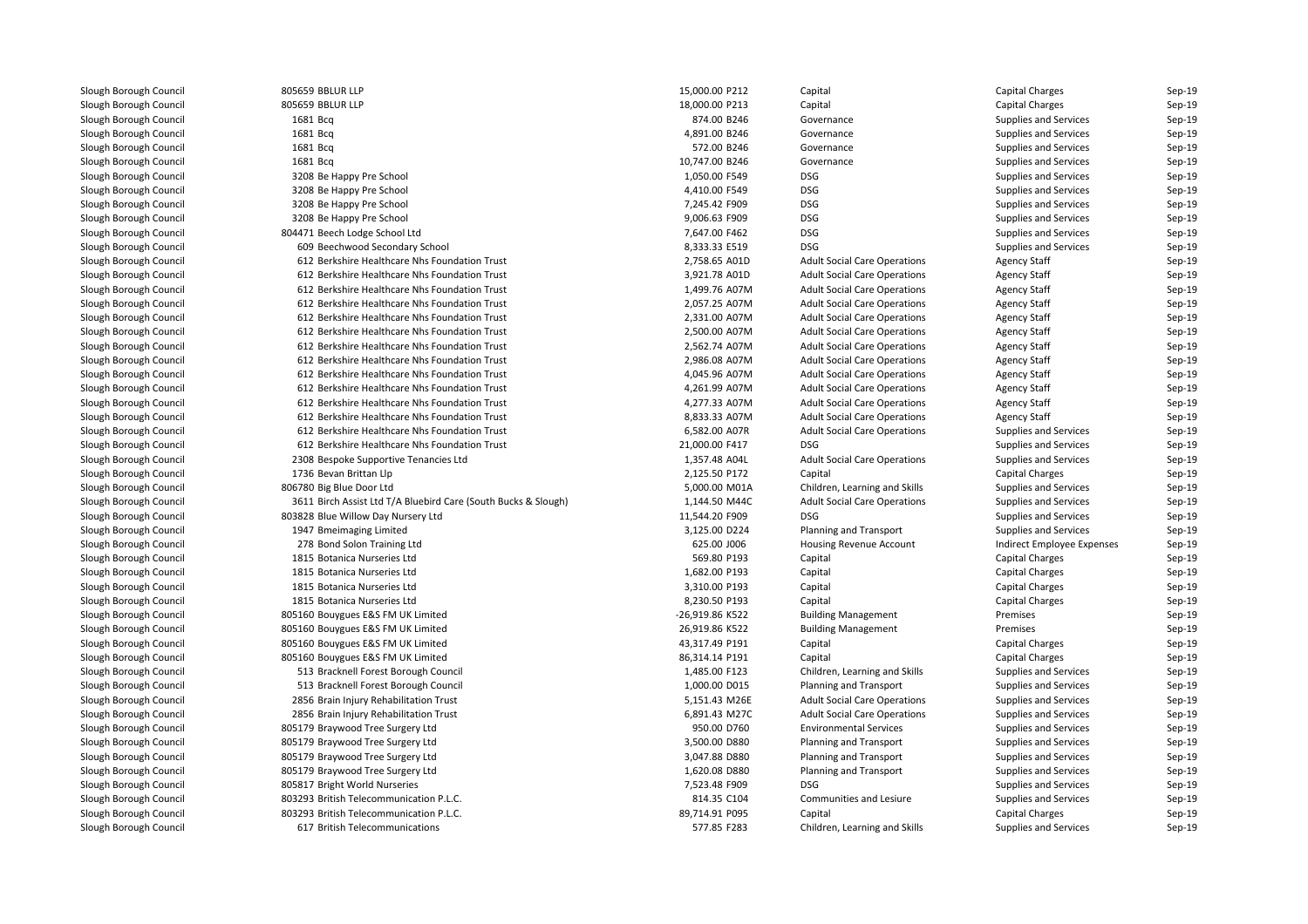| | | | | | | |
|---|---|---|---|---|---|---|
| Slough Borough Council | 805659 BBLUR LLP | 15,000.00 P212 | Capital | Capital Charges | Sep-19 |
| Slough Borough Council | 805659 BBLUR LLP | 18,000.00 P213 | Capital | Capital Charges | Sep-19 |
| Slough Borough Council | 1681 Bcq | 874.00 B246 | Governance | Supplies and Services | Sep-19 |
| Slough Borough Council | 1681 Bcq | 4,891.00 B246 | Governance | Supplies and Services | Sep-19 |
| Slough Borough Council | 1681 Bcq | 572.00 B246 | Governance | Supplies and Services | Sep-19 |
| Slough Borough Council | 1681 Bcq | 10,747.00 B246 | Governance | Supplies and Services | Sep-19 |
| Slough Borough Council | 3208 Be Happy Pre School | 1,050.00 F549 | DSG | Supplies and Services | Sep-19 |
| Slough Borough Council | 3208 Be Happy Pre School | 4,410.00 F549 | DSG | Supplies and Services | Sep-19 |
| Slough Borough Council | 3208 Be Happy Pre School | 7,245.42 F909 | DSG | Supplies and Services | Sep-19 |
| Slough Borough Council | 3208 Be Happy Pre School | 9,006.63 F909 | DSG | Supplies and Services | Sep-19 |
| Slough Borough Council | 804471 Beech Lodge School Ltd | 7,647.00 F462 | DSG | Supplies and Services | Sep-19 |
| Slough Borough Council | 609 Beechwood Secondary School | 8,333.33 E519 | DSG | Supplies and Services | Sep-19 |
| Slough Borough Council | 612 Berkshire Healthcare Nhs Foundation Trust | 2,758.65 A01D | Adult Social Care Operations | Agency Staff | Sep-19 |
| Slough Borough Council | 612 Berkshire Healthcare Nhs Foundation Trust | 3,921.78 A01D | Adult Social Care Operations | Agency Staff | Sep-19 |
| Slough Borough Council | 612 Berkshire Healthcare Nhs Foundation Trust | 1,499.76 A07M | Adult Social Care Operations | Agency Staff | Sep-19 |
| Slough Borough Council | 612 Berkshire Healthcare Nhs Foundation Trust | 2,057.25 A07M | Adult Social Care Operations | Agency Staff | Sep-19 |
| Slough Borough Council | 612 Berkshire Healthcare Nhs Foundation Trust | 2,331.00 A07M | Adult Social Care Operations | Agency Staff | Sep-19 |
| Slough Borough Council | 612 Berkshire Healthcare Nhs Foundation Trust | 2,500.00 A07M | Adult Social Care Operations | Agency Staff | Sep-19 |
| Slough Borough Council | 612 Berkshire Healthcare Nhs Foundation Trust | 2,562.74 A07M | Adult Social Care Operations | Agency Staff | Sep-19 |
| Slough Borough Council | 612 Berkshire Healthcare Nhs Foundation Trust | 2,986.08 A07M | Adult Social Care Operations | Agency Staff | Sep-19 |
| Slough Borough Council | 612 Berkshire Healthcare Nhs Foundation Trust | 4,045.96 A07M | Adult Social Care Operations | Agency Staff | Sep-19 |
| Slough Borough Council | 612 Berkshire Healthcare Nhs Foundation Trust | 4,261.99 A07M | Adult Social Care Operations | Agency Staff | Sep-19 |
| Slough Borough Council | 612 Berkshire Healthcare Nhs Foundation Trust | 4,277.33 A07M | Adult Social Care Operations | Agency Staff | Sep-19 |
| Slough Borough Council | 612 Berkshire Healthcare Nhs Foundation Trust | 8,833.33 A07M | Adult Social Care Operations | Agency Staff | Sep-19 |
| Slough Borough Council | 612 Berkshire Healthcare Nhs Foundation Trust | 6,582.00 A07R | Adult Social Care Operations | Supplies and Services | Sep-19 |
| Slough Borough Council | 612 Berkshire Healthcare Nhs Foundation Trust | 21,000.00 F417 | DSG | Supplies and Services | Sep-19 |
| Slough Borough Council | 2308 Bespoke Supportive Tenancies Ltd | 1,357.48 A04L | Adult Social Care Operations | Supplies and Services | Sep-19 |
| Slough Borough Council | 1736 Bevan Brittan Llp | 2,125.50 P172 | Capital | Capital Charges | Sep-19 |
| Slough Borough Council | 806780 Big Blue Door Ltd | 5,000.00 M01A | Children, Learning and Skills | Supplies and Services | Sep-19 |
| Slough Borough Council | 3611 Birch Assist Ltd T/A Bluebird Care (South Bucks & Slough) | 1,144.50 M44C | Adult Social Care Operations | Supplies and Services | Sep-19 |
| Slough Borough Council | 803828 Blue Willow Day Nursery Ltd | 11,544.20 F909 | DSG | Supplies and Services | Sep-19 |
| Slough Borough Council | 1947 Bmeimaging Limited | 3,125.00 D224 | Planning and Transport | Supplies and Services | Sep-19 |
| Slough Borough Council | 278 Bond Solon Training Ltd | 625.00 J006 | Housing Revenue Account | Indirect Employee Expenses | Sep-19 |
| Slough Borough Council | 1815 Botanica Nurseries Ltd | 569.80 P193 | Capital | Capital Charges | Sep-19 |
| Slough Borough Council | 1815 Botanica Nurseries Ltd | 1,682.00 P193 | Capital | Capital Charges | Sep-19 |
| Slough Borough Council | 1815 Botanica Nurseries Ltd | 3,310.00 P193 | Capital | Capital Charges | Sep-19 |
| Slough Borough Council | 1815 Botanica Nurseries Ltd | 8,230.50 P193 | Capital | Capital Charges | Sep-19 |
| Slough Borough Council | 805160 Bouygues E&S FM UK Limited | -26,919.86 K522 | Building Management | Premises | Sep-19 |
| Slough Borough Council | 805160 Bouygues E&S FM UK Limited | 26,919.86 K522 | Building Management | Premises | Sep-19 |
| Slough Borough Council | 805160 Bouygues E&S FM UK Limited | 43,317.49 P191 | Capital | Capital Charges | Sep-19 |
| Slough Borough Council | 805160 Bouygues E&S FM UK Limited | 86,314.14 P191 | Capital | Capital Charges | Sep-19 |
| Slough Borough Council | 513 Bracknell Forest Borough Council | 1,485.00 F123 | Children, Learning and Skills | Supplies and Services | Sep-19 |
| Slough Borough Council | 513 Bracknell Forest Borough Council | 1,000.00 D015 | Planning and Transport | Supplies and Services | Sep-19 |
| Slough Borough Council | 2856 Brain Injury Rehabilitation Trust | 5,151.43 M26E | Adult Social Care Operations | Supplies and Services | Sep-19 |
| Slough Borough Council | 2856 Brain Injury Rehabilitation Trust | 6,891.43 M27C | Adult Social Care Operations | Supplies and Services | Sep-19 |
| Slough Borough Council | 805179 Braywood Tree Surgery Ltd | 950.00 D760 | Environmental Services | Supplies and Services | Sep-19 |
| Slough Borough Council | 805179 Braywood Tree Surgery Ltd | 3,500.00 D880 | Planning and Transport | Supplies and Services | Sep-19 |
| Slough Borough Council | 805179 Braywood Tree Surgery Ltd | 3,047.88 D880 | Planning and Transport | Supplies and Services | Sep-19 |
| Slough Borough Council | 805179 Braywood Tree Surgery Ltd | 1,620.08 D880 | Planning and Transport | Supplies and Services | Sep-19 |
| Slough Borough Council | 805817 Bright World Nurseries | 7,523.48 F909 | DSG | Supplies and Services | Sep-19 |
| Slough Borough Council | 803293 British Telecommunication P.L.C. | 814.35 C104 | Communities and Lesiure | Supplies and Services | Sep-19 |
| Slough Borough Council | 803293 British Telecommunication P.L.C. | 89,714.91 P095 | Capital | Capital Charges | Sep-19 |
| Slough Borough Council | 617 British Telecommunications | 577.85 F283 | Children, Learning and Skills | Supplies and Services | Sep-19 |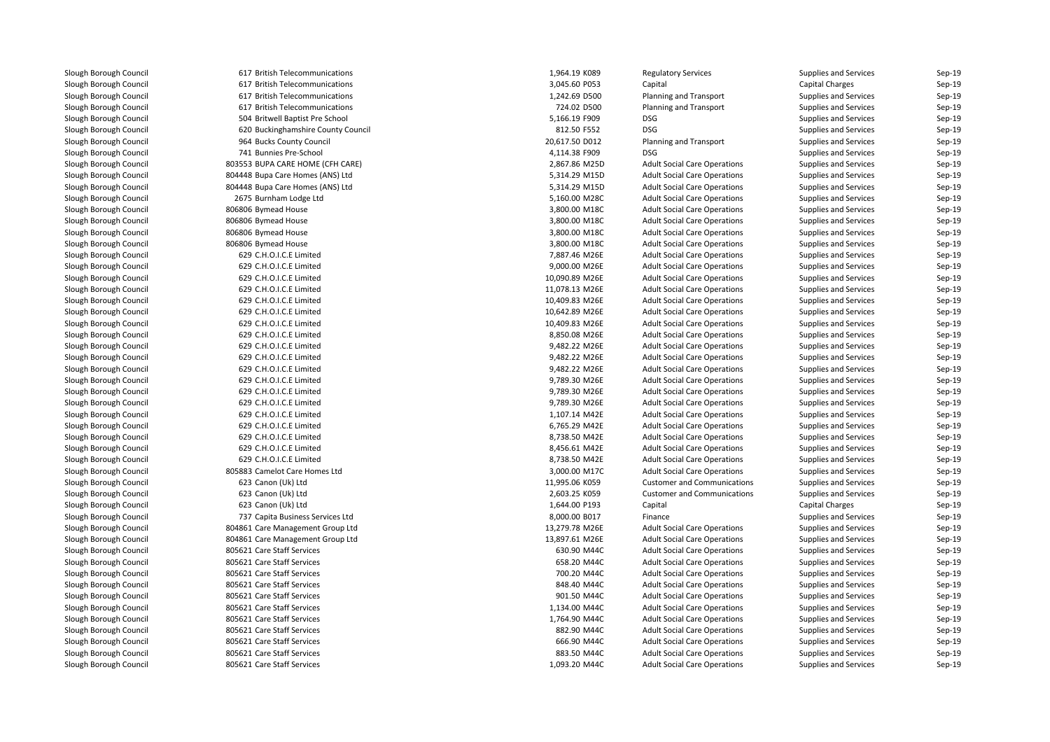| | | | | | | | |
|---|---|---|---|---|---|---|---|
| Slough Borough Council | 617 | British Telecommunications | 1,964.19 | K089 | Regulatory Services | Supplies and Services | Sep-19 |
| Slough Borough Council | 617 | British Telecommunications | 3,045.60 | P053 | Capital | Capital Charges | Sep-19 |
| Slough Borough Council | 617 | British Telecommunications | 1,242.69 | D500 | Planning and Transport | Supplies and Services | Sep-19 |
| Slough Borough Council | 617 | British Telecommunications | 724.02 | D500 | Planning and Transport | Supplies and Services | Sep-19 |
| Slough Borough Council | 504 | Britwell Baptist Pre School | 5,166.19 | F909 | DSG | Supplies and Services | Sep-19 |
| Slough Borough Council | 620 | Buckinghamshire County Council | 812.50 | F552 | DSG | Supplies and Services | Sep-19 |
| Slough Borough Council | 964 | Bucks County Council | 20,617.50 | D012 | Planning and Transport | Supplies and Services | Sep-19 |
| Slough Borough Council | 741 | Bunnies Pre-School | 4,114.38 | F909 | DSG | Supplies and Services | Sep-19 |
| Slough Borough Council | 803553 | BUPA CARE HOME (CFH CARE) | 2,867.86 | M25D | Adult Social Care Operations | Supplies and Services | Sep-19 |
| Slough Borough Council | 804448 | Bupa Care Homes (ANS) Ltd | 5,314.29 | M15D | Adult Social Care Operations | Supplies and Services | Sep-19 |
| Slough Borough Council | 804448 | Bupa Care Homes (ANS) Ltd | 5,314.29 | M15D | Adult Social Care Operations | Supplies and Services | Sep-19 |
| Slough Borough Council | 2675 | Burnham Lodge Ltd | 5,160.00 | M28C | Adult Social Care Operations | Supplies and Services | Sep-19 |
| Slough Borough Council | 806806 | Bymead House | 3,800.00 | M18C | Adult Social Care Operations | Supplies and Services | Sep-19 |
| Slough Borough Council | 806806 | Bymead House | 3,800.00 | M18C | Adult Social Care Operations | Supplies and Services | Sep-19 |
| Slough Borough Council | 806806 | Bymead House | 3,800.00 | M18C | Adult Social Care Operations | Supplies and Services | Sep-19 |
| Slough Borough Council | 806806 | Bymead House | 3,800.00 | M18C | Adult Social Care Operations | Supplies and Services | Sep-19 |
| Slough Borough Council | 629 | C.H.O.I.C.E Limited | 7,887.46 | M26E | Adult Social Care Operations | Supplies and Services | Sep-19 |
| Slough Borough Council | 629 | C.H.O.I.C.E Limited | 9,000.00 | M26E | Adult Social Care Operations | Supplies and Services | Sep-19 |
| Slough Borough Council | 629 | C.H.O.I.C.E Limited | 10,090.89 | M26E | Adult Social Care Operations | Supplies and Services | Sep-19 |
| Slough Borough Council | 629 | C.H.O.I.C.E Limited | 11,078.13 | M26E | Adult Social Care Operations | Supplies and Services | Sep-19 |
| Slough Borough Council | 629 | C.H.O.I.C.E Limited | 10,409.83 | M26E | Adult Social Care Operations | Supplies and Services | Sep-19 |
| Slough Borough Council | 629 | C.H.O.I.C.E Limited | 10,642.89 | M26E | Adult Social Care Operations | Supplies and Services | Sep-19 |
| Slough Borough Council | 629 | C.H.O.I.C.E Limited | 10,409.83 | M26E | Adult Social Care Operations | Supplies and Services | Sep-19 |
| Slough Borough Council | 629 | C.H.O.I.C.E Limited | 8,850.08 | M26E | Adult Social Care Operations | Supplies and Services | Sep-19 |
| Slough Borough Council | 629 | C.H.O.I.C.E Limited | 9,482.22 | M26E | Adult Social Care Operations | Supplies and Services | Sep-19 |
| Slough Borough Council | 629 | C.H.O.I.C.E Limited | 9,482.22 | M26E | Adult Social Care Operations | Supplies and Services | Sep-19 |
| Slough Borough Council | 629 | C.H.O.I.C.E Limited | 9,482.22 | M26E | Adult Social Care Operations | Supplies and Services | Sep-19 |
| Slough Borough Council | 629 | C.H.O.I.C.E Limited | 9,789.30 | M26E | Adult Social Care Operations | Supplies and Services | Sep-19 |
| Slough Borough Council | 629 | C.H.O.I.C.E Limited | 9,789.30 | M26E | Adult Social Care Operations | Supplies and Services | Sep-19 |
| Slough Borough Council | 629 | C.H.O.I.C.E Limited | 9,789.30 | M26E | Adult Social Care Operations | Supplies and Services | Sep-19 |
| Slough Borough Council | 629 | C.H.O.I.C.E Limited | 1,107.14 | M42E | Adult Social Care Operations | Supplies and Services | Sep-19 |
| Slough Borough Council | 629 | C.H.O.I.C.E Limited | 6,765.29 | M42E | Adult Social Care Operations | Supplies and Services | Sep-19 |
| Slough Borough Council | 629 | C.H.O.I.C.E Limited | 8,738.50 | M42E | Adult Social Care Operations | Supplies and Services | Sep-19 |
| Slough Borough Council | 629 | C.H.O.I.C.E Limited | 8,456.61 | M42E | Adult Social Care Operations | Supplies and Services | Sep-19 |
| Slough Borough Council | 629 | C.H.O.I.C.E Limited | 8,738.50 | M42E | Adult Social Care Operations | Supplies and Services | Sep-19 |
| Slough Borough Council | 805883 | Camelot Care Homes Ltd | 3,000.00 | M17C | Adult Social Care Operations | Supplies and Services | Sep-19 |
| Slough Borough Council | 623 | Canon (Uk) Ltd | 11,995.06 | K059 | Customer and Communications | Supplies and Services | Sep-19 |
| Slough Borough Council | 623 | Canon (Uk) Ltd | 2,603.25 | K059 | Customer and Communications | Supplies and Services | Sep-19 |
| Slough Borough Council | 623 | Canon (Uk) Ltd | 1,644.00 | P193 | Capital | Capital Charges | Sep-19 |
| Slough Borough Council | 737 | Capita Business Services Ltd | 8,000.00 | B017 | Finance | Supplies and Services | Sep-19 |
| Slough Borough Council | 804861 | Care Management Group Ltd | 13,279.78 | M26E | Adult Social Care Operations | Supplies and Services | Sep-19 |
| Slough Borough Council | 804861 | Care Management Group Ltd | 13,897.61 | M26E | Adult Social Care Operations | Supplies and Services | Sep-19 |
| Slough Borough Council | 805621 | Care Staff Services | 630.90 | M44C | Adult Social Care Operations | Supplies and Services | Sep-19 |
| Slough Borough Council | 805621 | Care Staff Services | 658.20 | M44C | Adult Social Care Operations | Supplies and Services | Sep-19 |
| Slough Borough Council | 805621 | Care Staff Services | 700.20 | M44C | Adult Social Care Operations | Supplies and Services | Sep-19 |
| Slough Borough Council | 805621 | Care Staff Services | 848.40 | M44C | Adult Social Care Operations | Supplies and Services | Sep-19 |
| Slough Borough Council | 805621 | Care Staff Services | 901.50 | M44C | Adult Social Care Operations | Supplies and Services | Sep-19 |
| Slough Borough Council | 805621 | Care Staff Services | 1,134.00 | M44C | Adult Social Care Operations | Supplies and Services | Sep-19 |
| Slough Borough Council | 805621 | Care Staff Services | 1,764.90 | M44C | Adult Social Care Operations | Supplies and Services | Sep-19 |
| Slough Borough Council | 805621 | Care Staff Services | 882.90 | M44C | Adult Social Care Operations | Supplies and Services | Sep-19 |
| Slough Borough Council | 805621 | Care Staff Services | 666.90 | M44C | Adult Social Care Operations | Supplies and Services | Sep-19 |
| Slough Borough Council | 805621 | Care Staff Services | 883.50 | M44C | Adult Social Care Operations | Supplies and Services | Sep-19 |
| Slough Borough Council | 805621 | Care Staff Services | 1,093.20 | M44C | Adult Social Care Operations | Supplies and Services | Sep-19 |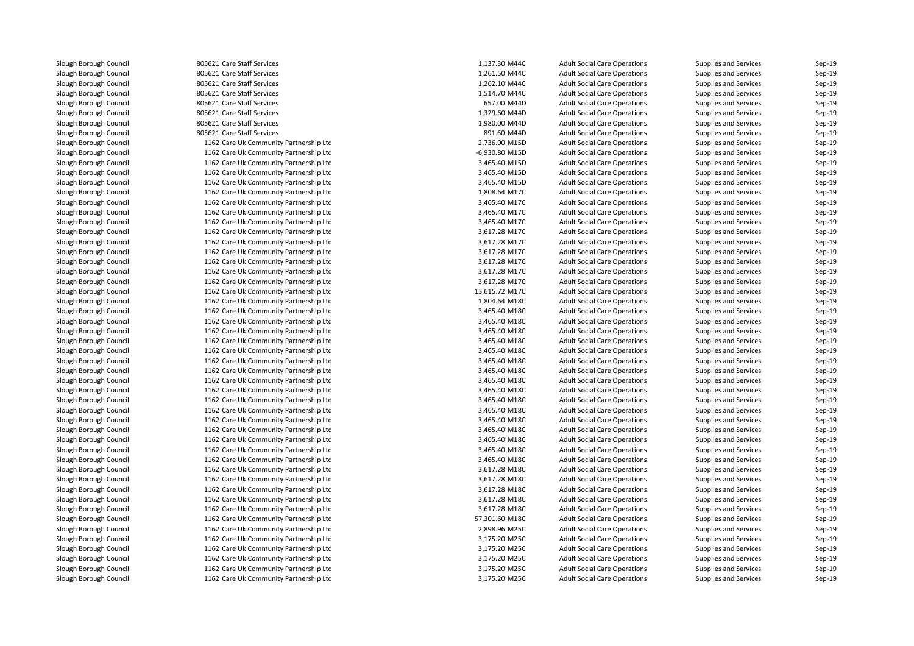| | | | | | | |
|---|---|---|---|---|---|---|
| Slough Borough Council | 805621 Care Staff Services | 1,137.30 M44C | Adult Social Care Operations | Supplies and Services | Sep-19 |
| Slough Borough Council | 805621 Care Staff Services | 1,261.50 M44C | Adult Social Care Operations | Supplies and Services | Sep-19 |
| Slough Borough Council | 805621 Care Staff Services | 1,262.10 M44C | Adult Social Care Operations | Supplies and Services | Sep-19 |
| Slough Borough Council | 805621 Care Staff Services | 1,514.70 M44C | Adult Social Care Operations | Supplies and Services | Sep-19 |
| Slough Borough Council | 805621 Care Staff Services | 657.00 M44D | Adult Social Care Operations | Supplies and Services | Sep-19 |
| Slough Borough Council | 805621 Care Staff Services | 1,329.60 M44D | Adult Social Care Operations | Supplies and Services | Sep-19 |
| Slough Borough Council | 805621 Care Staff Services | 1,980.00 M44D | Adult Social Care Operations | Supplies and Services | Sep-19 |
| Slough Borough Council | 805621 Care Staff Services | 891.60 M44D | Adult Social Care Operations | Supplies and Services | Sep-19 |
| Slough Borough Council | 1162 Care Uk Community Partnership Ltd | 2,736.00 M15D | Adult Social Care Operations | Supplies and Services | Sep-19 |
| Slough Borough Council | 1162 Care Uk Community Partnership Ltd | -6,930.80 M15D | Adult Social Care Operations | Supplies and Services | Sep-19 |
| Slough Borough Council | 1162 Care Uk Community Partnership Ltd | 3,465.40 M15D | Adult Social Care Operations | Supplies and Services | Sep-19 |
| Slough Borough Council | 1162 Care Uk Community Partnership Ltd | 3,465.40 M15D | Adult Social Care Operations | Supplies and Services | Sep-19 |
| Slough Borough Council | 1162 Care Uk Community Partnership Ltd | 3,465.40 M15D | Adult Social Care Operations | Supplies and Services | Sep-19 |
| Slough Borough Council | 1162 Care Uk Community Partnership Ltd | 1,808.64 M17C | Adult Social Care Operations | Supplies and Services | Sep-19 |
| Slough Borough Council | 1162 Care Uk Community Partnership Ltd | 3,465.40 M17C | Adult Social Care Operations | Supplies and Services | Sep-19 |
| Slough Borough Council | 1162 Care Uk Community Partnership Ltd | 3,465.40 M17C | Adult Social Care Operations | Supplies and Services | Sep-19 |
| Slough Borough Council | 1162 Care Uk Community Partnership Ltd | 3,465.40 M17C | Adult Social Care Operations | Supplies and Services | Sep-19 |
| Slough Borough Council | 1162 Care Uk Community Partnership Ltd | 3,617.28 M17C | Adult Social Care Operations | Supplies and Services | Sep-19 |
| Slough Borough Council | 1162 Care Uk Community Partnership Ltd | 3,617.28 M17C | Adult Social Care Operations | Supplies and Services | Sep-19 |
| Slough Borough Council | 1162 Care Uk Community Partnership Ltd | 3,617.28 M17C | Adult Social Care Operations | Supplies and Services | Sep-19 |
| Slough Borough Council | 1162 Care Uk Community Partnership Ltd | 3,617.28 M17C | Adult Social Care Operations | Supplies and Services | Sep-19 |
| Slough Borough Council | 1162 Care Uk Community Partnership Ltd | 3,617.28 M17C | Adult Social Care Operations | Supplies and Services | Sep-19 |
| Slough Borough Council | 1162 Care Uk Community Partnership Ltd | 3,617.28 M17C | Adult Social Care Operations | Supplies and Services | Sep-19 |
| Slough Borough Council | 1162 Care Uk Community Partnership Ltd | 13,615.72 M17C | Adult Social Care Operations | Supplies and Services | Sep-19 |
| Slough Borough Council | 1162 Care Uk Community Partnership Ltd | 1,804.64 M18C | Adult Social Care Operations | Supplies and Services | Sep-19 |
| Slough Borough Council | 1162 Care Uk Community Partnership Ltd | 3,465.40 M18C | Adult Social Care Operations | Supplies and Services | Sep-19 |
| Slough Borough Council | 1162 Care Uk Community Partnership Ltd | 3,465.40 M18C | Adult Social Care Operations | Supplies and Services | Sep-19 |
| Slough Borough Council | 1162 Care Uk Community Partnership Ltd | 3,465.40 M18C | Adult Social Care Operations | Supplies and Services | Sep-19 |
| Slough Borough Council | 1162 Care Uk Community Partnership Ltd | 3,465.40 M18C | Adult Social Care Operations | Supplies and Services | Sep-19 |
| Slough Borough Council | 1162 Care Uk Community Partnership Ltd | 3,465.40 M18C | Adult Social Care Operations | Supplies and Services | Sep-19 |
| Slough Borough Council | 1162 Care Uk Community Partnership Ltd | 3,465.40 M18C | Adult Social Care Operations | Supplies and Services | Sep-19 |
| Slough Borough Council | 1162 Care Uk Community Partnership Ltd | 3,465.40 M18C | Adult Social Care Operations | Supplies and Services | Sep-19 |
| Slough Borough Council | 1162 Care Uk Community Partnership Ltd | 3,465.40 M18C | Adult Social Care Operations | Supplies and Services | Sep-19 |
| Slough Borough Council | 1162 Care Uk Community Partnership Ltd | 3,465.40 M18C | Adult Social Care Operations | Supplies and Services | Sep-19 |
| Slough Borough Council | 1162 Care Uk Community Partnership Ltd | 3,465.40 M18C | Adult Social Care Operations | Supplies and Services | Sep-19 |
| Slough Borough Council | 1162 Care Uk Community Partnership Ltd | 3,465.40 M18C | Adult Social Care Operations | Supplies and Services | Sep-19 |
| Slough Borough Council | 1162 Care Uk Community Partnership Ltd | 3,465.40 M18C | Adult Social Care Operations | Supplies and Services | Sep-19 |
| Slough Borough Council | 1162 Care Uk Community Partnership Ltd | 3,465.40 M18C | Adult Social Care Operations | Supplies and Services | Sep-19 |
| Slough Borough Council | 1162 Care Uk Community Partnership Ltd | 3,465.40 M18C | Adult Social Care Operations | Supplies and Services | Sep-19 |
| Slough Borough Council | 1162 Care Uk Community Partnership Ltd | 3,465.40 M18C | Adult Social Care Operations | Supplies and Services | Sep-19 |
| Slough Borough Council | 1162 Care Uk Community Partnership Ltd | 3,617.28 M18C | Adult Social Care Operations | Supplies and Services | Sep-19 |
| Slough Borough Council | 1162 Care Uk Community Partnership Ltd | 3,617.28 M18C | Adult Social Care Operations | Supplies and Services | Sep-19 |
| Slough Borough Council | 1162 Care Uk Community Partnership Ltd | 3,617.28 M18C | Adult Social Care Operations | Supplies and Services | Sep-19 |
| Slough Borough Council | 1162 Care Uk Community Partnership Ltd | 3,617.28 M18C | Adult Social Care Operations | Supplies and Services | Sep-19 |
| Slough Borough Council | 1162 Care Uk Community Partnership Ltd | 3,617.28 M18C | Adult Social Care Operations | Supplies and Services | Sep-19 |
| Slough Borough Council | 1162 Care Uk Community Partnership Ltd | 57,301.60 M18C | Adult Social Care Operations | Supplies and Services | Sep-19 |
| Slough Borough Council | 1162 Care Uk Community Partnership Ltd | 2,898.96 M25C | Adult Social Care Operations | Supplies and Services | Sep-19 |
| Slough Borough Council | 1162 Care Uk Community Partnership Ltd | 3,175.20 M25C | Adult Social Care Operations | Supplies and Services | Sep-19 |
| Slough Borough Council | 1162 Care Uk Community Partnership Ltd | 3,175.20 M25C | Adult Social Care Operations | Supplies and Services | Sep-19 |
| Slough Borough Council | 1162 Care Uk Community Partnership Ltd | 3,175.20 M25C | Adult Social Care Operations | Supplies and Services | Sep-19 |
| Slough Borough Council | 1162 Care Uk Community Partnership Ltd | 3,175.20 M25C | Adult Social Care Operations | Supplies and Services | Sep-19 |
| Slough Borough Council | 1162 Care Uk Community Partnership Ltd | 3,175.20 M25C | Adult Social Care Operations | Supplies and Services | Sep-19 |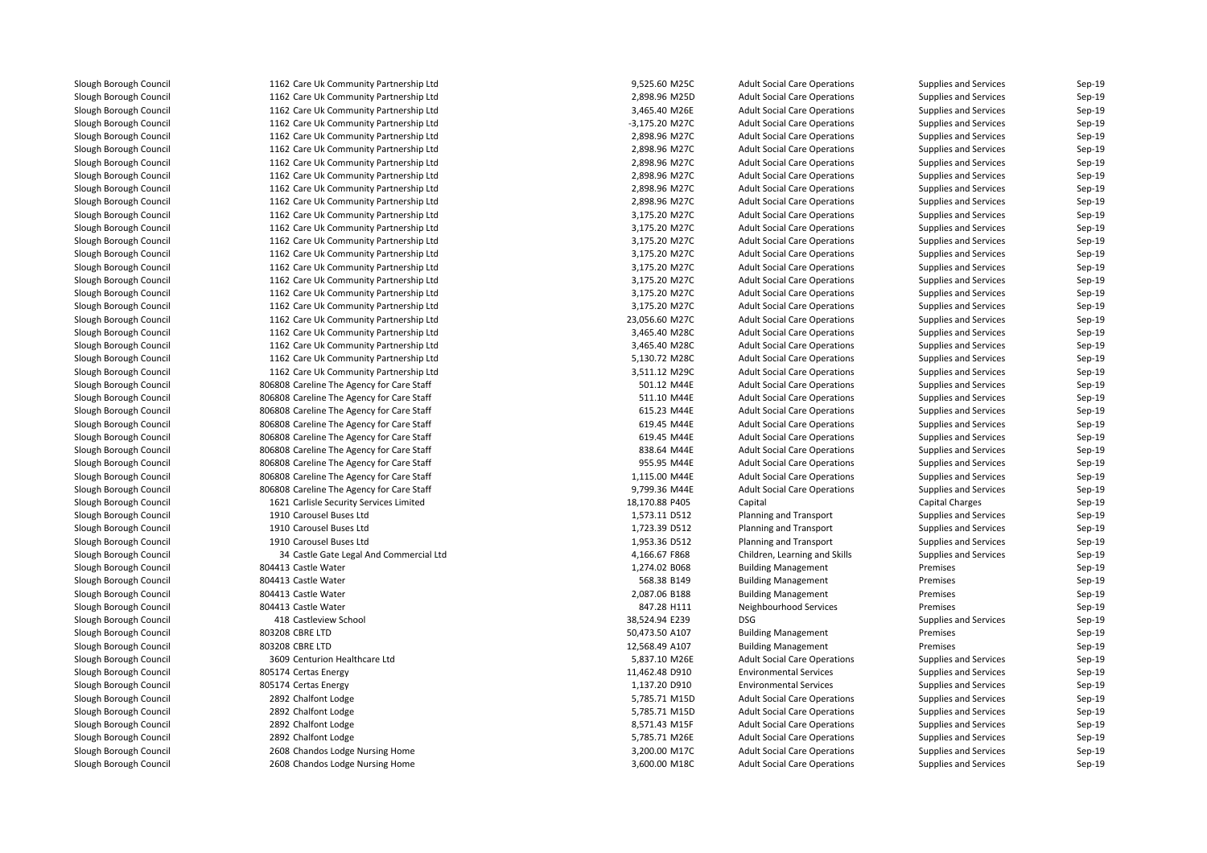| | | | | | | | |
|---|---|---|---|---|---|---|---|
| Slough Borough Council | 1162 | Care Uk Community Partnership Ltd | 9,525.60 | M25C | Adult Social Care Operations | Supplies and Services | Sep-19 |
| Slough Borough Council | 1162 | Care Uk Community Partnership Ltd | 2,898.96 | M25D | Adult Social Care Operations | Supplies and Services | Sep-19 |
| Slough Borough Council | 1162 | Care Uk Community Partnership Ltd | 3,465.40 | M26E | Adult Social Care Operations | Supplies and Services | Sep-19 |
| Slough Borough Council | 1162 | Care Uk Community Partnership Ltd | -3,175.20 | M27C | Adult Social Care Operations | Supplies and Services | Sep-19 |
| Slough Borough Council | 1162 | Care Uk Community Partnership Ltd | 2,898.96 | M27C | Adult Social Care Operations | Supplies and Services | Sep-19 |
| Slough Borough Council | 1162 | Care Uk Community Partnership Ltd | 2,898.96 | M27C | Adult Social Care Operations | Supplies and Services | Sep-19 |
| Slough Borough Council | 1162 | Care Uk Community Partnership Ltd | 2,898.96 | M27C | Adult Social Care Operations | Supplies and Services | Sep-19 |
| Slough Borough Council | 1162 | Care Uk Community Partnership Ltd | 2,898.96 | M27C | Adult Social Care Operations | Supplies and Services | Sep-19 |
| Slough Borough Council | 1162 | Care Uk Community Partnership Ltd | 2,898.96 | M27C | Adult Social Care Operations | Supplies and Services | Sep-19 |
| Slough Borough Council | 1162 | Care Uk Community Partnership Ltd | 2,898.96 | M27C | Adult Social Care Operations | Supplies and Services | Sep-19 |
| Slough Borough Council | 1162 | Care Uk Community Partnership Ltd | 3,175.20 | M27C | Adult Social Care Operations | Supplies and Services | Sep-19 |
| Slough Borough Council | 1162 | Care Uk Community Partnership Ltd | 3,175.20 | M27C | Adult Social Care Operations | Supplies and Services | Sep-19 |
| Slough Borough Council | 1162 | Care Uk Community Partnership Ltd | 3,175.20 | M27C | Adult Social Care Operations | Supplies and Services | Sep-19 |
| Slough Borough Council | 1162 | Care Uk Community Partnership Ltd | 3,175.20 | M27C | Adult Social Care Operations | Supplies and Services | Sep-19 |
| Slough Borough Council | 1162 | Care Uk Community Partnership Ltd | 3,175.20 | M27C | Adult Social Care Operations | Supplies and Services | Sep-19 |
| Slough Borough Council | 1162 | Care Uk Community Partnership Ltd | 3,175.20 | M27C | Adult Social Care Operations | Supplies and Services | Sep-19 |
| Slough Borough Council | 1162 | Care Uk Community Partnership Ltd | 3,175.20 | M27C | Adult Social Care Operations | Supplies and Services | Sep-19 |
| Slough Borough Council | 1162 | Care Uk Community Partnership Ltd | 3,175.20 | M27C | Adult Social Care Operations | Supplies and Services | Sep-19 |
| Slough Borough Council | 1162 | Care Uk Community Partnership Ltd | 23,056.60 | M27C | Adult Social Care Operations | Supplies and Services | Sep-19 |
| Slough Borough Council | 1162 | Care Uk Community Partnership Ltd | 3,465.40 | M28C | Adult Social Care Operations | Supplies and Services | Sep-19 |
| Slough Borough Council | 1162 | Care Uk Community Partnership Ltd | 3,465.40 | M28C | Adult Social Care Operations | Supplies and Services | Sep-19 |
| Slough Borough Council | 1162 | Care Uk Community Partnership Ltd | 5,130.72 | M28C | Adult Social Care Operations | Supplies and Services | Sep-19 |
| Slough Borough Council | 1162 | Care Uk Community Partnership Ltd | 3,511.12 | M29C | Adult Social Care Operations | Supplies and Services | Sep-19 |
| Slough Borough Council | 806808 | Careline The Agency for Care Staff | 501.12 | M44E | Adult Social Care Operations | Supplies and Services | Sep-19 |
| Slough Borough Council | 806808 | Careline The Agency for Care Staff | 511.10 | M44E | Adult Social Care Operations | Supplies and Services | Sep-19 |
| Slough Borough Council | 806808 | Careline The Agency for Care Staff | 615.23 | M44E | Adult Social Care Operations | Supplies and Services | Sep-19 |
| Slough Borough Council | 806808 | Careline The Agency for Care Staff | 619.45 | M44E | Adult Social Care Operations | Supplies and Services | Sep-19 |
| Slough Borough Council | 806808 | Careline The Agency for Care Staff | 619.45 | M44E | Adult Social Care Operations | Supplies and Services | Sep-19 |
| Slough Borough Council | 806808 | Careline The Agency for Care Staff | 838.64 | M44E | Adult Social Care Operations | Supplies and Services | Sep-19 |
| Slough Borough Council | 806808 | Careline The Agency for Care Staff | 955.95 | M44E | Adult Social Care Operations | Supplies and Services | Sep-19 |
| Slough Borough Council | 806808 | Careline The Agency for Care Staff | 1,115.00 | M44E | Adult Social Care Operations | Supplies and Services | Sep-19 |
| Slough Borough Council | 806808 | Careline The Agency for Care Staff | 9,799.36 | M44E | Adult Social Care Operations | Supplies and Services | Sep-19 |
| Slough Borough Council | 1621 | Carlisle Security Services Limited | 18,170.88 | P405 | Capital | Capital Charges | Sep-19 |
| Slough Borough Council | 1910 | Carousel Buses Ltd | 1,573.11 | D512 | Planning and Transport | Supplies and Services | Sep-19 |
| Slough Borough Council | 1910 | Carousel Buses Ltd | 1,723.39 | D512 | Planning and Transport | Supplies and Services | Sep-19 |
| Slough Borough Council | 1910 | Carousel Buses Ltd | 1,953.36 | D512 | Planning and Transport | Supplies and Services | Sep-19 |
| Slough Borough Council | 34 | Castle Gate Legal And Commercial Ltd | 4,166.67 | F868 | Children, Learning and Skills | Supplies and Services | Sep-19 |
| Slough Borough Council | 804413 | Castle Water | 1,274.02 | B068 | Building Management | Premises | Sep-19 |
| Slough Borough Council | 804413 | Castle Water | 568.38 | B149 | Building Management | Premises | Sep-19 |
| Slough Borough Council | 804413 | Castle Water | 2,087.06 | B188 | Building Management | Premises | Sep-19 |
| Slough Borough Council | 804413 | Castle Water | 847.28 | H111 | Neighbourhood Services | Premises | Sep-19 |
| Slough Borough Council | 418 | Castleview School | 38,524.94 | E239 | DSG | Supplies and Services | Sep-19 |
| Slough Borough Council | 803208 | CBRE LTD | 50,473.50 | A107 | Building Management | Premises | Sep-19 |
| Slough Borough Council | 803208 | CBRE LTD | 12,568.49 | A107 | Building Management | Premises | Sep-19 |
| Slough Borough Council | 3609 | Centurion Healthcare Ltd | 5,837.10 | M26E | Adult Social Care Operations | Supplies and Services | Sep-19 |
| Slough Borough Council | 805174 | Certas Energy | 11,462.48 | D910 | Environmental Services | Supplies and Services | Sep-19 |
| Slough Borough Council | 805174 | Certas Energy | 1,137.20 | D910 | Environmental Services | Supplies and Services | Sep-19 |
| Slough Borough Council | 2892 | Chalfont Lodge | 5,785.71 | M15D | Adult Social Care Operations | Supplies and Services | Sep-19 |
| Slough Borough Council | 2892 | Chalfont Lodge | 5,785.71 | M15D | Adult Social Care Operations | Supplies and Services | Sep-19 |
| Slough Borough Council | 2892 | Chalfont Lodge | 8,571.43 | M15F | Adult Social Care Operations | Supplies and Services | Sep-19 |
| Slough Borough Council | 2892 | Chalfont Lodge | 5,785.71 | M26E | Adult Social Care Operations | Supplies and Services | Sep-19 |
| Slough Borough Council | 2608 | Chandos Lodge Nursing Home | 3,200.00 | M17C | Adult Social Care Operations | Supplies and Services | Sep-19 |
| Slough Borough Council | 2608 | Chandos Lodge Nursing Home | 3,600.00 | M18C | Adult Social Care Operations | Supplies and Services | Sep-19 |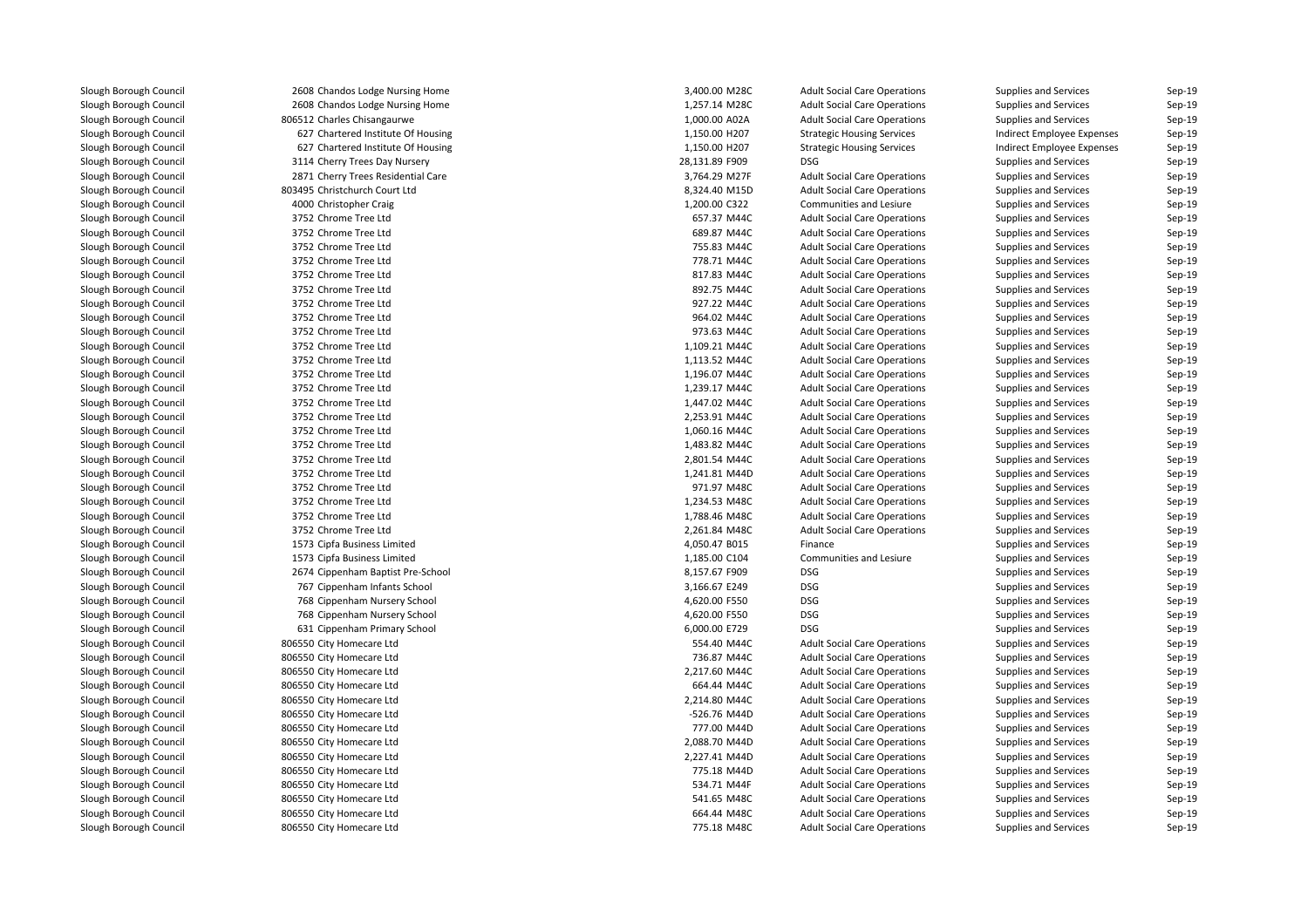| | | | | | | |
|---|---|---|---|---|---|---|
| Slough Borough Council | 2608 Chandos Lodge Nursing Home | 3,400.00 M28C | Adult Social Care Operations | Supplies and Services | Sep-19 |
| Slough Borough Council | 2608 Chandos Lodge Nursing Home | 1,257.14 M28C | Adult Social Care Operations | Supplies and Services | Sep-19 |
| Slough Borough Council | 806512 Charles Chisangaurwe | 1,000.00 A02A | Adult Social Care Operations | Supplies and Services | Sep-19 |
| Slough Borough Council | 627 Chartered Institute Of Housing | 1,150.00 H207 | Strategic Housing Services | Indirect Employee Expenses | Sep-19 |
| Slough Borough Council | 627 Chartered Institute Of Housing | 1,150.00 H207 | Strategic Housing Services | Indirect Employee Expenses | Sep-19 |
| Slough Borough Council | 3114 Cherry Trees Day Nursery | 28,131.89 F909 | DSG | Supplies and Services | Sep-19 |
| Slough Borough Council | 2871 Cherry Trees Residential Care | 3,764.29 M27F | Adult Social Care Operations | Supplies and Services | Sep-19 |
| Slough Borough Council | 803495 Christchurch Court Ltd | 8,324.40 M15D | Adult Social Care Operations | Supplies and Services | Sep-19 |
| Slough Borough Council | 4000 Christopher Craig | 1,200.00 C322 | Communities and Lesiure | Supplies and Services | Sep-19 |
| Slough Borough Council | 3752 Chrome Tree Ltd | 657.37 M44C | Adult Social Care Operations | Supplies and Services | Sep-19 |
| Slough Borough Council | 3752 Chrome Tree Ltd | 689.87 M44C | Adult Social Care Operations | Supplies and Services | Sep-19 |
| Slough Borough Council | 3752 Chrome Tree Ltd | 755.83 M44C | Adult Social Care Operations | Supplies and Services | Sep-19 |
| Slough Borough Council | 3752 Chrome Tree Ltd | 778.71 M44C | Adult Social Care Operations | Supplies and Services | Sep-19 |
| Slough Borough Council | 3752 Chrome Tree Ltd | 817.83 M44C | Adult Social Care Operations | Supplies and Services | Sep-19 |
| Slough Borough Council | 3752 Chrome Tree Ltd | 892.75 M44C | Adult Social Care Operations | Supplies and Services | Sep-19 |
| Slough Borough Council | 3752 Chrome Tree Ltd | 927.22 M44C | Adult Social Care Operations | Supplies and Services | Sep-19 |
| Slough Borough Council | 3752 Chrome Tree Ltd | 964.02 M44C | Adult Social Care Operations | Supplies and Services | Sep-19 |
| Slough Borough Council | 3752 Chrome Tree Ltd | 973.63 M44C | Adult Social Care Operations | Supplies and Services | Sep-19 |
| Slough Borough Council | 3752 Chrome Tree Ltd | 1,109.21 M44C | Adult Social Care Operations | Supplies and Services | Sep-19 |
| Slough Borough Council | 3752 Chrome Tree Ltd | 1,113.52 M44C | Adult Social Care Operations | Supplies and Services | Sep-19 |
| Slough Borough Council | 3752 Chrome Tree Ltd | 1,196.07 M44C | Adult Social Care Operations | Supplies and Services | Sep-19 |
| Slough Borough Council | 3752 Chrome Tree Ltd | 1,239.17 M44C | Adult Social Care Operations | Supplies and Services | Sep-19 |
| Slough Borough Council | 3752 Chrome Tree Ltd | 1,447.02 M44C | Adult Social Care Operations | Supplies and Services | Sep-19 |
| Slough Borough Council | 3752 Chrome Tree Ltd | 2,253.91 M44C | Adult Social Care Operations | Supplies and Services | Sep-19 |
| Slough Borough Council | 3752 Chrome Tree Ltd | 1,060.16 M44C | Adult Social Care Operations | Supplies and Services | Sep-19 |
| Slough Borough Council | 3752 Chrome Tree Ltd | 1,483.82 M44C | Adult Social Care Operations | Supplies and Services | Sep-19 |
| Slough Borough Council | 3752 Chrome Tree Ltd | 2,801.54 M44C | Adult Social Care Operations | Supplies and Services | Sep-19 |
| Slough Borough Council | 3752 Chrome Tree Ltd | 1,241.81 M44D | Adult Social Care Operations | Supplies and Services | Sep-19 |
| Slough Borough Council | 3752 Chrome Tree Ltd | 971.97 M48C | Adult Social Care Operations | Supplies and Services | Sep-19 |
| Slough Borough Council | 3752 Chrome Tree Ltd | 1,234.53 M48C | Adult Social Care Operations | Supplies and Services | Sep-19 |
| Slough Borough Council | 3752 Chrome Tree Ltd | 1,788.46 M48C | Adult Social Care Operations | Supplies and Services | Sep-19 |
| Slough Borough Council | 3752 Chrome Tree Ltd | 2,261.84 M48C | Adult Social Care Operations | Supplies and Services | Sep-19 |
| Slough Borough Council | 1573 Cipfa Business Limited | 4,050.47 B015 | Finance | Supplies and Services | Sep-19 |
| Slough Borough Council | 1573 Cipfa Business Limited | 1,185.00 C104 | Communities and Lesiure | Supplies and Services | Sep-19 |
| Slough Borough Council | 2674 Cippenham Baptist Pre-School | 8,157.67 F909 | DSG | Supplies and Services | Sep-19 |
| Slough Borough Council | 767 Cippenham Infants School | 3,166.67 E249 | DSG | Supplies and Services | Sep-19 |
| Slough Borough Council | 768 Cippenham Nursery School | 4,620.00 F550 | DSG | Supplies and Services | Sep-19 |
| Slough Borough Council | 768 Cippenham Nursery School | 4,620.00 F550 | DSG | Supplies and Services | Sep-19 |
| Slough Borough Council | 631 Cippenham Primary School | 6,000.00 E729 | DSG | Supplies and Services | Sep-19 |
| Slough Borough Council | 806550 City Homecare Ltd | 554.40 M44C | Adult Social Care Operations | Supplies and Services | Sep-19 |
| Slough Borough Council | 806550 City Homecare Ltd | 736.87 M44C | Adult Social Care Operations | Supplies and Services | Sep-19 |
| Slough Borough Council | 806550 City Homecare Ltd | 2,217.60 M44C | Adult Social Care Operations | Supplies and Services | Sep-19 |
| Slough Borough Council | 806550 City Homecare Ltd | 664.44 M44C | Adult Social Care Operations | Supplies and Services | Sep-19 |
| Slough Borough Council | 806550 City Homecare Ltd | 2,214.80 M44C | Adult Social Care Operations | Supplies and Services | Sep-19 |
| Slough Borough Council | 806550 City Homecare Ltd | -526.76 M44D | Adult Social Care Operations | Supplies and Services | Sep-19 |
| Slough Borough Council | 806550 City Homecare Ltd | 777.00 M44D | Adult Social Care Operations | Supplies and Services | Sep-19 |
| Slough Borough Council | 806550 City Homecare Ltd | 2,088.70 M44D | Adult Social Care Operations | Supplies and Services | Sep-19 |
| Slough Borough Council | 806550 City Homecare Ltd | 2,227.41 M44D | Adult Social Care Operations | Supplies and Services | Sep-19 |
| Slough Borough Council | 806550 City Homecare Ltd | 775.18 M44D | Adult Social Care Operations | Supplies and Services | Sep-19 |
| Slough Borough Council | 806550 City Homecare Ltd | 534.71 M44F | Adult Social Care Operations | Supplies and Services | Sep-19 |
| Slough Borough Council | 806550 City Homecare Ltd | 541.65 M48C | Adult Social Care Operations | Supplies and Services | Sep-19 |
| Slough Borough Council | 806550 City Homecare Ltd | 664.44 M48C | Adult Social Care Operations | Supplies and Services | Sep-19 |
| Slough Borough Council | 806550 City Homecare Ltd | 775.18 M48C | Adult Social Care Operations | Supplies and Services | Sep-19 |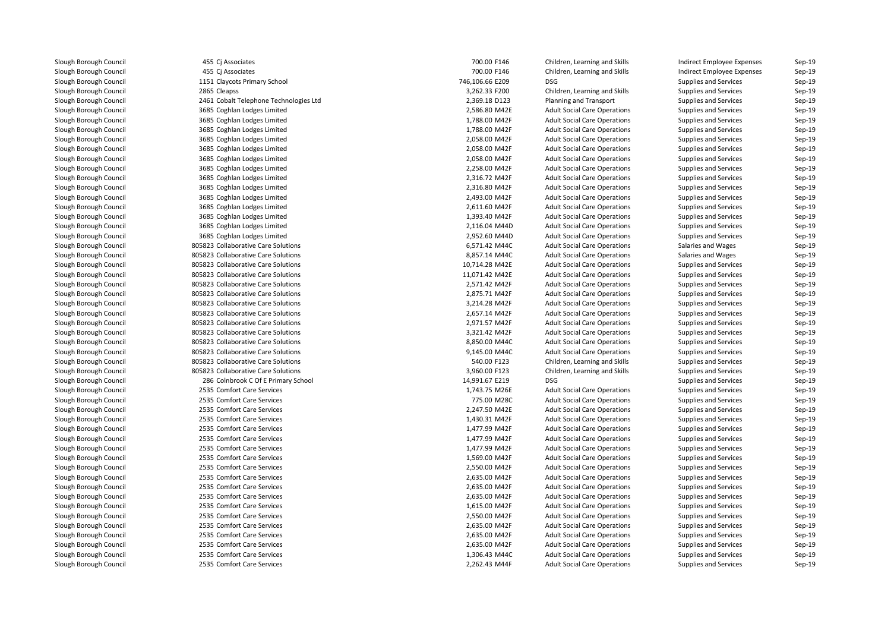| | | | | | | |
|---|---|---|---|---|---|---|
| Slough Borough Council | 455 Cj Associates | 700.00 F146 | Children, Learning and Skills | Indirect Employee Expenses | Sep-19 |
| Slough Borough Council | 455 Cj Associates | 700.00 F146 | Children, Learning and Skills | Indirect Employee Expenses | Sep-19 |
| Slough Borough Council | 1151 Claycots Primary School | 746,106.66 E209 | DSG | Supplies and Services | Sep-19 |
| Slough Borough Council | 2865 Cleapss | 3,262.33 F200 | Children, Learning and Skills | Supplies and Services | Sep-19 |
| Slough Borough Council | 2461 Cobalt Telephone Technologies Ltd | 2,369.18 D123 | Planning and Transport | Supplies and Services | Sep-19 |
| Slough Borough Council | 3685 Coghlan Lodges Limited | 2,586.80 M42E | Adult Social Care Operations | Supplies and Services | Sep-19 |
| Slough Borough Council | 3685 Coghlan Lodges Limited | 1,788.00 M42F | Adult Social Care Operations | Supplies and Services | Sep-19 |
| Slough Borough Council | 3685 Coghlan Lodges Limited | 1,788.00 M42F | Adult Social Care Operations | Supplies and Services | Sep-19 |
| Slough Borough Council | 3685 Coghlan Lodges Limited | 2,058.00 M42F | Adult Social Care Operations | Supplies and Services | Sep-19 |
| Slough Borough Council | 3685 Coghlan Lodges Limited | 2,058.00 M42F | Adult Social Care Operations | Supplies and Services | Sep-19 |
| Slough Borough Council | 3685 Coghlan Lodges Limited | 2,058.00 M42F | Adult Social Care Operations | Supplies and Services | Sep-19 |
| Slough Borough Council | 3685 Coghlan Lodges Limited | 2,258.00 M42F | Adult Social Care Operations | Supplies and Services | Sep-19 |
| Slough Borough Council | 3685 Coghlan Lodges Limited | 2,316.72 M42F | Adult Social Care Operations | Supplies and Services | Sep-19 |
| Slough Borough Council | 3685 Coghlan Lodges Limited | 2,316.80 M42F | Adult Social Care Operations | Supplies and Services | Sep-19 |
| Slough Borough Council | 3685 Coghlan Lodges Limited | 2,493.00 M42F | Adult Social Care Operations | Supplies and Services | Sep-19 |
| Slough Borough Council | 3685 Coghlan Lodges Limited | 2,611.60 M42F | Adult Social Care Operations | Supplies and Services | Sep-19 |
| Slough Borough Council | 3685 Coghlan Lodges Limited | 1,393.40 M42F | Adult Social Care Operations | Supplies and Services | Sep-19 |
| Slough Borough Council | 3685 Coghlan Lodges Limited | 2,116.04 M44D | Adult Social Care Operations | Supplies and Services | Sep-19 |
| Slough Borough Council | 3685 Coghlan Lodges Limited | 2,952.60 M44D | Adult Social Care Operations | Supplies and Services | Sep-19 |
| Slough Borough Council | 805823 Collaborative Care Solutions | 6,571.42 M44C | Adult Social Care Operations | Salaries and Wages | Sep-19 |
| Slough Borough Council | 805823 Collaborative Care Solutions | 8,857.14 M44C | Adult Social Care Operations | Salaries and Wages | Sep-19 |
| Slough Borough Council | 805823 Collaborative Care Solutions | 10,714.28 M42E | Adult Social Care Operations | Supplies and Services | Sep-19 |
| Slough Borough Council | 805823 Collaborative Care Solutions | 11,071.42 M42E | Adult Social Care Operations | Supplies and Services | Sep-19 |
| Slough Borough Council | 805823 Collaborative Care Solutions | 2,571.42 M42F | Adult Social Care Operations | Supplies and Services | Sep-19 |
| Slough Borough Council | 805823 Collaborative Care Solutions | 2,875.71 M42F | Adult Social Care Operations | Supplies and Services | Sep-19 |
| Slough Borough Council | 805823 Collaborative Care Solutions | 3,214.28 M42F | Adult Social Care Operations | Supplies and Services | Sep-19 |
| Slough Borough Council | 805823 Collaborative Care Solutions | 2,657.14 M42F | Adult Social Care Operations | Supplies and Services | Sep-19 |
| Slough Borough Council | 805823 Collaborative Care Solutions | 2,971.57 M42F | Adult Social Care Operations | Supplies and Services | Sep-19 |
| Slough Borough Council | 805823 Collaborative Care Solutions | 3,321.42 M42F | Adult Social Care Operations | Supplies and Services | Sep-19 |
| Slough Borough Council | 805823 Collaborative Care Solutions | 8,850.00 M44C | Adult Social Care Operations | Supplies and Services | Sep-19 |
| Slough Borough Council | 805823 Collaborative Care Solutions | 9,145.00 M44C | Adult Social Care Operations | Supplies and Services | Sep-19 |
| Slough Borough Council | 805823 Collaborative Care Solutions | 540.00 F123 | Children, Learning and Skills | Supplies and Services | Sep-19 |
| Slough Borough Council | 805823 Collaborative Care Solutions | 3,960.00 F123 | Children, Learning and Skills | Supplies and Services | Sep-19 |
| Slough Borough Council | 286 Colnbrook C Of E Primary School | 14,991.67 E219 | DSG | Supplies and Services | Sep-19 |
| Slough Borough Council | 2535 Comfort Care Services | 1,743.75 M26E | Adult Social Care Operations | Supplies and Services | Sep-19 |
| Slough Borough Council | 2535 Comfort Care Services | 775.00 M28C | Adult Social Care Operations | Supplies and Services | Sep-19 |
| Slough Borough Council | 2535 Comfort Care Services | 2,247.50 M42E | Adult Social Care Operations | Supplies and Services | Sep-19 |
| Slough Borough Council | 2535 Comfort Care Services | 1,430.31 M42F | Adult Social Care Operations | Supplies and Services | Sep-19 |
| Slough Borough Council | 2535 Comfort Care Services | 1,477.99 M42F | Adult Social Care Operations | Supplies and Services | Sep-19 |
| Slough Borough Council | 2535 Comfort Care Services | 1,477.99 M42F | Adult Social Care Operations | Supplies and Services | Sep-19 |
| Slough Borough Council | 2535 Comfort Care Services | 1,477.99 M42F | Adult Social Care Operations | Supplies and Services | Sep-19 |
| Slough Borough Council | 2535 Comfort Care Services | 1,569.00 M42F | Adult Social Care Operations | Supplies and Services | Sep-19 |
| Slough Borough Council | 2535 Comfort Care Services | 2,550.00 M42F | Adult Social Care Operations | Supplies and Services | Sep-19 |
| Slough Borough Council | 2535 Comfort Care Services | 2,635.00 M42F | Adult Social Care Operations | Supplies and Services | Sep-19 |
| Slough Borough Council | 2535 Comfort Care Services | 2,635.00 M42F | Adult Social Care Operations | Supplies and Services | Sep-19 |
| Slough Borough Council | 2535 Comfort Care Services | 2,635.00 M42F | Adult Social Care Operations | Supplies and Services | Sep-19 |
| Slough Borough Council | 2535 Comfort Care Services | 1,615.00 M42F | Adult Social Care Operations | Supplies and Services | Sep-19 |
| Slough Borough Council | 2535 Comfort Care Services | 2,550.00 M42F | Adult Social Care Operations | Supplies and Services | Sep-19 |
| Slough Borough Council | 2535 Comfort Care Services | 2,635.00 M42F | Adult Social Care Operations | Supplies and Services | Sep-19 |
| Slough Borough Council | 2535 Comfort Care Services | 2,635.00 M42F | Adult Social Care Operations | Supplies and Services | Sep-19 |
| Slough Borough Council | 2535 Comfort Care Services | 2,635.00 M42F | Adult Social Care Operations | Supplies and Services | Sep-19 |
| Slough Borough Council | 2535 Comfort Care Services | 1,306.43 M44C | Adult Social Care Operations | Supplies and Services | Sep-19 |
| Slough Borough Council | 2535 Comfort Care Services | 2,262.43 M44F | Adult Social Care Operations | Supplies and Services | Sep-19 |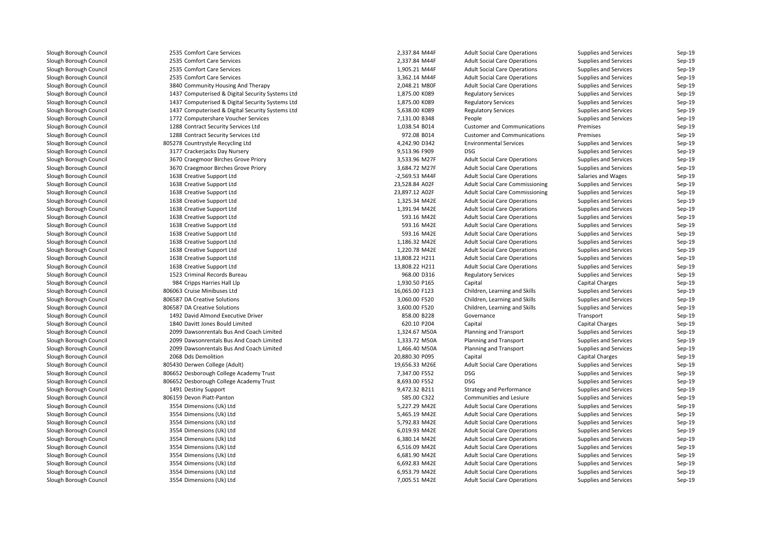| | | | | | | | |
|---|---|---|---|---|---|---|---|
| Slough Borough Council | 2535 | Comfort Care Services | 2,337.84 | M44F | Adult Social Care Operations | Supplies and Services | Sep-19 |
| Slough Borough Council | 2535 | Comfort Care Services | 2,337.84 | M44F | Adult Social Care Operations | Supplies and Services | Sep-19 |
| Slough Borough Council | 2535 | Comfort Care Services | 1,905.21 | M44F | Adult Social Care Operations | Supplies and Services | Sep-19 |
| Slough Borough Council | 2535 | Comfort Care Services | 3,362.14 | M44F | Adult Social Care Operations | Supplies and Services | Sep-19 |
| Slough Borough Council | 3840 | Community Housing And Therapy | 2,048.21 | M80F | Adult Social Care Operations | Supplies and Services | Sep-19 |
| Slough Borough Council | 1437 | Computerised & Digital Security Systems Ltd | 1,875.00 | K089 | Regulatory Services | Supplies and Services | Sep-19 |
| Slough Borough Council | 1437 | Computerised & Digital Security Systems Ltd | 1,875.00 | K089 | Regulatory Services | Supplies and Services | Sep-19 |
| Slough Borough Council | 1437 | Computerised & Digital Security Systems Ltd | 5,638.00 | K089 | Regulatory Services | Supplies and Services | Sep-19 |
| Slough Borough Council | 1772 | Computershare Voucher Services | 7,131.00 | B348 | People | Supplies and Services | Sep-19 |
| Slough Borough Council | 1288 | Contract Security Services Ltd | 1,038.54 | B014 | Customer and Communications | Premises | Sep-19 |
| Slough Borough Council | 1288 | Contract Security Services Ltd | 972.08 | B014 | Customer and Communications | Premises | Sep-19 |
| Slough Borough Council | 805278 | Countrystyle Recycling Ltd | 4,242.90 | D342 | Environmental Services | Supplies and Services | Sep-19 |
| Slough Borough Council | 3177 | Crackerjacks Day Nursery | 9,513.96 | F909 | DSG | Supplies and Services | Sep-19 |
| Slough Borough Council | 3670 | Craegmoor Birches Grove Priory | 3,533.96 | M27F | Adult Social Care Operations | Supplies and Services | Sep-19 |
| Slough Borough Council | 3670 | Craegmoor Birches Grove Priory | 3,684.72 | M27F | Adult Social Care Operations | Supplies and Services | Sep-19 |
| Slough Borough Council | 1638 | Creative Support Ltd | -2,569.53 | M44F | Adult Social Care Operations | Salaries and Wages | Sep-19 |
| Slough Borough Council | 1638 | Creative Support Ltd | 23,528.84 | A02F | Adult Social Care Commissioning | Supplies and Services | Sep-19 |
| Slough Borough Council | 1638 | Creative Support Ltd | 23,897.12 | A02F | Adult Social Care Commissioning | Supplies and Services | Sep-19 |
| Slough Borough Council | 1638 | Creative Support Ltd | 1,325.34 | M42E | Adult Social Care Operations | Supplies and Services | Sep-19 |
| Slough Borough Council | 1638 | Creative Support Ltd | 1,391.94 | M42E | Adult Social Care Operations | Supplies and Services | Sep-19 |
| Slough Borough Council | 1638 | Creative Support Ltd | 593.16 | M42E | Adult Social Care Operations | Supplies and Services | Sep-19 |
| Slough Borough Council | 1638 | Creative Support Ltd | 593.16 | M42E | Adult Social Care Operations | Supplies and Services | Sep-19 |
| Slough Borough Council | 1638 | Creative Support Ltd | 593.16 | M42E | Adult Social Care Operations | Supplies and Services | Sep-19 |
| Slough Borough Council | 1638 | Creative Support Ltd | 1,186.32 | M42E | Adult Social Care Operations | Supplies and Services | Sep-19 |
| Slough Borough Council | 1638 | Creative Support Ltd | 1,220.78 | M42E | Adult Social Care Operations | Supplies and Services | Sep-19 |
| Slough Borough Council | 1638 | Creative Support Ltd | 13,808.22 | H211 | Adult Social Care Operations | Supplies and Services | Sep-19 |
| Slough Borough Council | 1638 | Creative Support Ltd | 13,808.22 | H211 | Adult Social Care Operations | Supplies and Services | Sep-19 |
| Slough Borough Council | 1523 | Criminal Records Bureau | 968.00 | D316 | Regulatory Services | Supplies and Services | Sep-19 |
| Slough Borough Council | 984 | Cripps Harries Hall Llp | 1,930.50 | P165 | Capital | Capital Charges | Sep-19 |
| Slough Borough Council | 806063 | Cruise Minibuses Ltd | 16,065.00 | F123 | Children, Learning and Skills | Supplies and Services | Sep-19 |
| Slough Borough Council | 806587 | DA Creative Solutions | 3,060.00 | F520 | Children, Learning and Skills | Supplies and Services | Sep-19 |
| Slough Borough Council | 806587 | DA Creative Solutions | 3,600.00 | F520 | Children, Learning and Skills | Supplies and Services | Sep-19 |
| Slough Borough Council | 1492 | David Almond Executive Driver | 858.00 | B228 | Governance | Transport | Sep-19 |
| Slough Borough Council | 1840 | Davitt Jones Bould Limited | 620.10 | P204 | Capital | Capital Charges | Sep-19 |
| Slough Borough Council | 2099 | Dawsonrentals Bus And Coach Limited | 1,324.67 | M50A | Planning and Transport | Supplies and Services | Sep-19 |
| Slough Borough Council | 2099 | Dawsonrentals Bus And Coach Limited | 1,333.72 | M50A | Planning and Transport | Supplies and Services | Sep-19 |
| Slough Borough Council | 2099 | Dawsonrentals Bus And Coach Limited | 1,466.40 | M50A | Planning and Transport | Supplies and Services | Sep-19 |
| Slough Borough Council | 2068 | Dds Demolition | 20,880.30 | P095 | Capital | Capital Charges | Sep-19 |
| Slough Borough Council | 805430 | Derwen College (Adult) | 19,656.33 | M26E | Adult Social Care Operations | Supplies and Services | Sep-19 |
| Slough Borough Council | 806652 | Desborough College Academy Trust | 7,347.00 | F552 | DSG | Supplies and Services | Sep-19 |
| Slough Borough Council | 806652 | Desborough College Academy Trust | 8,693.00 | F552 | DSG | Supplies and Services | Sep-19 |
| Slough Borough Council | 1491 | Destiny Support | 9,472.32 | B211 | Strategy and Performance | Supplies and Services | Sep-19 |
| Slough Borough Council | 806159 | Devon Piatt-Panton | 585.00 | C322 | Communities and Lesiure | Supplies and Services | Sep-19 |
| Slough Borough Council | 3554 | Dimensions (Uk) Ltd | 5,227.29 | M42E | Adult Social Care Operations | Supplies and Services | Sep-19 |
| Slough Borough Council | 3554 | Dimensions (Uk) Ltd | 5,465.19 | M42E | Adult Social Care Operations | Supplies and Services | Sep-19 |
| Slough Borough Council | 3554 | Dimensions (Uk) Ltd | 5,792.83 | M42E | Adult Social Care Operations | Supplies and Services | Sep-19 |
| Slough Borough Council | 3554 | Dimensions (Uk) Ltd | 6,019.93 | M42E | Adult Social Care Operations | Supplies and Services | Sep-19 |
| Slough Borough Council | 3554 | Dimensions (Uk) Ltd | 6,380.14 | M42E | Adult Social Care Operations | Supplies and Services | Sep-19 |
| Slough Borough Council | 3554 | Dimensions (Uk) Ltd | 6,516.09 | M42E | Adult Social Care Operations | Supplies and Services | Sep-19 |
| Slough Borough Council | 3554 | Dimensions (Uk) Ltd | 6,681.90 | M42E | Adult Social Care Operations | Supplies and Services | Sep-19 |
| Slough Borough Council | 3554 | Dimensions (Uk) Ltd | 6,692.83 | M42E | Adult Social Care Operations | Supplies and Services | Sep-19 |
| Slough Borough Council | 3554 | Dimensions (Uk) Ltd | 6,953.79 | M42E | Adult Social Care Operations | Supplies and Services | Sep-19 |
| Slough Borough Council | 3554 | Dimensions (Uk) Ltd | 7,005.51 | M42E | Adult Social Care Operations | Supplies and Services | Sep-19 |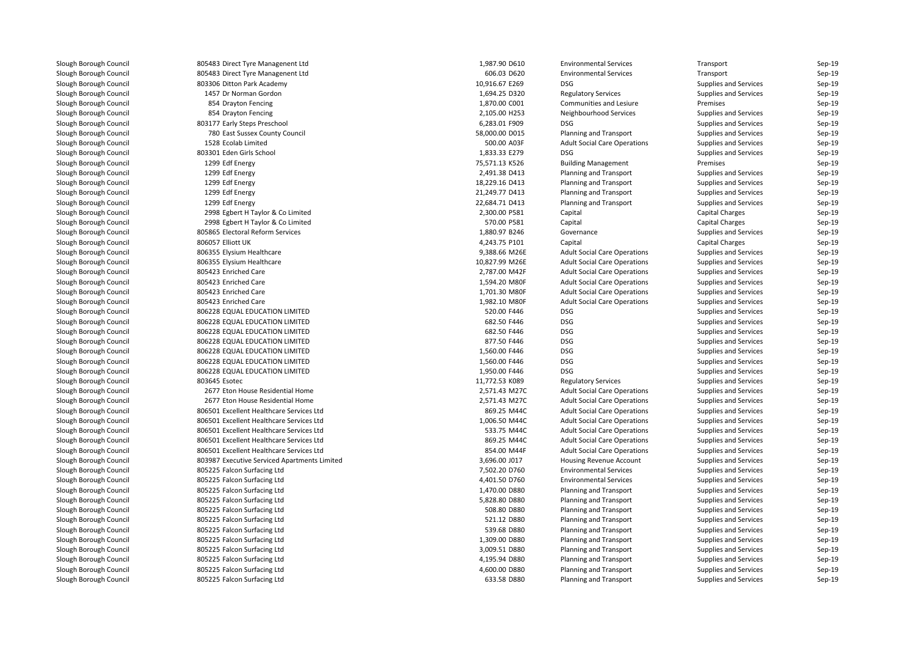| | | | | | | |
|---|---|---|---|---|---|---|
| Slough Borough Council | 805483 Direct Tyre Managenent Ltd | 1,987.90 D610 | Environmental Services | Transport | Sep-19 |
| Slough Borough Council | 805483 Direct Tyre Managenent Ltd | 606.03 D620 | Environmental Services | Transport | Sep-19 |
| Slough Borough Council | 803306 Ditton Park Academy | 10,916.67 E269 | DSG | Supplies and Services | Sep-19 |
| Slough Borough Council | 1457 Dr Norman Gordon | 1,694.25 D320 | Regulatory Services | Supplies and Services | Sep-19 |
| Slough Borough Council | 854 Drayton Fencing | 1,870.00 C001 | Communities and Lesiure | Premises | Sep-19 |
| Slough Borough Council | 854 Drayton Fencing | 2,105.00 H253 | Neighbourhood Services | Supplies and Services | Sep-19 |
| Slough Borough Council | 803177 Early Steps Preschool | 6,283.01 F909 | DSG | Supplies and Services | Sep-19 |
| Slough Borough Council | 780 East Sussex County Council | 58,000.00 D015 | Planning and Transport | Supplies and Services | Sep-19 |
| Slough Borough Council | 1528 Ecolab Limited | 500.00 A03F | Adult Social Care Operations | Supplies and Services | Sep-19 |
| Slough Borough Council | 803301 Eden Girls School | 1,833.33 E279 | DSG | Supplies and Services | Sep-19 |
| Slough Borough Council | 1299 Edf Energy | 75,571.13 K526 | Building Management | Premises | Sep-19 |
| Slough Borough Council | 1299 Edf Energy | 2,491.38 D413 | Planning and Transport | Supplies and Services | Sep-19 |
| Slough Borough Council | 1299 Edf Energy | 18,229.16 D413 | Planning and Transport | Supplies and Services | Sep-19 |
| Slough Borough Council | 1299 Edf Energy | 21,249.77 D413 | Planning and Transport | Supplies and Services | Sep-19 |
| Slough Borough Council | 1299 Edf Energy | 22,684.71 D413 | Planning and Transport | Supplies and Services | Sep-19 |
| Slough Borough Council | 2998 Egbert H Taylor & Co Limited | 2,300.00 P581 | Capital | Capital Charges | Sep-19 |
| Slough Borough Council | 2998 Egbert H Taylor & Co Limited | 570.00 P581 | Capital | Capital Charges | Sep-19 |
| Slough Borough Council | 805865 Electoral Reform Services | 1,880.97 B246 | Governance | Supplies and Services | Sep-19 |
| Slough Borough Council | 806057 Elliott UK | 4,243.75 P101 | Capital | Capital Charges | Sep-19 |
| Slough Borough Council | 806355 Elysium Healthcare | 9,388.66 M26E | Adult Social Care Operations | Supplies and Services | Sep-19 |
| Slough Borough Council | 806355 Elysium Healthcare | 10,827.99 M26E | Adult Social Care Operations | Supplies and Services | Sep-19 |
| Slough Borough Council | 805423 Enriched Care | 2,787.00 M42F | Adult Social Care Operations | Supplies and Services | Sep-19 |
| Slough Borough Council | 805423 Enriched Care | 1,594.20 M80F | Adult Social Care Operations | Supplies and Services | Sep-19 |
| Slough Borough Council | 805423 Enriched Care | 1,701.30 M80F | Adult Social Care Operations | Supplies and Services | Sep-19 |
| Slough Borough Council | 805423 Enriched Care | 1,982.10 M80F | Adult Social Care Operations | Supplies and Services | Sep-19 |
| Slough Borough Council | 806228 EQUAL EDUCATION LIMITED | 520.00 F446 | DSG | Supplies and Services | Sep-19 |
| Slough Borough Council | 806228 EQUAL EDUCATION LIMITED | 682.50 F446 | DSG | Supplies and Services | Sep-19 |
| Slough Borough Council | 806228 EQUAL EDUCATION LIMITED | 682.50 F446 | DSG | Supplies and Services | Sep-19 |
| Slough Borough Council | 806228 EQUAL EDUCATION LIMITED | 877.50 F446 | DSG | Supplies and Services | Sep-19 |
| Slough Borough Council | 806228 EQUAL EDUCATION LIMITED | 1,560.00 F446 | DSG | Supplies and Services | Sep-19 |
| Slough Borough Council | 806228 EQUAL EDUCATION LIMITED | 1,560.00 F446 | DSG | Supplies and Services | Sep-19 |
| Slough Borough Council | 806228 EQUAL EDUCATION LIMITED | 1,950.00 F446 | DSG | Supplies and Services | Sep-19 |
| Slough Borough Council | 803645 Esotec | 11,772.53 K089 | Regulatory Services | Supplies and Services | Sep-19 |
| Slough Borough Council | 2677 Eton House Residential Home | 2,571.43 M27C | Adult Social Care Operations | Supplies and Services | Sep-19 |
| Slough Borough Council | 2677 Eton House Residential Home | 2,571.43 M27C | Adult Social Care Operations | Supplies and Services | Sep-19 |
| Slough Borough Council | 806501 Excellent Healthcare Services Ltd | 869.25 M44C | Adult Social Care Operations | Supplies and Services | Sep-19 |
| Slough Borough Council | 806501 Excellent Healthcare Services Ltd | 1,006.50 M44C | Adult Social Care Operations | Supplies and Services | Sep-19 |
| Slough Borough Council | 806501 Excellent Healthcare Services Ltd | 533.75 M44C | Adult Social Care Operations | Supplies and Services | Sep-19 |
| Slough Borough Council | 806501 Excellent Healthcare Services Ltd | 869.25 M44C | Adult Social Care Operations | Supplies and Services | Sep-19 |
| Slough Borough Council | 806501 Excellent Healthcare Services Ltd | 854.00 M44F | Adult Social Care Operations | Supplies and Services | Sep-19 |
| Slough Borough Council | 803987 Executive Serviced Apartments Limited | 3,696.00 J017 | Housing Revenue Account | Supplies and Services | Sep-19 |
| Slough Borough Council | 805225 Falcon Surfacing Ltd | 7,502.20 D760 | Environmental Services | Supplies and Services | Sep-19 |
| Slough Borough Council | 805225 Falcon Surfacing Ltd | 4,401.50 D760 | Environmental Services | Supplies and Services | Sep-19 |
| Slough Borough Council | 805225 Falcon Surfacing Ltd | 1,470.00 D880 | Planning and Transport | Supplies and Services | Sep-19 |
| Slough Borough Council | 805225 Falcon Surfacing Ltd | 5,828.80 D880 | Planning and Transport | Supplies and Services | Sep-19 |
| Slough Borough Council | 805225 Falcon Surfacing Ltd | 508.80 D880 | Planning and Transport | Supplies and Services | Sep-19 |
| Slough Borough Council | 805225 Falcon Surfacing Ltd | 521.12 D880 | Planning and Transport | Supplies and Services | Sep-19 |
| Slough Borough Council | 805225 Falcon Surfacing Ltd | 539.68 D880 | Planning and Transport | Supplies and Services | Sep-19 |
| Slough Borough Council | 805225 Falcon Surfacing Ltd | 1,309.00 D880 | Planning and Transport | Supplies and Services | Sep-19 |
| Slough Borough Council | 805225 Falcon Surfacing Ltd | 3,009.51 D880 | Planning and Transport | Supplies and Services | Sep-19 |
| Slough Borough Council | 805225 Falcon Surfacing Ltd | 4,195.94 D880 | Planning and Transport | Supplies and Services | Sep-19 |
| Slough Borough Council | 805225 Falcon Surfacing Ltd | 4,600.00 D880 | Planning and Transport | Supplies and Services | Sep-19 |
| Slough Borough Council | 805225 Falcon Surfacing Ltd | 633.58 D880 | Planning and Transport | Supplies and Services | Sep-19 |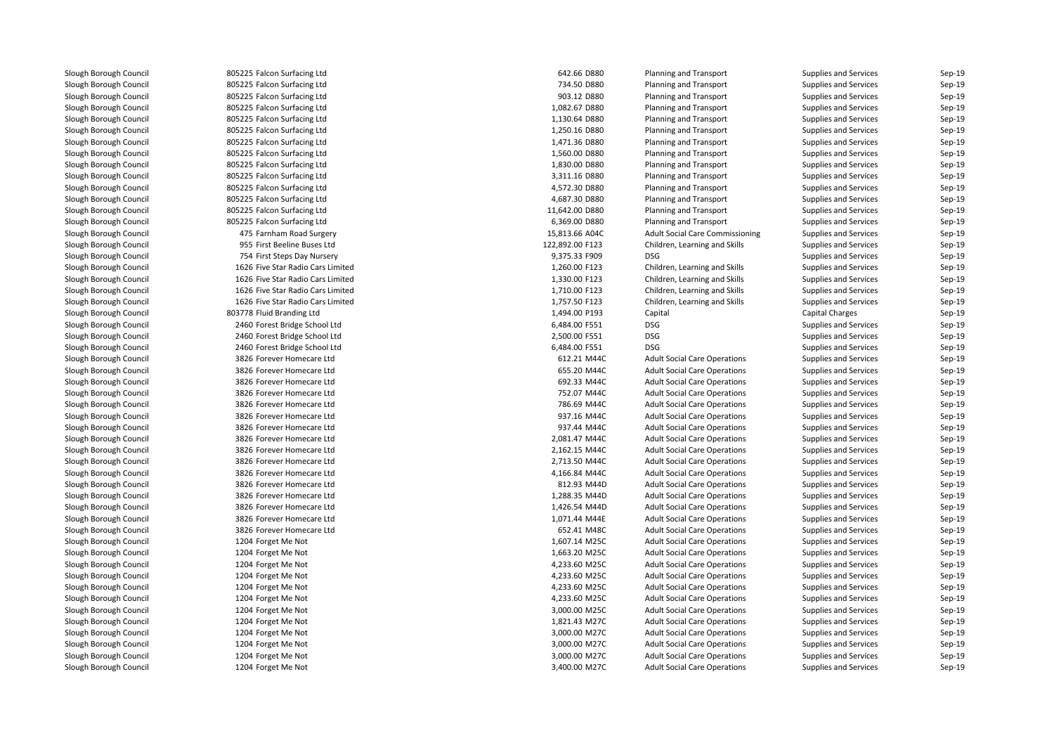| | | | | | | | |
|---|---|---|---|---|---|---|---|
| Slough Borough Council | 805225 | Falcon Surfacing Ltd | 642.66 | D880 | Planning and Transport | Supplies and Services | Sep-19 |
| Slough Borough Council | 805225 | Falcon Surfacing Ltd | 734.50 | D880 | Planning and Transport | Supplies and Services | Sep-19 |
| Slough Borough Council | 805225 | Falcon Surfacing Ltd | 903.12 | D880 | Planning and Transport | Supplies and Services | Sep-19 |
| Slough Borough Council | 805225 | Falcon Surfacing Ltd | 1,082.67 | D880 | Planning and Transport | Supplies and Services | Sep-19 |
| Slough Borough Council | 805225 | Falcon Surfacing Ltd | 1,130.64 | D880 | Planning and Transport | Supplies and Services | Sep-19 |
| Slough Borough Council | 805225 | Falcon Surfacing Ltd | 1,250.16 | D880 | Planning and Transport | Supplies and Services | Sep-19 |
| Slough Borough Council | 805225 | Falcon Surfacing Ltd | 1,471.36 | D880 | Planning and Transport | Supplies and Services | Sep-19 |
| Slough Borough Council | 805225 | Falcon Surfacing Ltd | 1,560.00 | D880 | Planning and Transport | Supplies and Services | Sep-19 |
| Slough Borough Council | 805225 | Falcon Surfacing Ltd | 1,830.00 | D880 | Planning and Transport | Supplies and Services | Sep-19 |
| Slough Borough Council | 805225 | Falcon Surfacing Ltd | 3,311.16 | D880 | Planning and Transport | Supplies and Services | Sep-19 |
| Slough Borough Council | 805225 | Falcon Surfacing Ltd | 4,572.30 | D880 | Planning and Transport | Supplies and Services | Sep-19 |
| Slough Borough Council | 805225 | Falcon Surfacing Ltd | 4,687.30 | D880 | Planning and Transport | Supplies and Services | Sep-19 |
| Slough Borough Council | 805225 | Falcon Surfacing Ltd | 11,642.00 | D880 | Planning and Transport | Supplies and Services | Sep-19 |
| Slough Borough Council | 805225 | Falcon Surfacing Ltd | 6,369.00 | D880 | Planning and Transport | Supplies and Services | Sep-19 |
| Slough Borough Council | 475 | Farnham Road Surgery | 15,813.66 | A04C | Adult Social Care Commissioning | Supplies and Services | Sep-19 |
| Slough Borough Council | 955 | First Beeline Buses Ltd | 122,892.00 | F123 | Children, Learning and Skills | Supplies and Services | Sep-19 |
| Slough Borough Council | 754 | First Steps Day Nursery | 9,375.33 | F909 | DSG | Supplies and Services | Sep-19 |
| Slough Borough Council | 1626 | Five Star Radio Cars Limited | 1,260.00 | F123 | Children, Learning and Skills | Supplies and Services | Sep-19 |
| Slough Borough Council | 1626 | Five Star Radio Cars Limited | 1,330.00 | F123 | Children, Learning and Skills | Supplies and Services | Sep-19 |
| Slough Borough Council | 1626 | Five Star Radio Cars Limited | 1,710.00 | F123 | Children, Learning and Skills | Supplies and Services | Sep-19 |
| Slough Borough Council | 1626 | Five Star Radio Cars Limited | 1,757.50 | F123 | Children, Learning and Skills | Supplies and Services | Sep-19 |
| Slough Borough Council | 803778 | Fluid Branding Ltd | 1,494.00 | P193 | Capital | Capital Charges | Sep-19 |
| Slough Borough Council | 2460 | Forest Bridge School Ltd | 6,484.00 | F551 | DSG | Supplies and Services | Sep-19 |
| Slough Borough Council | 2460 | Forest Bridge School Ltd | 2,500.00 | F551 | DSG | Supplies and Services | Sep-19 |
| Slough Borough Council | 2460 | Forest Bridge School Ltd | 6,484.00 | F551 | DSG | Supplies and Services | Sep-19 |
| Slough Borough Council | 3826 | Forever Homecare Ltd | 612.21 | M44C | Adult Social Care Operations | Supplies and Services | Sep-19 |
| Slough Borough Council | 3826 | Forever Homecare Ltd | 655.20 | M44C | Adult Social Care Operations | Supplies and Services | Sep-19 |
| Slough Borough Council | 3826 | Forever Homecare Ltd | 692.33 | M44C | Adult Social Care Operations | Supplies and Services | Sep-19 |
| Slough Borough Council | 3826 | Forever Homecare Ltd | 752.07 | M44C | Adult Social Care Operations | Supplies and Services | Sep-19 |
| Slough Borough Council | 3826 | Forever Homecare Ltd | 786.69 | M44C | Adult Social Care Operations | Supplies and Services | Sep-19 |
| Slough Borough Council | 3826 | Forever Homecare Ltd | 937.16 | M44C | Adult Social Care Operations | Supplies and Services | Sep-19 |
| Slough Borough Council | 3826 | Forever Homecare Ltd | 937.44 | M44C | Adult Social Care Operations | Supplies and Services | Sep-19 |
| Slough Borough Council | 3826 | Forever Homecare Ltd | 2,081.47 | M44C | Adult Social Care Operations | Supplies and Services | Sep-19 |
| Slough Borough Council | 3826 | Forever Homecare Ltd | 2,162.15 | M44C | Adult Social Care Operations | Supplies and Services | Sep-19 |
| Slough Borough Council | 3826 | Forever Homecare Ltd | 2,713.50 | M44C | Adult Social Care Operations | Supplies and Services | Sep-19 |
| Slough Borough Council | 3826 | Forever Homecare Ltd | 4,166.84 | M44C | Adult Social Care Operations | Supplies and Services | Sep-19 |
| Slough Borough Council | 3826 | Forever Homecare Ltd | 812.93 | M44D | Adult Social Care Operations | Supplies and Services | Sep-19 |
| Slough Borough Council | 3826 | Forever Homecare Ltd | 1,288.35 | M44D | Adult Social Care Operations | Supplies and Services | Sep-19 |
| Slough Borough Council | 3826 | Forever Homecare Ltd | 1,426.54 | M44D | Adult Social Care Operations | Supplies and Services | Sep-19 |
| Slough Borough Council | 3826 | Forever Homecare Ltd | 1,071.44 | M44E | Adult Social Care Operations | Supplies and Services | Sep-19 |
| Slough Borough Council | 3826 | Forever Homecare Ltd | 652.41 | M48C | Adult Social Care Operations | Supplies and Services | Sep-19 |
| Slough Borough Council | 1204 | Forget Me Not | 1,607.14 | M25C | Adult Social Care Operations | Supplies and Services | Sep-19 |
| Slough Borough Council | 1204 | Forget Me Not | 1,663.20 | M25C | Adult Social Care Operations | Supplies and Services | Sep-19 |
| Slough Borough Council | 1204 | Forget Me Not | 4,233.60 | M25C | Adult Social Care Operations | Supplies and Services | Sep-19 |
| Slough Borough Council | 1204 | Forget Me Not | 4,233.60 | M25C | Adult Social Care Operations | Supplies and Services | Sep-19 |
| Slough Borough Council | 1204 | Forget Me Not | 4,233.60 | M25C | Adult Social Care Operations | Supplies and Services | Sep-19 |
| Slough Borough Council | 1204 | Forget Me Not | 4,233.60 | M25C | Adult Social Care Operations | Supplies and Services | Sep-19 |
| Slough Borough Council | 1204 | Forget Me Not | 3,000.00 | M25C | Adult Social Care Operations | Supplies and Services | Sep-19 |
| Slough Borough Council | 1204 | Forget Me Not | 1,821.43 | M27C | Adult Social Care Operations | Supplies and Services | Sep-19 |
| Slough Borough Council | 1204 | Forget Me Not | 3,000.00 | M27C | Adult Social Care Operations | Supplies and Services | Sep-19 |
| Slough Borough Council | 1204 | Forget Me Not | 3,000.00 | M27C | Adult Social Care Operations | Supplies and Services | Sep-19 |
| Slough Borough Council | 1204 | Forget Me Not | 3,000.00 | M27C | Adult Social Care Operations | Supplies and Services | Sep-19 |
| Slough Borough Council | 1204 | Forget Me Not | 3,400.00 | M27C | Adult Social Care Operations | Supplies and Services | Sep-19 |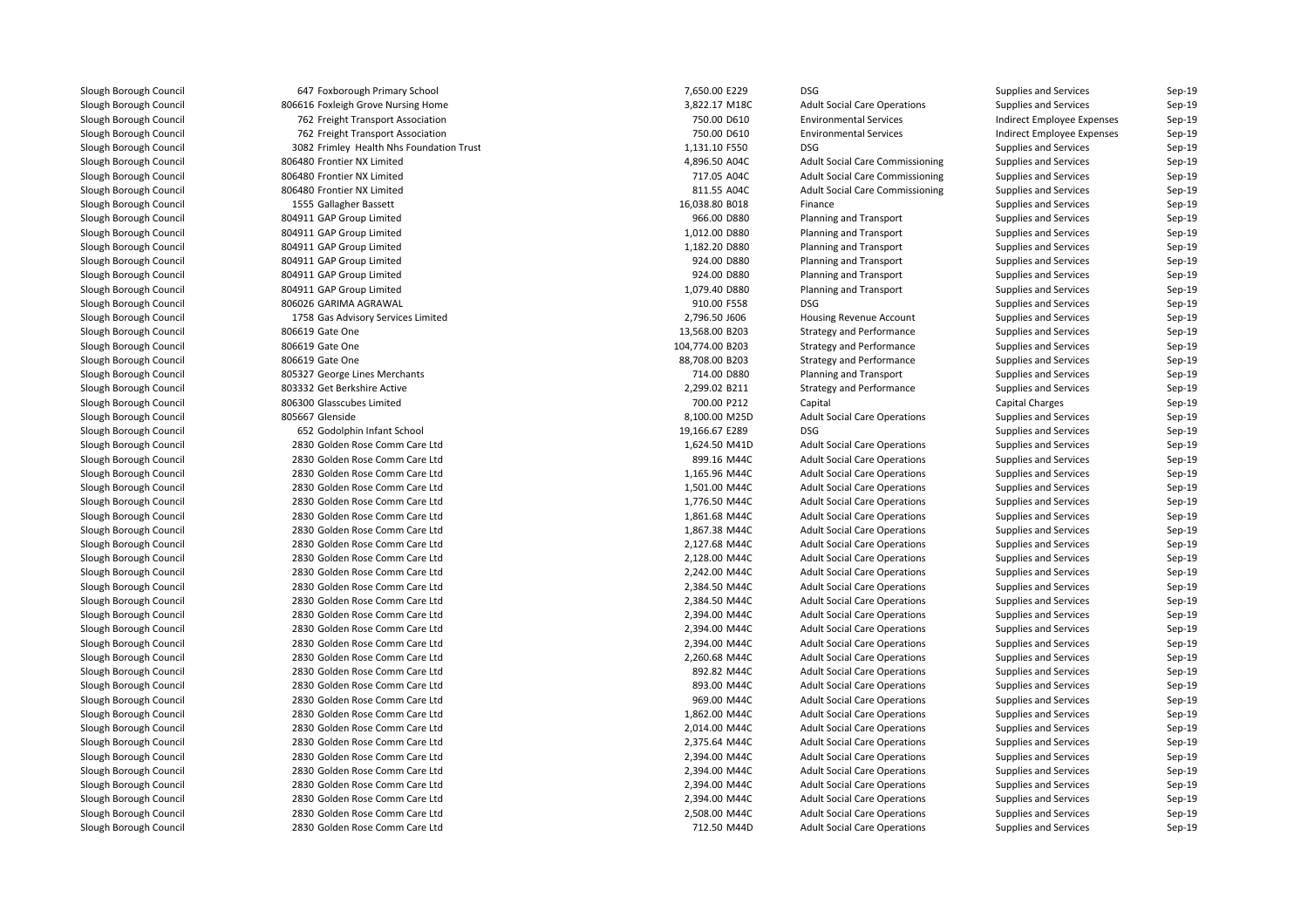| | | | | | | |
|---|---|---|---|---|---|---|
| Slough Borough Council | 647 Foxborough Primary School | 7,650.00 E229 | DSG | Supplies and Services | Sep-19 |
| Slough Borough Council | 806616 Foxleigh Grove Nursing Home | 3,822.17 M18C | Adult Social Care Operations | Supplies and Services | Sep-19 |
| Slough Borough Council | 762 Freight Transport Association | 750.00 D610 | Environmental Services | Indirect Employee Expenses | Sep-19 |
| Slough Borough Council | 762 Freight Transport Association | 750.00 D610 | Environmental Services | Indirect Employee Expenses | Sep-19 |
| Slough Borough Council | 3082 Frimley Health Nhs Foundation Trust | 1,131.10 F550 | DSG | Supplies and Services | Sep-19 |
| Slough Borough Council | 806480 Frontier NX Limited | 4,896.50 A04C | Adult Social Care Commissioning | Supplies and Services | Sep-19 |
| Slough Borough Council | 806480 Frontier NX Limited | 717.05 A04C | Adult Social Care Commissioning | Supplies and Services | Sep-19 |
| Slough Borough Council | 806480 Frontier NX Limited | 811.55 A04C | Adult Social Care Commissioning | Supplies and Services | Sep-19 |
| Slough Borough Council | 1555 Gallagher Bassett | 16,038.80 B018 | Finance | Supplies and Services | Sep-19 |
| Slough Borough Council | 804911 GAP Group Limited | 966.00 D880 | Planning and Transport | Supplies and Services | Sep-19 |
| Slough Borough Council | 804911 GAP Group Limited | 1,012.00 D880 | Planning and Transport | Supplies and Services | Sep-19 |
| Slough Borough Council | 804911 GAP Group Limited | 1,182.20 D880 | Planning and Transport | Supplies and Services | Sep-19 |
| Slough Borough Council | 804911 GAP Group Limited | 924.00 D880 | Planning and Transport | Supplies and Services | Sep-19 |
| Slough Borough Council | 804911 GAP Group Limited | 924.00 D880 | Planning and Transport | Supplies and Services | Sep-19 |
| Slough Borough Council | 804911 GAP Group Limited | 1,079.40 D880 | Planning and Transport | Supplies and Services | Sep-19 |
| Slough Borough Council | 806026 GARIMA AGRAWAL | 910.00 F558 | DSG | Supplies and Services | Sep-19 |
| Slough Borough Council | 1758 Gas Advisory Services Limited | 2,796.50 J606 | Housing Revenue Account | Supplies and Services | Sep-19 |
| Slough Borough Council | 806619 Gate One | 13,568.00 B203 | Strategy and Performance | Supplies and Services | Sep-19 |
| Slough Borough Council | 806619 Gate One | 104,774.00 B203 | Strategy and Performance | Supplies and Services | Sep-19 |
| Slough Borough Council | 806619 Gate One | 88,708.00 B203 | Strategy and Performance | Supplies and Services | Sep-19 |
| Slough Borough Council | 805327 George Lines Merchants | 714.00 D880 | Planning and Transport | Supplies and Services | Sep-19 |
| Slough Borough Council | 803332 Get Berkshire Active | 2,299.02 B211 | Strategy and Performance | Supplies and Services | Sep-19 |
| Slough Borough Council | 806300 Glasscubes Limited | 700.00 P212 | Capital | Capital Charges | Sep-19 |
| Slough Borough Council | 805667 Glenside | 8,100.00 M25D | Adult Social Care Operations | Supplies and Services | Sep-19 |
| Slough Borough Council | 652 Godolphin Infant School | 19,166.67 E289 | DSG | Supplies and Services | Sep-19 |
| Slough Borough Council | 2830 Golden Rose Comm Care Ltd | 1,624.50 M41D | Adult Social Care Operations | Supplies and Services | Sep-19 |
| Slough Borough Council | 2830 Golden Rose Comm Care Ltd | 899.16 M44C | Adult Social Care Operations | Supplies and Services | Sep-19 |
| Slough Borough Council | 2830 Golden Rose Comm Care Ltd | 1,165.96 M44C | Adult Social Care Operations | Supplies and Services | Sep-19 |
| Slough Borough Council | 2830 Golden Rose Comm Care Ltd | 1,501.00 M44C | Adult Social Care Operations | Supplies and Services | Sep-19 |
| Slough Borough Council | 2830 Golden Rose Comm Care Ltd | 1,776.50 M44C | Adult Social Care Operations | Supplies and Services | Sep-19 |
| Slough Borough Council | 2830 Golden Rose Comm Care Ltd | 1,861.68 M44C | Adult Social Care Operations | Supplies and Services | Sep-19 |
| Slough Borough Council | 2830 Golden Rose Comm Care Ltd | 1,867.38 M44C | Adult Social Care Operations | Supplies and Services | Sep-19 |
| Slough Borough Council | 2830 Golden Rose Comm Care Ltd | 2,127.68 M44C | Adult Social Care Operations | Supplies and Services | Sep-19 |
| Slough Borough Council | 2830 Golden Rose Comm Care Ltd | 2,128.00 M44C | Adult Social Care Operations | Supplies and Services | Sep-19 |
| Slough Borough Council | 2830 Golden Rose Comm Care Ltd | 2,242.00 M44C | Adult Social Care Operations | Supplies and Services | Sep-19 |
| Slough Borough Council | 2830 Golden Rose Comm Care Ltd | 2,384.50 M44C | Adult Social Care Operations | Supplies and Services | Sep-19 |
| Slough Borough Council | 2830 Golden Rose Comm Care Ltd | 2,384.50 M44C | Adult Social Care Operations | Supplies and Services | Sep-19 |
| Slough Borough Council | 2830 Golden Rose Comm Care Ltd | 2,394.00 M44C | Adult Social Care Operations | Supplies and Services | Sep-19 |
| Slough Borough Council | 2830 Golden Rose Comm Care Ltd | 2,394.00 M44C | Adult Social Care Operations | Supplies and Services | Sep-19 |
| Slough Borough Council | 2830 Golden Rose Comm Care Ltd | 2,394.00 M44C | Adult Social Care Operations | Supplies and Services | Sep-19 |
| Slough Borough Council | 2830 Golden Rose Comm Care Ltd | 2,260.68 M44C | Adult Social Care Operations | Supplies and Services | Sep-19 |
| Slough Borough Council | 2830 Golden Rose Comm Care Ltd | 892.82 M44C | Adult Social Care Operations | Supplies and Services | Sep-19 |
| Slough Borough Council | 2830 Golden Rose Comm Care Ltd | 893.00 M44C | Adult Social Care Operations | Supplies and Services | Sep-19 |
| Slough Borough Council | 2830 Golden Rose Comm Care Ltd | 969.00 M44C | Adult Social Care Operations | Supplies and Services | Sep-19 |
| Slough Borough Council | 2830 Golden Rose Comm Care Ltd | 1,862.00 M44C | Adult Social Care Operations | Supplies and Services | Sep-19 |
| Slough Borough Council | 2830 Golden Rose Comm Care Ltd | 2,014.00 M44C | Adult Social Care Operations | Supplies and Services | Sep-19 |
| Slough Borough Council | 2830 Golden Rose Comm Care Ltd | 2,375.64 M44C | Adult Social Care Operations | Supplies and Services | Sep-19 |
| Slough Borough Council | 2830 Golden Rose Comm Care Ltd | 2,394.00 M44C | Adult Social Care Operations | Supplies and Services | Sep-19 |
| Slough Borough Council | 2830 Golden Rose Comm Care Ltd | 2,394.00 M44C | Adult Social Care Operations | Supplies and Services | Sep-19 |
| Slough Borough Council | 2830 Golden Rose Comm Care Ltd | 2,394.00 M44C | Adult Social Care Operations | Supplies and Services | Sep-19 |
| Slough Borough Council | 2830 Golden Rose Comm Care Ltd | 2,394.00 M44C | Adult Social Care Operations | Supplies and Services | Sep-19 |
| Slough Borough Council | 2830 Golden Rose Comm Care Ltd | 2,508.00 M44C | Adult Social Care Operations | Supplies and Services | Sep-19 |
| Slough Borough Council | 2830 Golden Rose Comm Care Ltd | 712.50 M44D | Adult Social Care Operations | Supplies and Services | Sep-19 |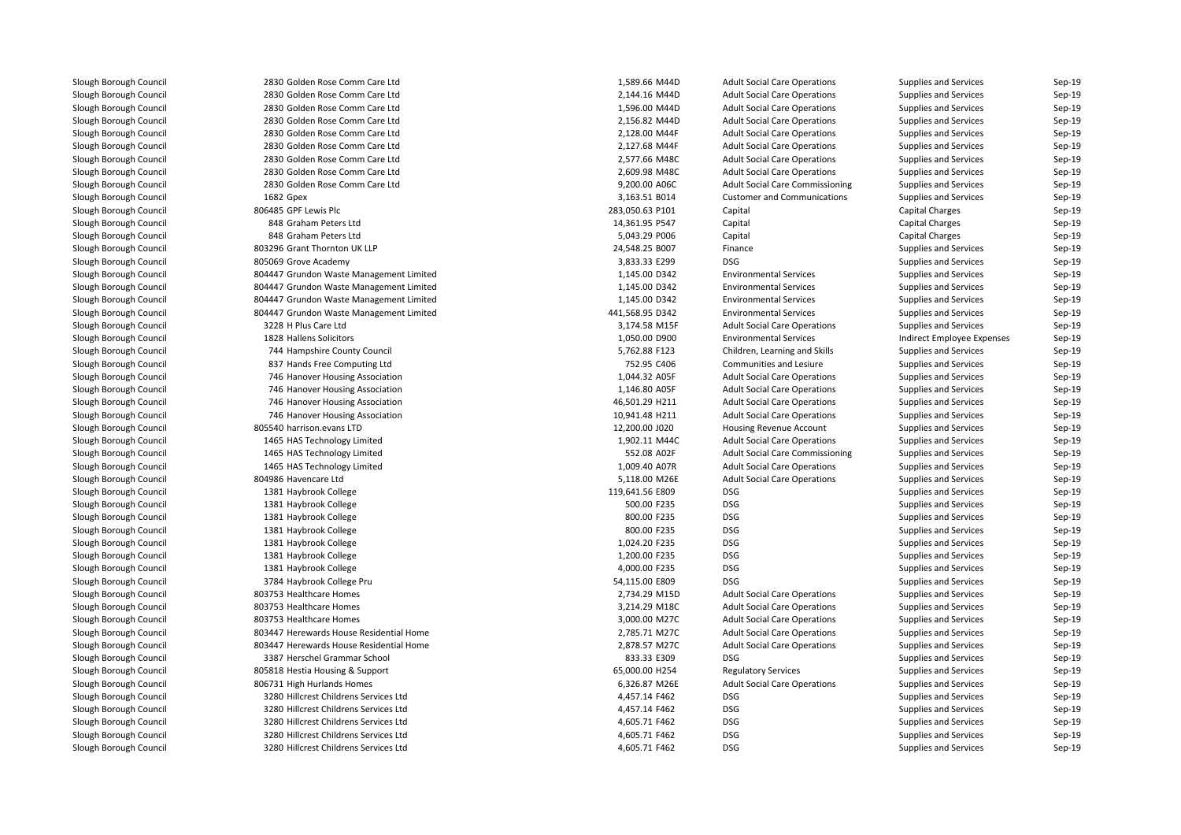| | | | | | | |
|---|---|---|---|---|---|---|
| Slough Borough Council | 2830 Golden Rose Comm Care Ltd | 1,589.66 M44D | Adult Social Care Operations | Supplies and Services | Sep-19 |
| Slough Borough Council | 2830 Golden Rose Comm Care Ltd | 2,144.16 M44D | Adult Social Care Operations | Supplies and Services | Sep-19 |
| Slough Borough Council | 2830 Golden Rose Comm Care Ltd | 1,596.00 M44D | Adult Social Care Operations | Supplies and Services | Sep-19 |
| Slough Borough Council | 2830 Golden Rose Comm Care Ltd | 2,156.82 M44D | Adult Social Care Operations | Supplies and Services | Sep-19 |
| Slough Borough Council | 2830 Golden Rose Comm Care Ltd | 2,128.00 M44F | Adult Social Care Operations | Supplies and Services | Sep-19 |
| Slough Borough Council | 2830 Golden Rose Comm Care Ltd | 2,127.68 M44F | Adult Social Care Operations | Supplies and Services | Sep-19 |
| Slough Borough Council | 2830 Golden Rose Comm Care Ltd | 2,577.66 M48C | Adult Social Care Operations | Supplies and Services | Sep-19 |
| Slough Borough Council | 2830 Golden Rose Comm Care Ltd | 2,609.98 M48C | Adult Social Care Operations | Supplies and Services | Sep-19 |
| Slough Borough Council | 2830 Golden Rose Comm Care Ltd | 9,200.00 A06C | Adult Social Care Commissioning | Supplies and Services | Sep-19 |
| Slough Borough Council | 1682 Gpex | 3,163.51 B014 | Customer and Communications | Supplies and Services | Sep-19 |
| Slough Borough Council | 806485 GPF Lewis Plc | 283,050.63 P101 | Capital | Capital Charges | Sep-19 |
| Slough Borough Council | 848 Graham Peters Ltd | 14,361.95 P547 | Capital | Capital Charges | Sep-19 |
| Slough Borough Council | 848 Graham Peters Ltd | 5,043.29 P006 | Capital | Capital Charges | Sep-19 |
| Slough Borough Council | 803296 Grant Thornton UK LLP | 24,548.25 B007 | Finance | Supplies and Services | Sep-19 |
| Slough Borough Council | 805069 Grove Academy | 3,833.33 E299 | DSG | Supplies and Services | Sep-19 |
| Slough Borough Council | 804447 Grundon Waste Management Limited | 1,145.00 D342 | Environmental Services | Supplies and Services | Sep-19 |
| Slough Borough Council | 804447 Grundon Waste Management Limited | 1,145.00 D342 | Environmental Services | Supplies and Services | Sep-19 |
| Slough Borough Council | 804447 Grundon Waste Management Limited | 1,145.00 D342 | Environmental Services | Supplies and Services | Sep-19 |
| Slough Borough Council | 804447 Grundon Waste Management Limited | 441,568.95 D342 | Environmental Services | Supplies and Services | Sep-19 |
| Slough Borough Council | 3228 H Plus Care Ltd | 3,174.58 M15F | Adult Social Care Operations | Supplies and Services | Sep-19 |
| Slough Borough Council | 1828 Hallens Solicitors | 1,050.00 D900 | Environmental Services | Indirect Employee Expenses | Sep-19 |
| Slough Borough Council | 744 Hampshire County Council | 5,762.88 F123 | Children, Learning and Skills | Supplies and Services | Sep-19 |
| Slough Borough Council | 837 Hands Free Computing Ltd | 752.95 C406 | Communities and Lesiure | Supplies and Services | Sep-19 |
| Slough Borough Council | 746 Hanover Housing Association | 1,044.32 A05F | Adult Social Care Operations | Supplies and Services | Sep-19 |
| Slough Borough Council | 746 Hanover Housing Association | 1,146.80 A05F | Adult Social Care Operations | Supplies and Services | Sep-19 |
| Slough Borough Council | 746 Hanover Housing Association | 46,501.29 H211 | Adult Social Care Operations | Supplies and Services | Sep-19 |
| Slough Borough Council | 746 Hanover Housing Association | 10,941.48 H211 | Adult Social Care Operations | Supplies and Services | Sep-19 |
| Slough Borough Council | 805540 harrison.evans LTD | 12,200.00 J020 | Housing Revenue Account | Supplies and Services | Sep-19 |
| Slough Borough Council | 1465 HAS Technology Limited | 1,902.11 M44C | Adult Social Care Operations | Supplies and Services | Sep-19 |
| Slough Borough Council | 1465 HAS Technology Limited | 552.08 A02F | Adult Social Care Commissioning | Supplies and Services | Sep-19 |
| Slough Borough Council | 1465 HAS Technology Limited | 1,009.40 A07R | Adult Social Care Operations | Supplies and Services | Sep-19 |
| Slough Borough Council | 804986 Havencare Ltd | 5,118.00 M26E | Adult Social Care Operations | Supplies and Services | Sep-19 |
| Slough Borough Council | 1381 Haybrook College | 119,641.56 E809 | DSG | Supplies and Services | Sep-19 |
| Slough Borough Council | 1381 Haybrook College | 500.00 F235 | DSG | Supplies and Services | Sep-19 |
| Slough Borough Council | 1381 Haybrook College | 800.00 F235 | DSG | Supplies and Services | Sep-19 |
| Slough Borough Council | 1381 Haybrook College | 800.00 F235 | DSG | Supplies and Services | Sep-19 |
| Slough Borough Council | 1381 Haybrook College | 1,024.20 F235 | DSG | Supplies and Services | Sep-19 |
| Slough Borough Council | 1381 Haybrook College | 1,200.00 F235 | DSG | Supplies and Services | Sep-19 |
| Slough Borough Council | 1381 Haybrook College | 4,000.00 F235 | DSG | Supplies and Services | Sep-19 |
| Slough Borough Council | 3784 Haybrook College Pru | 54,115.00 E809 | DSG | Supplies and Services | Sep-19 |
| Slough Borough Council | 803753 Healthcare Homes | 2,734.29 M15D | Adult Social Care Operations | Supplies and Services | Sep-19 |
| Slough Borough Council | 803753 Healthcare Homes | 3,214.29 M18C | Adult Social Care Operations | Supplies and Services | Sep-19 |
| Slough Borough Council | 803753 Healthcare Homes | 3,000.00 M27C | Adult Social Care Operations | Supplies and Services | Sep-19 |
| Slough Borough Council | 803447 Herewards House Residential Home | 2,785.71 M27C | Adult Social Care Operations | Supplies and Services | Sep-19 |
| Slough Borough Council | 803447 Herewards House Residential Home | 2,878.57 M27C | Adult Social Care Operations | Supplies and Services | Sep-19 |
| Slough Borough Council | 3387 Herschel Grammar School | 833.33 E309 | DSG | Supplies and Services | Sep-19 |
| Slough Borough Council | 805818 Hestia Housing & Support | 65,000.00 H254 | Regulatory Services | Supplies and Services | Sep-19 |
| Slough Borough Council | 806731 High Hurlands Homes | 6,326.87 M26E | Adult Social Care Operations | Supplies and Services | Sep-19 |
| Slough Borough Council | 3280 Hillcrest Childrens Services Ltd | 4,457.14 F462 | DSG | Supplies and Services | Sep-19 |
| Slough Borough Council | 3280 Hillcrest Childrens Services Ltd | 4,457.14 F462 | DSG | Supplies and Services | Sep-19 |
| Slough Borough Council | 3280 Hillcrest Childrens Services Ltd | 4,605.71 F462 | DSG | Supplies and Services | Sep-19 |
| Slough Borough Council | 3280 Hillcrest Childrens Services Ltd | 4,605.71 F462 | DSG | Supplies and Services | Sep-19 |
| Slough Borough Council | 3280 Hillcrest Childrens Services Ltd | 4,605.71 F462 | DSG | Supplies and Services | Sep-19 |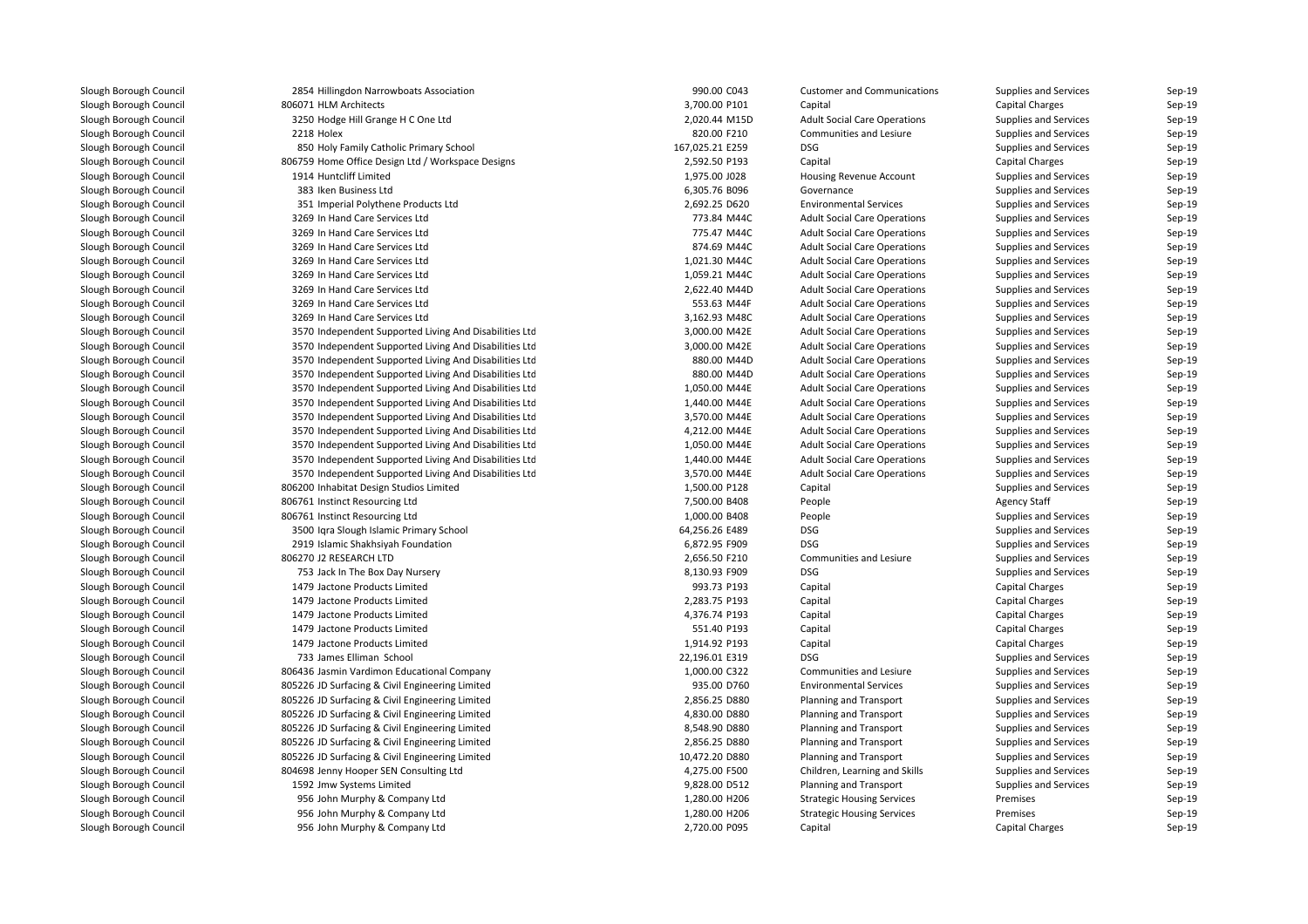| | | | | | | | |
|---|---|---|---|---|---|---|---|
| Slough Borough Council | 2854 Hillingdon Narrowboats Association | 990.00 | C043 | Customer and Communications | Supplies and Services | Sep-19 |
| Slough Borough Council | 806071 HLM Architects | 3,700.00 | P101 | Capital | Capital Charges | Sep-19 |
| Slough Borough Council | 3250 Hodge Hill Grange H C One Ltd | 2,020.44 | M15D | Adult Social Care Operations | Supplies and Services | Sep-19 |
| Slough Borough Council | 2218 Holex | 820.00 | F210 | Communities and Lesiure | Supplies and Services | Sep-19 |
| Slough Borough Council | 850 Holy Family Catholic Primary School | 167,025.21 | E259 | DSG | Supplies and Services | Sep-19 |
| Slough Borough Council | 806759 Home Office Design Ltd / Workspace Designs | 2,592.50 | P193 | Capital | Capital Charges | Sep-19 |
| Slough Borough Council | 1914 Huntcliff Limited | 1,975.00 | J028 | Housing Revenue Account | Supplies and Services | Sep-19 |
| Slough Borough Council | 383 Iken Business Ltd | 6,305.76 | B096 | Governance | Supplies and Services | Sep-19 |
| Slough Borough Council | 351 Imperial Polythene Products Ltd | 2,692.25 | D620 | Environmental Services | Supplies and Services | Sep-19 |
| Slough Borough Council | 3269 In Hand Care Services Ltd | 773.84 | M44C | Adult Social Care Operations | Supplies and Services | Sep-19 |
| Slough Borough Council | 3269 In Hand Care Services Ltd | 775.47 | M44C | Adult Social Care Operations | Supplies and Services | Sep-19 |
| Slough Borough Council | 3269 In Hand Care Services Ltd | 874.69 | M44C | Adult Social Care Operations | Supplies and Services | Sep-19 |
| Slough Borough Council | 3269 In Hand Care Services Ltd | 1,021.30 | M44C | Adult Social Care Operations | Supplies and Services | Sep-19 |
| Slough Borough Council | 3269 In Hand Care Services Ltd | 1,059.21 | M44C | Adult Social Care Operations | Supplies and Services | Sep-19 |
| Slough Borough Council | 3269 In Hand Care Services Ltd | 2,622.40 | M44D | Adult Social Care Operations | Supplies and Services | Sep-19 |
| Slough Borough Council | 3269 In Hand Care Services Ltd | 553.63 | M44F | Adult Social Care Operations | Supplies and Services | Sep-19 |
| Slough Borough Council | 3269 In Hand Care Services Ltd | 3,162.93 | M48C | Adult Social Care Operations | Supplies and Services | Sep-19 |
| Slough Borough Council | 3570 Independent Supported Living And Disabilities Ltd | 3,000.00 | M42E | Adult Social Care Operations | Supplies and Services | Sep-19 |
| Slough Borough Council | 3570 Independent Supported Living And Disabilities Ltd | 3,000.00 | M42E | Adult Social Care Operations | Supplies and Services | Sep-19 |
| Slough Borough Council | 3570 Independent Supported Living And Disabilities Ltd | 880.00 | M44D | Adult Social Care Operations | Supplies and Services | Sep-19 |
| Slough Borough Council | 3570 Independent Supported Living And Disabilities Ltd | 880.00 | M44D | Adult Social Care Operations | Supplies and Services | Sep-19 |
| Slough Borough Council | 3570 Independent Supported Living And Disabilities Ltd | 1,050.00 | M44E | Adult Social Care Operations | Supplies and Services | Sep-19 |
| Slough Borough Council | 3570 Independent Supported Living And Disabilities Ltd | 1,440.00 | M44E | Adult Social Care Operations | Supplies and Services | Sep-19 |
| Slough Borough Council | 3570 Independent Supported Living And Disabilities Ltd | 3,570.00 | M44E | Adult Social Care Operations | Supplies and Services | Sep-19 |
| Slough Borough Council | 3570 Independent Supported Living And Disabilities Ltd | 4,212.00 | M44E | Adult Social Care Operations | Supplies and Services | Sep-19 |
| Slough Borough Council | 3570 Independent Supported Living And Disabilities Ltd | 1,050.00 | M44E | Adult Social Care Operations | Supplies and Services | Sep-19 |
| Slough Borough Council | 3570 Independent Supported Living And Disabilities Ltd | 1,440.00 | M44E | Adult Social Care Operations | Supplies and Services | Sep-19 |
| Slough Borough Council | 3570 Independent Supported Living And Disabilities Ltd | 3,570.00 | M44E | Adult Social Care Operations | Supplies and Services | Sep-19 |
| Slough Borough Council | 806200 Inhabitat Design Studios Limited | 1,500.00 | P128 | Capital | Supplies and Services | Sep-19 |
| Slough Borough Council | 806761 Instinct Resourcing Ltd | 7,500.00 | B408 | People | Agency Staff | Sep-19 |
| Slough Borough Council | 806761 Instinct Resourcing Ltd | 1,000.00 | B408 | People | Supplies and Services | Sep-19 |
| Slough Borough Council | 3500 Iqra Slough Islamic Primary School | 64,256.26 | E489 | DSG | Supplies and Services | Sep-19 |
| Slough Borough Council | 2919 Islamic Shakhsiyah Foundation | 6,872.95 | F909 | DSG | Supplies and Services | Sep-19 |
| Slough Borough Council | 806270 J2 RESEARCH LTD | 2,656.50 | F210 | Communities and Lesiure | Supplies and Services | Sep-19 |
| Slough Borough Council | 753 Jack In The Box Day Nursery | 8,130.93 | F909 | DSG | Supplies and Services | Sep-19 |
| Slough Borough Council | 1479 Jactone Products Limited | 993.73 | P193 | Capital | Capital Charges | Sep-19 |
| Slough Borough Council | 1479 Jactone Products Limited | 2,283.75 | P193 | Capital | Capital Charges | Sep-19 |
| Slough Borough Council | 1479 Jactone Products Limited | 4,376.74 | P193 | Capital | Capital Charges | Sep-19 |
| Slough Borough Council | 1479 Jactone Products Limited | 551.40 | P193 | Capital | Capital Charges | Sep-19 |
| Slough Borough Council | 1479 Jactone Products Limited | 1,914.92 | P193 | Capital | Capital Charges | Sep-19 |
| Slough Borough Council | 733 James Elliman School | 22,196.01 | E319 | DSG | Supplies and Services | Sep-19 |
| Slough Borough Council | 806436 Jasmin Vardimon Educational Company | 1,000.00 | C322 | Communities and Lesiure | Supplies and Services | Sep-19 |
| Slough Borough Council | 805226 JD Surfacing & Civil Engineering Limited | 935.00 | D760 | Environmental Services | Supplies and Services | Sep-19 |
| Slough Borough Council | 805226 JD Surfacing & Civil Engineering Limited | 2,856.25 | D880 | Planning and Transport | Supplies and Services | Sep-19 |
| Slough Borough Council | 805226 JD Surfacing & Civil Engineering Limited | 4,830.00 | D880 | Planning and Transport | Supplies and Services | Sep-19 |
| Slough Borough Council | 805226 JD Surfacing & Civil Engineering Limited | 8,548.90 | D880 | Planning and Transport | Supplies and Services | Sep-19 |
| Slough Borough Council | 805226 JD Surfacing & Civil Engineering Limited | 2,856.25 | D880 | Planning and Transport | Supplies and Services | Sep-19 |
| Slough Borough Council | 805226 JD Surfacing & Civil Engineering Limited | 10,472.20 | D880 | Planning and Transport | Supplies and Services | Sep-19 |
| Slough Borough Council | 804698 Jenny Hooper SEN Consulting Ltd | 4,275.00 | F500 | Children, Learning and Skills | Supplies and Services | Sep-19 |
| Slough Borough Council | 1592 Jmw Systems Limited | 9,828.00 | D512 | Planning and Transport | Supplies and Services | Sep-19 |
| Slough Borough Council | 956 John Murphy & Company Ltd | 1,280.00 | H206 | Strategic Housing Services | Premises | Sep-19 |
| Slough Borough Council | 956 John Murphy & Company Ltd | 1,280.00 | H206 | Strategic Housing Services | Premises | Sep-19 |
| Slough Borough Council | 956 John Murphy & Company Ltd | 2,720.00 | P095 | Capital | Capital Charges | Sep-19 |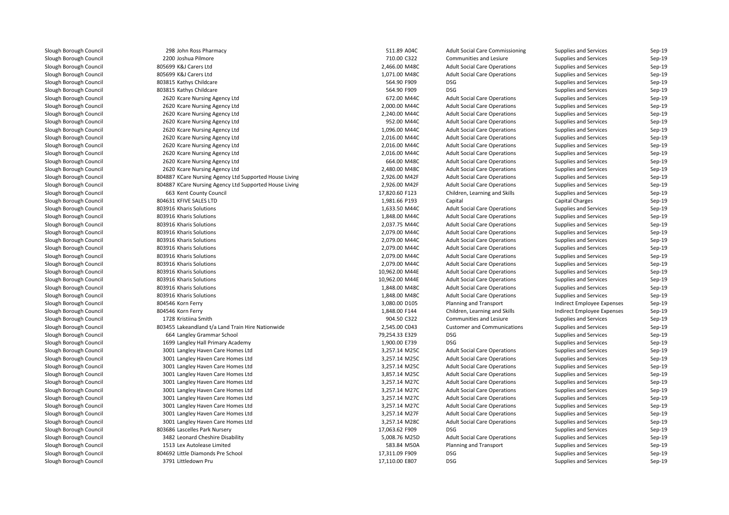| | | | | | | | |
|---|---|---|---|---|---|---|---|
| Slough Borough Council | 298 John Ross Pharmacy | 511.89 | A04C | Adult Social Care Commissioning | Supplies and Services | Sep-19 |
| Slough Borough Council | 2200 Joshua Pilmore | 710.00 | C322 | Communities and Lesiure | Supplies and Services | Sep-19 |
| Slough Borough Council | 805699 K&J Carers Ltd | 2,466.00 | M48C | Adult Social Care Operations | Supplies and Services | Sep-19 |
| Slough Borough Council | 805699 K&J Carers Ltd | 1,071.00 | M48C | Adult Social Care Operations | Supplies and Services | Sep-19 |
| Slough Borough Council | 803815 Kathys Childcare | 564.90 | F909 | DSG | Supplies and Services | Sep-19 |
| Slough Borough Council | 803815 Kathys Childcare | 564.90 | F909 | DSG | Supplies and Services | Sep-19 |
| Slough Borough Council | 2620 Kcare Nursing Agency Ltd | 672.00 | M44C | Adult Social Care Operations | Supplies and Services | Sep-19 |
| Slough Borough Council | 2620 Kcare Nursing Agency Ltd | 2,000.00 | M44C | Adult Social Care Operations | Supplies and Services | Sep-19 |
| Slough Borough Council | 2620 Kcare Nursing Agency Ltd | 2,240.00 | M44C | Adult Social Care Operations | Supplies and Services | Sep-19 |
| Slough Borough Council | 2620 Kcare Nursing Agency Ltd | 952.00 | M44C | Adult Social Care Operations | Supplies and Services | Sep-19 |
| Slough Borough Council | 2620 Kcare Nursing Agency Ltd | 1,096.00 | M44C | Adult Social Care Operations | Supplies and Services | Sep-19 |
| Slough Borough Council | 2620 Kcare Nursing Agency Ltd | 2,016.00 | M44C | Adult Social Care Operations | Supplies and Services | Sep-19 |
| Slough Borough Council | 2620 Kcare Nursing Agency Ltd | 2,016.00 | M44C | Adult Social Care Operations | Supplies and Services | Sep-19 |
| Slough Borough Council | 2620 Kcare Nursing Agency Ltd | 2,016.00 | M44C | Adult Social Care Operations | Supplies and Services | Sep-19 |
| Slough Borough Council | 2620 Kcare Nursing Agency Ltd | 664.00 | M48C | Adult Social Care Operations | Supplies and Services | Sep-19 |
| Slough Borough Council | 2620 Kcare Nursing Agency Ltd | 2,480.00 | M48C | Adult Social Care Operations | Supplies and Services | Sep-19 |
| Slough Borough Council | 804887 KCare Nursing Agency Ltd Supported House Living | 2,926.00 | M42F | Adult Social Care Operations | Supplies and Services | Sep-19 |
| Slough Borough Council | 804887 KCare Nursing Agency Ltd Supported House Living | 2,926.00 | M42F | Adult Social Care Operations | Supplies and Services | Sep-19 |
| Slough Borough Council | 663 Kent County Council | 17,820.60 | F123 | Children, Learning and Skills | Supplies and Services | Sep-19 |
| Slough Borough Council | 804631 KFIVE SALES LTD | 1,981.66 | P193 | Capital | Capital Charges | Sep-19 |
| Slough Borough Council | 803916 Kharis Solutions | 1,633.50 | M44C | Adult Social Care Operations | Supplies and Services | Sep-19 |
| Slough Borough Council | 803916 Kharis Solutions | 1,848.00 | M44C | Adult Social Care Operations | Supplies and Services | Sep-19 |
| Slough Borough Council | 803916 Kharis Solutions | 2,037.75 | M44C | Adult Social Care Operations | Supplies and Services | Sep-19 |
| Slough Borough Council | 803916 Kharis Solutions | 2,079.00 | M44C | Adult Social Care Operations | Supplies and Services | Sep-19 |
| Slough Borough Council | 803916 Kharis Solutions | 2,079.00 | M44C | Adult Social Care Operations | Supplies and Services | Sep-19 |
| Slough Borough Council | 803916 Kharis Solutions | 2,079.00 | M44C | Adult Social Care Operations | Supplies and Services | Sep-19 |
| Slough Borough Council | 803916 Kharis Solutions | 2,079.00 | M44C | Adult Social Care Operations | Supplies and Services | Sep-19 |
| Slough Borough Council | 803916 Kharis Solutions | 2,079.00 | M44C | Adult Social Care Operations | Supplies and Services | Sep-19 |
| Slough Borough Council | 803916 Kharis Solutions | 10,962.00 | M44E | Adult Social Care Operations | Supplies and Services | Sep-19 |
| Slough Borough Council | 803916 Kharis Solutions | 10,962.00 | M44E | Adult Social Care Operations | Supplies and Services | Sep-19 |
| Slough Borough Council | 803916 Kharis Solutions | 1,848.00 | M48C | Adult Social Care Operations | Supplies and Services | Sep-19 |
| Slough Borough Council | 803916 Kharis Solutions | 1,848.00 | M48C | Adult Social Care Operations | Supplies and Services | Sep-19 |
| Slough Borough Council | 804546 Korn Ferry | 3,080.00 | D105 | Planning and Transport | Indirect Employee Expenses | Sep-19 |
| Slough Borough Council | 804546 Korn Ferry | 1,848.00 | F144 | Children, Learning and Skills | Indirect Employee Expenses | Sep-19 |
| Slough Borough Council | 1728 Kristiina Smith | 904.50 | C322 | Communities and Lesiure | Supplies and Services | Sep-19 |
| Slough Borough Council | 803455 Lakeandland t/a Land Train Hire Nationwide | 2,545.00 | C043 | Customer and Communications | Supplies and Services | Sep-19 |
| Slough Borough Council | 664 Langley Grammar School | 79,254.33 | E329 | DSG | Supplies and Services | Sep-19 |
| Slough Borough Council | 1699 Langley Hall Primary Academy | 1,900.00 | E739 | DSG | Supplies and Services | Sep-19 |
| Slough Borough Council | 3001 Langley Haven Care Homes Ltd | 3,257.14 | M25C | Adult Social Care Operations | Supplies and Services | Sep-19 |
| Slough Borough Council | 3001 Langley Haven Care Homes Ltd | 3,257.14 | M25C | Adult Social Care Operations | Supplies and Services | Sep-19 |
| Slough Borough Council | 3001 Langley Haven Care Homes Ltd | 3,257.14 | M25C | Adult Social Care Operations | Supplies and Services | Sep-19 |
| Slough Borough Council | 3001 Langley Haven Care Homes Ltd | 3,857.14 | M25C | Adult Social Care Operations | Supplies and Services | Sep-19 |
| Slough Borough Council | 3001 Langley Haven Care Homes Ltd | 3,257.14 | M27C | Adult Social Care Operations | Supplies and Services | Sep-19 |
| Slough Borough Council | 3001 Langley Haven Care Homes Ltd | 3,257.14 | M27C | Adult Social Care Operations | Supplies and Services | Sep-19 |
| Slough Borough Council | 3001 Langley Haven Care Homes Ltd | 3,257.14 | M27C | Adult Social Care Operations | Supplies and Services | Sep-19 |
| Slough Borough Council | 3001 Langley Haven Care Homes Ltd | 3,257.14 | M27C | Adult Social Care Operations | Supplies and Services | Sep-19 |
| Slough Borough Council | 3001 Langley Haven Care Homes Ltd | 3,257.14 | M27F | Adult Social Care Operations | Supplies and Services | Sep-19 |
| Slough Borough Council | 3001 Langley Haven Care Homes Ltd | 3,257.14 | M28C | Adult Social Care Operations | Supplies and Services | Sep-19 |
| Slough Borough Council | 803686 Lascelles Park Nursery | 17,063.62 | F909 | DSG | Supplies and Services | Sep-19 |
| Slough Borough Council | 3482 Leonard Cheshire Disability | 5,008.76 | M25D | Adult Social Care Operations | Supplies and Services | Sep-19 |
| Slough Borough Council | 1513 Lex Autolease Limited | 583.84 | M50A | Planning and Transport | Supplies and Services | Sep-19 |
| Slough Borough Council | 804692 Little Diamonds Pre School | 17,311.09 | F909 | DSG | Supplies and Services | Sep-19 |
| Slough Borough Council | 3791 Littledown Pru | 17,110.00 | E807 | DSG | Supplies and Services | Sep-19 |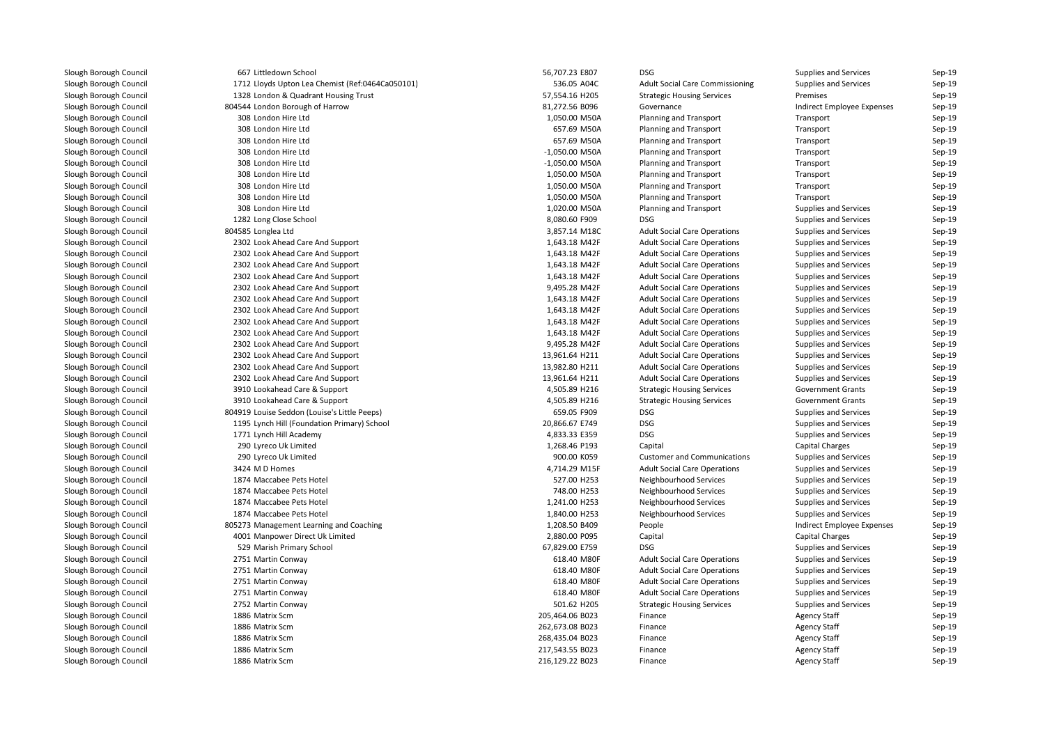| | | | | | | | |
|---|---|---|---|---|---|---|---|
| Slough Borough Council | 667 Littledown School | 56,707.23 | E807 | DSG | Supplies and Services | Sep-19 |
| Slough Borough Council | 1712 Lloyds Upton Lea Chemist (Ref:0464Ca050101) | 536.05 | A04C | Adult Social Care Commissioning | Supplies and Services | Sep-19 |
| Slough Borough Council | 1328 London & Quadrant Housing Trust | 57,554.16 | H205 | Strategic Housing Services | Premises | Sep-19 |
| Slough Borough Council | 804544 London Borough of Harrow | 81,272.56 | B096 | Governance | Indirect Employee Expenses | Sep-19 |
| Slough Borough Council | 308 London Hire Ltd | 1,050.00 | M50A | Planning and Transport | Transport | Sep-19 |
| Slough Borough Council | 308 London Hire Ltd | 657.69 | M50A | Planning and Transport | Transport | Sep-19 |
| Slough Borough Council | 308 London Hire Ltd | 657.69 | M50A | Planning and Transport | Transport | Sep-19 |
| Slough Borough Council | 308 London Hire Ltd | -1,050.00 | M50A | Planning and Transport | Transport | Sep-19 |
| Slough Borough Council | 308 London Hire Ltd | -1,050.00 | M50A | Planning and Transport | Transport | Sep-19 |
| Slough Borough Council | 308 London Hire Ltd | 1,050.00 | M50A | Planning and Transport | Transport | Sep-19 |
| Slough Borough Council | 308 London Hire Ltd | 1,050.00 | M50A | Planning and Transport | Transport | Sep-19 |
| Slough Borough Council | 308 London Hire Ltd | 1,050.00 | M50A | Planning and Transport | Transport | Sep-19 |
| Slough Borough Council | 308 London Hire Ltd | 1,020.00 | M50A | Planning and Transport | Supplies and Services | Sep-19 |
| Slough Borough Council | 1282 Long Close School | 8,080.60 | F909 | DSG | Supplies and Services | Sep-19 |
| Slough Borough Council | 804585 Longlea Ltd | 3,857.14 | M18C | Adult Social Care Operations | Supplies and Services | Sep-19 |
| Slough Borough Council | 2302 Look Ahead Care And Support | 1,643.18 | M42F | Adult Social Care Operations | Supplies and Services | Sep-19 |
| Slough Borough Council | 2302 Look Ahead Care And Support | 1,643.18 | M42F | Adult Social Care Operations | Supplies and Services | Sep-19 |
| Slough Borough Council | 2302 Look Ahead Care And Support | 1,643.18 | M42F | Adult Social Care Operations | Supplies and Services | Sep-19 |
| Slough Borough Council | 2302 Look Ahead Care And Support | 1,643.18 | M42F | Adult Social Care Operations | Supplies and Services | Sep-19 |
| Slough Borough Council | 2302 Look Ahead Care And Support | 9,495.28 | M42F | Adult Social Care Operations | Supplies and Services | Sep-19 |
| Slough Borough Council | 2302 Look Ahead Care And Support | 1,643.18 | M42F | Adult Social Care Operations | Supplies and Services | Sep-19 |
| Slough Borough Council | 2302 Look Ahead Care And Support | 1,643.18 | M42F | Adult Social Care Operations | Supplies and Services | Sep-19 |
| Slough Borough Council | 2302 Look Ahead Care And Support | 1,643.18 | M42F | Adult Social Care Operations | Supplies and Services | Sep-19 |
| Slough Borough Council | 2302 Look Ahead Care And Support | 1,643.18 | M42F | Adult Social Care Operations | Supplies and Services | Sep-19 |
| Slough Borough Council | 2302 Look Ahead Care And Support | 9,495.28 | M42F | Adult Social Care Operations | Supplies and Services | Sep-19 |
| Slough Borough Council | 2302 Look Ahead Care And Support | 13,961.64 | H211 | Adult Social Care Operations | Supplies and Services | Sep-19 |
| Slough Borough Council | 2302 Look Ahead Care And Support | 13,982.80 | H211 | Adult Social Care Operations | Supplies and Services | Sep-19 |
| Slough Borough Council | 2302 Look Ahead Care And Support | 13,961.64 | H211 | Adult Social Care Operations | Supplies and Services | Sep-19 |
| Slough Borough Council | 3910 Lookahead Care & Support | 4,505.89 | H216 | Strategic Housing Services | Government Grants | Sep-19 |
| Slough Borough Council | 3910 Lookahead Care & Support | 4,505.89 | H216 | Strategic Housing Services | Government Grants | Sep-19 |
| Slough Borough Council | 804919 Louise Seddon (Louise's Little Peeps) | 659.05 | F909 | DSG | Supplies and Services | Sep-19 |
| Slough Borough Council | 1195 Lynch Hill (Foundation Primary) School | 20,866.67 | E749 | DSG | Supplies and Services | Sep-19 |
| Slough Borough Council | 1771 Lynch Hill Academy | 4,833.33 | E359 | DSG | Supplies and Services | Sep-19 |
| Slough Borough Council | 290 Lyreco Uk Limited | 1,268.46 | P193 | Capital | Capital Charges | Sep-19 |
| Slough Borough Council | 290 Lyreco Uk Limited | 900.00 | K059 | Customer and Communications | Supplies and Services | Sep-19 |
| Slough Borough Council | 3424 M D Homes | 4,714.29 | M15F | Adult Social Care Operations | Supplies and Services | Sep-19 |
| Slough Borough Council | 1874 Maccabee Pets Hotel | 527.00 | H253 | Neighbourhood Services | Supplies and Services | Sep-19 |
| Slough Borough Council | 1874 Maccabee Pets Hotel | 748.00 | H253 | Neighbourhood Services | Supplies and Services | Sep-19 |
| Slough Borough Council | 1874 Maccabee Pets Hotel | 1,241.00 | H253 | Neighbourhood Services | Supplies and Services | Sep-19 |
| Slough Borough Council | 1874 Maccabee Pets Hotel | 1,840.00 | H253 | Neighbourhood Services | Supplies and Services | Sep-19 |
| Slough Borough Council | 805273 Management Learning and Coaching | 1,208.50 | B409 | People | Indirect Employee Expenses | Sep-19 |
| Slough Borough Council | 4001 Manpower Direct Uk Limited | 2,880.00 | P095 | Capital | Capital Charges | Sep-19 |
| Slough Borough Council | 529 Marish Primary School | 67,829.00 | E759 | DSG | Supplies and Services | Sep-19 |
| Slough Borough Council | 2751 Martin Conway | 618.40 | M80F | Adult Social Care Operations | Supplies and Services | Sep-19 |
| Slough Borough Council | 2751 Martin Conway | 618.40 | M80F | Adult Social Care Operations | Supplies and Services | Sep-19 |
| Slough Borough Council | 2751 Martin Conway | 618.40 | M80F | Adult Social Care Operations | Supplies and Services | Sep-19 |
| Slough Borough Council | 2751 Martin Conway | 618.40 | M80F | Adult Social Care Operations | Supplies and Services | Sep-19 |
| Slough Borough Council | 2752 Martin Conway | 501.62 | H205 | Strategic Housing Services | Supplies and Services | Sep-19 |
| Slough Borough Council | 1886 Matrix Scm | 205,464.06 | B023 | Finance | Agency Staff | Sep-19 |
| Slough Borough Council | 1886 Matrix Scm | 262,673.08 | B023 | Finance | Agency Staff | Sep-19 |
| Slough Borough Council | 1886 Matrix Scm | 268,435.04 | B023 | Finance | Agency Staff | Sep-19 |
| Slough Borough Council | 1886 Matrix Scm | 217,543.55 | B023 | Finance | Agency Staff | Sep-19 |
| Slough Borough Council | 1886 Matrix Scm | 216,129.22 | B023 | Finance | Agency Staff | Sep-19 |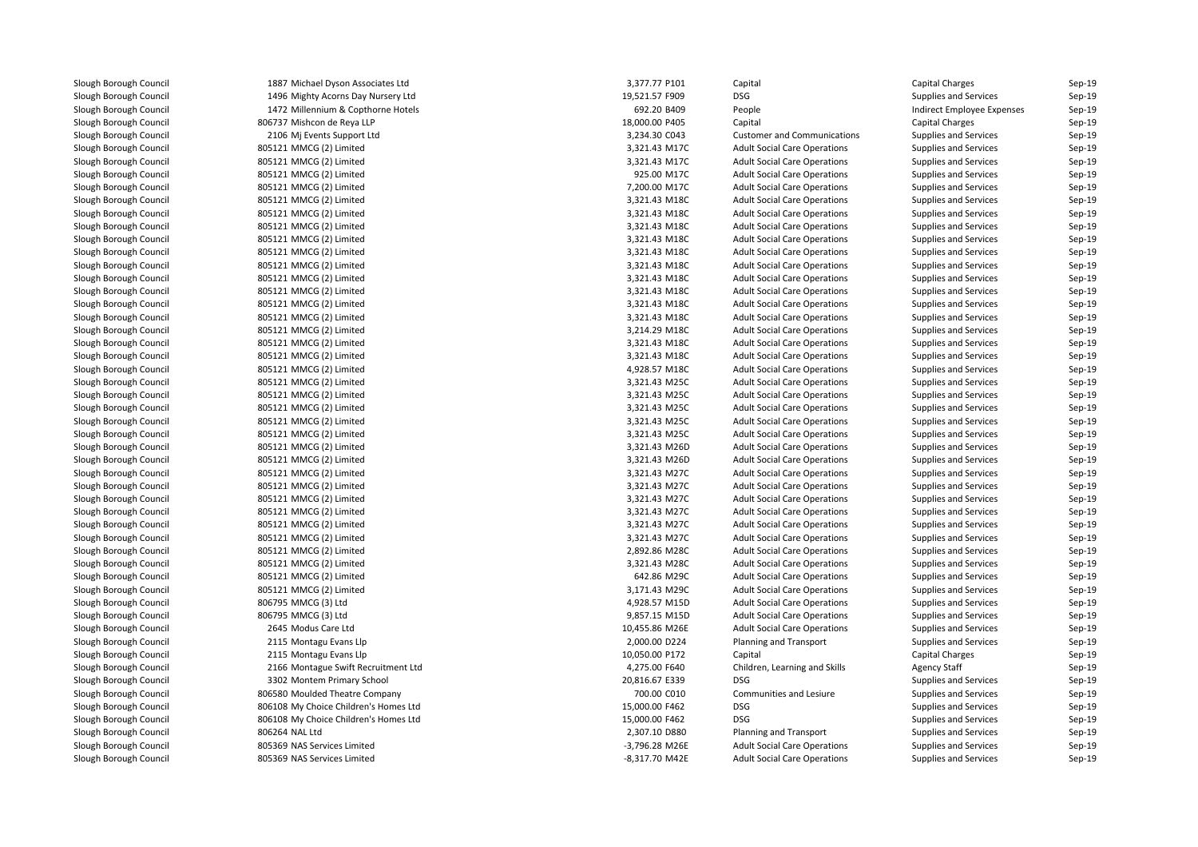| | | | | | | |
|---|---|---|---|---|---|---|
| Slough Borough Council | 1887 Michael Dyson Associates Ltd | 3,377.77 P101 | Capital | Capital Charges | Sep-19 |
| Slough Borough Council | 1496 Mighty Acorns Day Nursery Ltd | 19,521.57 F909 | DSG | Supplies and Services | Sep-19 |
| Slough Borough Council | 1472 Millennium & Copthorne Hotels | 692.20 B409 | People | Indirect Employee Expenses | Sep-19 |
| Slough Borough Council | 806737 Mishcon de Reya LLP | 18,000.00 P405 | Capital | Capital Charges | Sep-19 |
| Slough Borough Council | 2106 Mj Events Support Ltd | 3,234.30 C043 | Customer and Communications | Supplies and Services | Sep-19 |
| Slough Borough Council | 805121 MMCG (2) Limited | 3,321.43 M17C | Adult Social Care Operations | Supplies and Services | Sep-19 |
| Slough Borough Council | 805121 MMCG (2) Limited | 3,321.43 M17C | Adult Social Care Operations | Supplies and Services | Sep-19 |
| Slough Borough Council | 805121 MMCG (2) Limited | 925.00 M17C | Adult Social Care Operations | Supplies and Services | Sep-19 |
| Slough Borough Council | 805121 MMCG (2) Limited | 7,200.00 M17C | Adult Social Care Operations | Supplies and Services | Sep-19 |
| Slough Borough Council | 805121 MMCG (2) Limited | 3,321.43 M18C | Adult Social Care Operations | Supplies and Services | Sep-19 |
| Slough Borough Council | 805121 MMCG (2) Limited | 3,321.43 M18C | Adult Social Care Operations | Supplies and Services | Sep-19 |
| Slough Borough Council | 805121 MMCG (2) Limited | 3,321.43 M18C | Adult Social Care Operations | Supplies and Services | Sep-19 |
| Slough Borough Council | 805121 MMCG (2) Limited | 3,321.43 M18C | Adult Social Care Operations | Supplies and Services | Sep-19 |
| Slough Borough Council | 805121 MMCG (2) Limited | 3,321.43 M18C | Adult Social Care Operations | Supplies and Services | Sep-19 |
| Slough Borough Council | 805121 MMCG (2) Limited | 3,321.43 M18C | Adult Social Care Operations | Supplies and Services | Sep-19 |
| Slough Borough Council | 805121 MMCG (2) Limited | 3,321.43 M18C | Adult Social Care Operations | Supplies and Services | Sep-19 |
| Slough Borough Council | 805121 MMCG (2) Limited | 3,321.43 M18C | Adult Social Care Operations | Supplies and Services | Sep-19 |
| Slough Borough Council | 805121 MMCG (2) Limited | 3,321.43 M18C | Adult Social Care Operations | Supplies and Services | Sep-19 |
| Slough Borough Council | 805121 MMCG (2) Limited | 3,321.43 M18C | Adult Social Care Operations | Supplies and Services | Sep-19 |
| Slough Borough Council | 805121 MMCG (2) Limited | 3,214.29 M18C | Adult Social Care Operations | Supplies and Services | Sep-19 |
| Slough Borough Council | 805121 MMCG (2) Limited | 3,321.43 M18C | Adult Social Care Operations | Supplies and Services | Sep-19 |
| Slough Borough Council | 805121 MMCG (2) Limited | 3,321.43 M18C | Adult Social Care Operations | Supplies and Services | Sep-19 |
| Slough Borough Council | 805121 MMCG (2) Limited | 4,928.57 M18C | Adult Social Care Operations | Supplies and Services | Sep-19 |
| Slough Borough Council | 805121 MMCG (2) Limited | 3,321.43 M25C | Adult Social Care Operations | Supplies and Services | Sep-19 |
| Slough Borough Council | 805121 MMCG (2) Limited | 3,321.43 M25C | Adult Social Care Operations | Supplies and Services | Sep-19 |
| Slough Borough Council | 805121 MMCG (2) Limited | 3,321.43 M25C | Adult Social Care Operations | Supplies and Services | Sep-19 |
| Slough Borough Council | 805121 MMCG (2) Limited | 3,321.43 M25C | Adult Social Care Operations | Supplies and Services | Sep-19 |
| Slough Borough Council | 805121 MMCG (2) Limited | 3,321.43 M25C | Adult Social Care Operations | Supplies and Services | Sep-19 |
| Slough Borough Council | 805121 MMCG (2) Limited | 3,321.43 M26D | Adult Social Care Operations | Supplies and Services | Sep-19 |
| Slough Borough Council | 805121 MMCG (2) Limited | 3,321.43 M26D | Adult Social Care Operations | Supplies and Services | Sep-19 |
| Slough Borough Council | 805121 MMCG (2) Limited | 3,321.43 M27C | Adult Social Care Operations | Supplies and Services | Sep-19 |
| Slough Borough Council | 805121 MMCG (2) Limited | 3,321.43 M27C | Adult Social Care Operations | Supplies and Services | Sep-19 |
| Slough Borough Council | 805121 MMCG (2) Limited | 3,321.43 M27C | Adult Social Care Operations | Supplies and Services | Sep-19 |
| Slough Borough Council | 805121 MMCG (2) Limited | 3,321.43 M27C | Adult Social Care Operations | Supplies and Services | Sep-19 |
| Slough Borough Council | 805121 MMCG (2) Limited | 3,321.43 M27C | Adult Social Care Operations | Supplies and Services | Sep-19 |
| Slough Borough Council | 805121 MMCG (2) Limited | 3,321.43 M27C | Adult Social Care Operations | Supplies and Services | Sep-19 |
| Slough Borough Council | 805121 MMCG (2) Limited | 2,892.86 M28C | Adult Social Care Operations | Supplies and Services | Sep-19 |
| Slough Borough Council | 805121 MMCG (2) Limited | 3,321.43 M28C | Adult Social Care Operations | Supplies and Services | Sep-19 |
| Slough Borough Council | 805121 MMCG (2) Limited | 642.86 M29C | Adult Social Care Operations | Supplies and Services | Sep-19 |
| Slough Borough Council | 805121 MMCG (2) Limited | 3,171.43 M29C | Adult Social Care Operations | Supplies and Services | Sep-19 |
| Slough Borough Council | 806795 MMCG (3) Ltd | 4,928.57 M15D | Adult Social Care Operations | Supplies and Services | Sep-19 |
| Slough Borough Council | 806795 MMCG (3) Ltd | 9,857.15 M15D | Adult Social Care Operations | Supplies and Services | Sep-19 |
| Slough Borough Council | 2645 Modus Care Ltd | 10,455.86 M26E | Adult Social Care Operations | Supplies and Services | Sep-19 |
| Slough Borough Council | 2115 Montagu Evans Llp | 2,000.00 D224 | Planning and Transport | Supplies and Services | Sep-19 |
| Slough Borough Council | 2115 Montagu Evans Llp | 10,050.00 P172 | Capital | Capital Charges | Sep-19 |
| Slough Borough Council | 2166 Montague Swift Recruitment Ltd | 4,275.00 F640 | Children, Learning and Skills | Agency Staff | Sep-19 |
| Slough Borough Council | 3302 Montem Primary School | 20,816.67 E339 | DSG | Supplies and Services | Sep-19 |
| Slough Borough Council | 806580 Moulded Theatre Company | 700.00 C010 | Communities and Lesiure | Supplies and Services | Sep-19 |
| Slough Borough Council | 806108 My Choice Children's Homes Ltd | 15,000.00 F462 | DSG | Supplies and Services | Sep-19 |
| Slough Borough Council | 806108 My Choice Children's Homes Ltd | 15,000.00 F462 | DSG | Supplies and Services | Sep-19 |
| Slough Borough Council | 806264 NAL Ltd | 2,307.10 D880 | Planning and Transport | Supplies and Services | Sep-19 |
| Slough Borough Council | 805369 NAS Services Limited | -3,796.28 M26E | Adult Social Care Operations | Supplies and Services | Sep-19 |
| Slough Borough Council | 805369 NAS Services Limited | -8,317.70 M42E | Adult Social Care Operations | Supplies and Services | Sep-19 |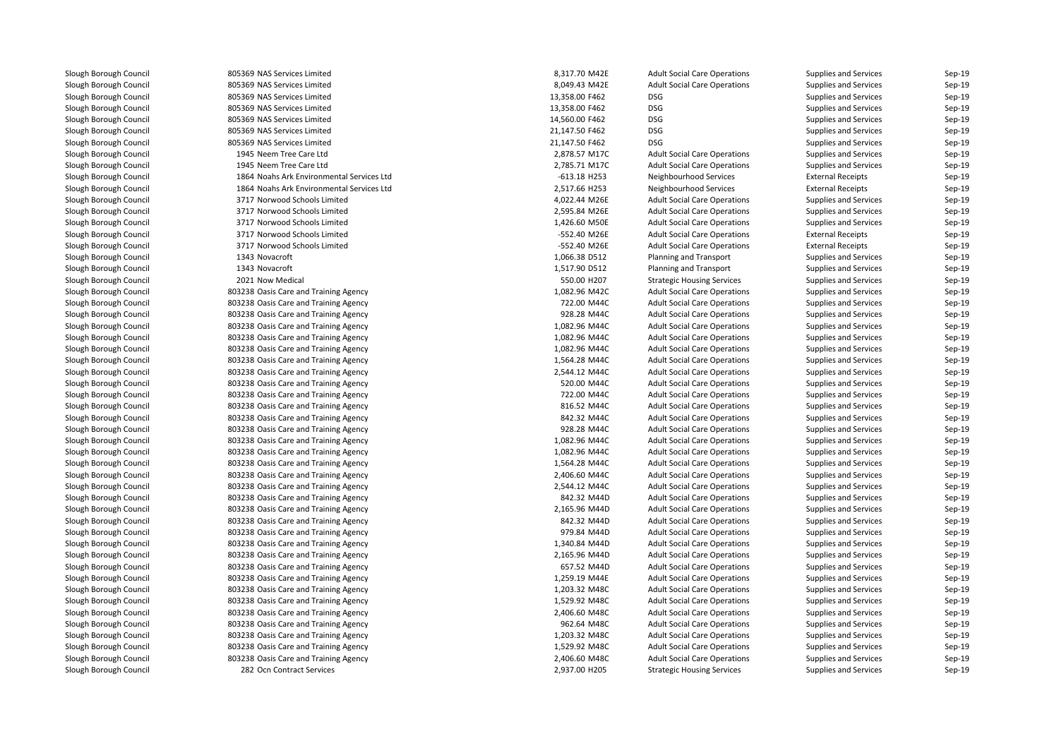| | | | | | | |
|---|---|---|---|---|---|---|
| Slough Borough Council | 805369 NAS Services Limited | 8,317.70 M42E | Adult Social Care Operations | Supplies and Services | Sep-19 |
| Slough Borough Council | 805369 NAS Services Limited | 8,049.43 M42E | Adult Social Care Operations | Supplies and Services | Sep-19 |
| Slough Borough Council | 805369 NAS Services Limited | 13,358.00 F462 | DSG | Supplies and Services | Sep-19 |
| Slough Borough Council | 805369 NAS Services Limited | 13,358.00 F462 | DSG | Supplies and Services | Sep-19 |
| Slough Borough Council | 805369 NAS Services Limited | 14,560.00 F462 | DSG | Supplies and Services | Sep-19 |
| Slough Borough Council | 805369 NAS Services Limited | 21,147.50 F462 | DSG | Supplies and Services | Sep-19 |
| Slough Borough Council | 805369 NAS Services Limited | 21,147.50 F462 | DSG | Supplies and Services | Sep-19 |
| Slough Borough Council | 1945 Neem Tree Care Ltd | 2,878.57 M17C | Adult Social Care Operations | Supplies and Services | Sep-19 |
| Slough Borough Council | 1945 Neem Tree Care Ltd | 2,785.71 M17C | Adult Social Care Operations | Supplies and Services | Sep-19 |
| Slough Borough Council | 1864 Noahs Ark Environmental Services Ltd | -613.18 H253 | Neighbourhood Services | External Receipts | Sep-19 |
| Slough Borough Council | 1864 Noahs Ark Environmental Services Ltd | 2,517.66 H253 | Neighbourhood Services | External Receipts | Sep-19 |
| Slough Borough Council | 3717 Norwood Schools Limited | 4,022.44 M26E | Adult Social Care Operations | Supplies and Services | Sep-19 |
| Slough Borough Council | 3717 Norwood Schools Limited | 2,595.84 M26E | Adult Social Care Operations | Supplies and Services | Sep-19 |
| Slough Borough Council | 3717 Norwood Schools Limited | 1,426.60 M50E | Adult Social Care Operations | Supplies and Services | Sep-19 |
| Slough Borough Council | 3717 Norwood Schools Limited | -552.40 M26E | Adult Social Care Operations | External Receipts | Sep-19 |
| Slough Borough Council | 3717 Norwood Schools Limited | -552.40 M26E | Adult Social Care Operations | External Receipts | Sep-19 |
| Slough Borough Council | 1343 Novacroft | 1,066.38 D512 | Planning and Transport | Supplies and Services | Sep-19 |
| Slough Borough Council | 1343 Novacroft | 1,517.90 D512 | Planning and Transport | Supplies and Services | Sep-19 |
| Slough Borough Council | 2021 Now Medical | 550.00 H207 | Strategic Housing Services | Supplies and Services | Sep-19 |
| Slough Borough Council | 803238 Oasis Care and Training Agency | 1,082.96 M42C | Adult Social Care Operations | Supplies and Services | Sep-19 |
| Slough Borough Council | 803238 Oasis Care and Training Agency | 722.00 M44C | Adult Social Care Operations | Supplies and Services | Sep-19 |
| Slough Borough Council | 803238 Oasis Care and Training Agency | 928.28 M44C | Adult Social Care Operations | Supplies and Services | Sep-19 |
| Slough Borough Council | 803238 Oasis Care and Training Agency | 1,082.96 M44C | Adult Social Care Operations | Supplies and Services | Sep-19 |
| Slough Borough Council | 803238 Oasis Care and Training Agency | 1,082.96 M44C | Adult Social Care Operations | Supplies and Services | Sep-19 |
| Slough Borough Council | 803238 Oasis Care and Training Agency | 1,082.96 M44C | Adult Social Care Operations | Supplies and Services | Sep-19 |
| Slough Borough Council | 803238 Oasis Care and Training Agency | 1,564.28 M44C | Adult Social Care Operations | Supplies and Services | Sep-19 |
| Slough Borough Council | 803238 Oasis Care and Training Agency | 2,544.12 M44C | Adult Social Care Operations | Supplies and Services | Sep-19 |
| Slough Borough Council | 803238 Oasis Care and Training Agency | 520.00 M44C | Adult Social Care Operations | Supplies and Services | Sep-19 |
| Slough Borough Council | 803238 Oasis Care and Training Agency | 722.00 M44C | Adult Social Care Operations | Supplies and Services | Sep-19 |
| Slough Borough Council | 803238 Oasis Care and Training Agency | 816.52 M44C | Adult Social Care Operations | Supplies and Services | Sep-19 |
| Slough Borough Council | 803238 Oasis Care and Training Agency | 842.32 M44C | Adult Social Care Operations | Supplies and Services | Sep-19 |
| Slough Borough Council | 803238 Oasis Care and Training Agency | 928.28 M44C | Adult Social Care Operations | Supplies and Services | Sep-19 |
| Slough Borough Council | 803238 Oasis Care and Training Agency | 1,082.96 M44C | Adult Social Care Operations | Supplies and Services | Sep-19 |
| Slough Borough Council | 803238 Oasis Care and Training Agency | 1,082.96 M44C | Adult Social Care Operations | Supplies and Services | Sep-19 |
| Slough Borough Council | 803238 Oasis Care and Training Agency | 1,564.28 M44C | Adult Social Care Operations | Supplies and Services | Sep-19 |
| Slough Borough Council | 803238 Oasis Care and Training Agency | 2,406.60 M44C | Adult Social Care Operations | Supplies and Services | Sep-19 |
| Slough Borough Council | 803238 Oasis Care and Training Agency | 2,544.12 M44C | Adult Social Care Operations | Supplies and Services | Sep-19 |
| Slough Borough Council | 803238 Oasis Care and Training Agency | 842.32 M44D | Adult Social Care Operations | Supplies and Services | Sep-19 |
| Slough Borough Council | 803238 Oasis Care and Training Agency | 2,165.96 M44D | Adult Social Care Operations | Supplies and Services | Sep-19 |
| Slough Borough Council | 803238 Oasis Care and Training Agency | 842.32 M44D | Adult Social Care Operations | Supplies and Services | Sep-19 |
| Slough Borough Council | 803238 Oasis Care and Training Agency | 979.84 M44D | Adult Social Care Operations | Supplies and Services | Sep-19 |
| Slough Borough Council | 803238 Oasis Care and Training Agency | 1,340.84 M44D | Adult Social Care Operations | Supplies and Services | Sep-19 |
| Slough Borough Council | 803238 Oasis Care and Training Agency | 2,165.96 M44D | Adult Social Care Operations | Supplies and Services | Sep-19 |
| Slough Borough Council | 803238 Oasis Care and Training Agency | 657.52 M44D | Adult Social Care Operations | Supplies and Services | Sep-19 |
| Slough Borough Council | 803238 Oasis Care and Training Agency | 1,259.19 M44E | Adult Social Care Operations | Supplies and Services | Sep-19 |
| Slough Borough Council | 803238 Oasis Care and Training Agency | 1,203.32 M48C | Adult Social Care Operations | Supplies and Services | Sep-19 |
| Slough Borough Council | 803238 Oasis Care and Training Agency | 1,529.92 M48C | Adult Social Care Operations | Supplies and Services | Sep-19 |
| Slough Borough Council | 803238 Oasis Care and Training Agency | 2,406.60 M48C | Adult Social Care Operations | Supplies and Services | Sep-19 |
| Slough Borough Council | 803238 Oasis Care and Training Agency | 962.64 M48C | Adult Social Care Operations | Supplies and Services | Sep-19 |
| Slough Borough Council | 803238 Oasis Care and Training Agency | 1,203.32 M48C | Adult Social Care Operations | Supplies and Services | Sep-19 |
| Slough Borough Council | 803238 Oasis Care and Training Agency | 1,529.92 M48C | Adult Social Care Operations | Supplies and Services | Sep-19 |
| Slough Borough Council | 803238 Oasis Care and Training Agency | 2,406.60 M48C | Adult Social Care Operations | Supplies and Services | Sep-19 |
| Slough Borough Council | 282 Ocn Contract Services | 2,937.00 H205 | Strategic Housing Services | Supplies and Services | Sep-19 |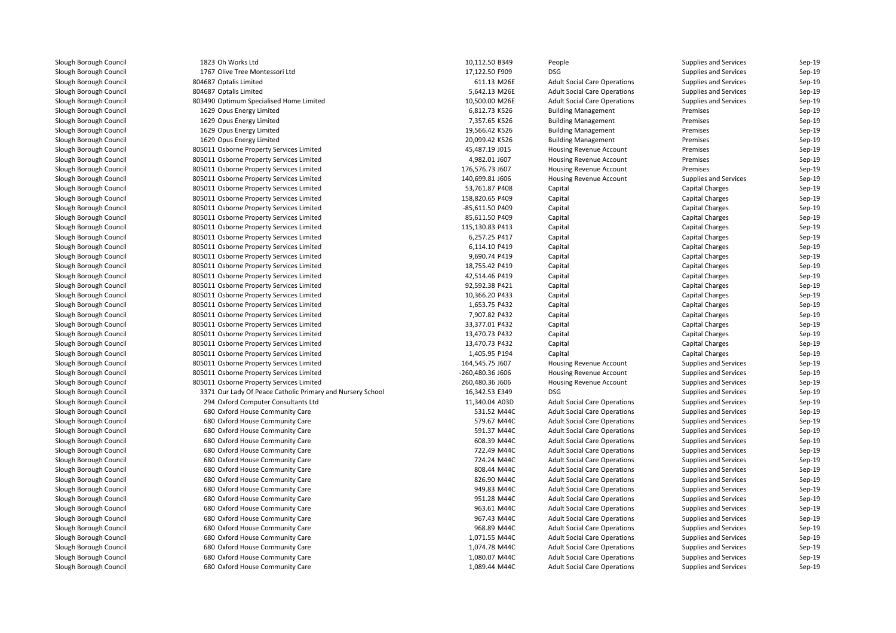| | | | | | | |
|---|---|---|---|---|---|---|
| Slough Borough Council | 1823 Oh Works Ltd | 10,112.50 B349 | People | Supplies and Services | Sep-19 |
| Slough Borough Council | 1767 Olive Tree Montessori Ltd | 17,122.50 F909 | DSG | Supplies and Services | Sep-19 |
| Slough Borough Council | 804687 Optalis Limited | 611.13 M26E | Adult Social Care Operations | Supplies and Services | Sep-19 |
| Slough Borough Council | 804687 Optalis Limited | 5,642.13 M26E | Adult Social Care Operations | Supplies and Services | Sep-19 |
| Slough Borough Council | 803490 Optimum Specialised Home Limited | 10,500.00 M26E | Adult Social Care Operations | Supplies and Services | Sep-19 |
| Slough Borough Council | 1629 Opus Energy Limited | 6,812.73 K526 | Building Management | Premises | Sep-19 |
| Slough Borough Council | 1629 Opus Energy Limited | 7,357.65 K526 | Building Management | Premises | Sep-19 |
| Slough Borough Council | 1629 Opus Energy Limited | 19,566.42 K526 | Building Management | Premises | Sep-19 |
| Slough Borough Council | 1629 Opus Energy Limited | 20,099.42 K526 | Building Management | Premises | Sep-19 |
| Slough Borough Council | 805011 Osborne Property Services Limited | 45,487.19 J015 | Housing Revenue Account | Premises | Sep-19 |
| Slough Borough Council | 805011 Osborne Property Services Limited | 4,982.01 J607 | Housing Revenue Account | Premises | Sep-19 |
| Slough Borough Council | 805011 Osborne Property Services Limited | 176,576.73 J607 | Housing Revenue Account | Premises | Sep-19 |
| Slough Borough Council | 805011 Osborne Property Services Limited | 140,699.81 J606 | Housing Revenue Account | Supplies and Services | Sep-19 |
| Slough Borough Council | 805011 Osborne Property Services Limited | 53,761.87 P408 | Capital | Capital Charges | Sep-19 |
| Slough Borough Council | 805011 Osborne Property Services Limited | 158,820.65 P409 | Capital | Capital Charges | Sep-19 |
| Slough Borough Council | 805011 Osborne Property Services Limited | -85,611.50 P409 | Capital | Capital Charges | Sep-19 |
| Slough Borough Council | 805011 Osborne Property Services Limited | 85,611.50 P409 | Capital | Capital Charges | Sep-19 |
| Slough Borough Council | 805011 Osborne Property Services Limited | 115,130.83 P413 | Capital | Capital Charges | Sep-19 |
| Slough Borough Council | 805011 Osborne Property Services Limited | 6,257.25 P417 | Capital | Capital Charges | Sep-19 |
| Slough Borough Council | 805011 Osborne Property Services Limited | 6,114.10 P419 | Capital | Capital Charges | Sep-19 |
| Slough Borough Council | 805011 Osborne Property Services Limited | 9,690.74 P419 | Capital | Capital Charges | Sep-19 |
| Slough Borough Council | 805011 Osborne Property Services Limited | 18,755.42 P419 | Capital | Capital Charges | Sep-19 |
| Slough Borough Council | 805011 Osborne Property Services Limited | 42,514.46 P419 | Capital | Capital Charges | Sep-19 |
| Slough Borough Council | 805011 Osborne Property Services Limited | 92,592.38 P421 | Capital | Capital Charges | Sep-19 |
| Slough Borough Council | 805011 Osborne Property Services Limited | 10,366.20 P433 | Capital | Capital Charges | Sep-19 |
| Slough Borough Council | 805011 Osborne Property Services Limited | 1,653.75 P432 | Capital | Capital Charges | Sep-19 |
| Slough Borough Council | 805011 Osborne Property Services Limited | 7,907.82 P432 | Capital | Capital Charges | Sep-19 |
| Slough Borough Council | 805011 Osborne Property Services Limited | 33,377.01 P432 | Capital | Capital Charges | Sep-19 |
| Slough Borough Council | 805011 Osborne Property Services Limited | 13,470.73 P432 | Capital | Capital Charges | Sep-19 |
| Slough Borough Council | 805011 Osborne Property Services Limited | 13,470.73 P432 | Capital | Capital Charges | Sep-19 |
| Slough Borough Council | 805011 Osborne Property Services Limited | 1,405.95 P194 | Capital | Capital Charges | Sep-19 |
| Slough Borough Council | 805011 Osborne Property Services Limited | 164,545.75 J607 | Housing Revenue Account | Supplies and Services | Sep-19 |
| Slough Borough Council | 805011 Osborne Property Services Limited | -260,480.36 J606 | Housing Revenue Account | Supplies and Services | Sep-19 |
| Slough Borough Council | 805011 Osborne Property Services Limited | 260,480.36 J606 | Housing Revenue Account | Supplies and Services | Sep-19 |
| Slough Borough Council | 3371 Our Lady Of Peace Catholic Primary and Nursery School | 16,342.53 E349 | DSG | Supplies and Services | Sep-19 |
| Slough Borough Council | 294 Oxford Computer Consultants Ltd | 11,340.04 A03D | Adult Social Care Operations | Supplies and Services | Sep-19 |
| Slough Borough Council | 680 Oxford House Community Care | 531.52 M44C | Adult Social Care Operations | Supplies and Services | Sep-19 |
| Slough Borough Council | 680 Oxford House Community Care | 579.67 M44C | Adult Social Care Operations | Supplies and Services | Sep-19 |
| Slough Borough Council | 680 Oxford House Community Care | 591.37 M44C | Adult Social Care Operations | Supplies and Services | Sep-19 |
| Slough Borough Council | 680 Oxford House Community Care | 608.39 M44C | Adult Social Care Operations | Supplies and Services | Sep-19 |
| Slough Borough Council | 680 Oxford House Community Care | 722.49 M44C | Adult Social Care Operations | Supplies and Services | Sep-19 |
| Slough Borough Council | 680 Oxford House Community Care | 724.24 M44C | Adult Social Care Operations | Supplies and Services | Sep-19 |
| Slough Borough Council | 680 Oxford House Community Care | 808.44 M44C | Adult Social Care Operations | Supplies and Services | Sep-19 |
| Slough Borough Council | 680 Oxford House Community Care | 826.90 M44C | Adult Social Care Operations | Supplies and Services | Sep-19 |
| Slough Borough Council | 680 Oxford House Community Care | 949.83 M44C | Adult Social Care Operations | Supplies and Services | Sep-19 |
| Slough Borough Council | 680 Oxford House Community Care | 951.28 M44C | Adult Social Care Operations | Supplies and Services | Sep-19 |
| Slough Borough Council | 680 Oxford House Community Care | 963.61 M44C | Adult Social Care Operations | Supplies and Services | Sep-19 |
| Slough Borough Council | 680 Oxford House Community Care | 967.43 M44C | Adult Social Care Operations | Supplies and Services | Sep-19 |
| Slough Borough Council | 680 Oxford House Community Care | 968.89 M44C | Adult Social Care Operations | Supplies and Services | Sep-19 |
| Slough Borough Council | 680 Oxford House Community Care | 1,071.55 M44C | Adult Social Care Operations | Supplies and Services | Sep-19 |
| Slough Borough Council | 680 Oxford House Community Care | 1,074.78 M44C | Adult Social Care Operations | Supplies and Services | Sep-19 |
| Slough Borough Council | 680 Oxford House Community Care | 1,080.07 M44C | Adult Social Care Operations | Supplies and Services | Sep-19 |
| Slough Borough Council | 680 Oxford House Community Care | 1,089.44 M44C | Adult Social Care Operations | Supplies and Services | Sep-19 |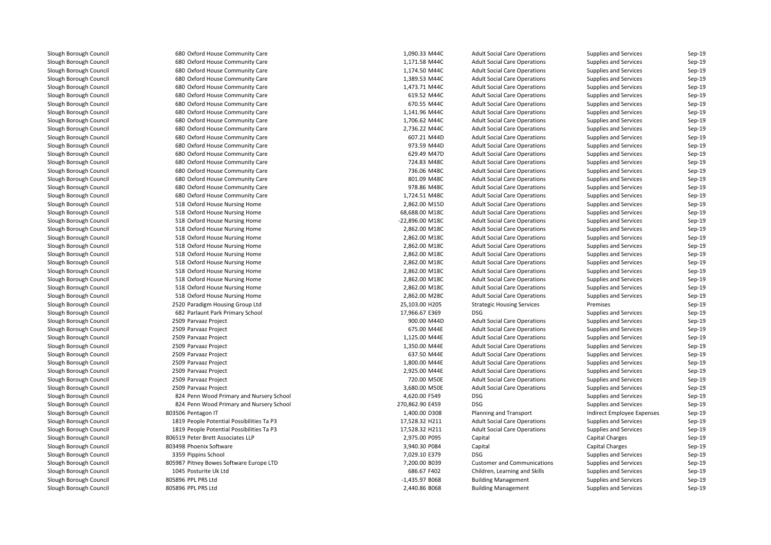| | | | | | | |
|---|---|---|---|---|---|---|
| Slough Borough Council | 680 Oxford House Community Care | 1,090.33 M44C | Adult Social Care Operations | Supplies and Services | Sep-19 |
| Slough Borough Council | 680 Oxford House Community Care | 1,171.58 M44C | Adult Social Care Operations | Supplies and Services | Sep-19 |
| Slough Borough Council | 680 Oxford House Community Care | 1,174.50 M44C | Adult Social Care Operations | Supplies and Services | Sep-19 |
| Slough Borough Council | 680 Oxford House Community Care | 1,389.53 M44C | Adult Social Care Operations | Supplies and Services | Sep-19 |
| Slough Borough Council | 680 Oxford House Community Care | 1,473.71 M44C | Adult Social Care Operations | Supplies and Services | Sep-19 |
| Slough Borough Council | 680 Oxford House Community Care | 619.52 M44C | Adult Social Care Operations | Supplies and Services | Sep-19 |
| Slough Borough Council | 680 Oxford House Community Care | 670.55 M44C | Adult Social Care Operations | Supplies and Services | Sep-19 |
| Slough Borough Council | 680 Oxford House Community Care | 1,141.96 M44C | Adult Social Care Operations | Supplies and Services | Sep-19 |
| Slough Borough Council | 680 Oxford House Community Care | 1,706.62 M44C | Adult Social Care Operations | Supplies and Services | Sep-19 |
| Slough Borough Council | 680 Oxford House Community Care | 2,736.22 M44C | Adult Social Care Operations | Supplies and Services | Sep-19 |
| Slough Borough Council | 680 Oxford House Community Care | 607.21 M44D | Adult Social Care Operations | Supplies and Services | Sep-19 |
| Slough Borough Council | 680 Oxford House Community Care | 973.59 M44D | Adult Social Care Operations | Supplies and Services | Sep-19 |
| Slough Borough Council | 680 Oxford House Community Care | 629.49 M47D | Adult Social Care Operations | Supplies and Services | Sep-19 |
| Slough Borough Council | 680 Oxford House Community Care | 724.83 M48C | Adult Social Care Operations | Supplies and Services | Sep-19 |
| Slough Borough Council | 680 Oxford House Community Care | 736.06 M48C | Adult Social Care Operations | Supplies and Services | Sep-19 |
| Slough Borough Council | 680 Oxford House Community Care | 801.09 M48C | Adult Social Care Operations | Supplies and Services | Sep-19 |
| Slough Borough Council | 680 Oxford House Community Care | 978.86 M48C | Adult Social Care Operations | Supplies and Services | Sep-19 |
| Slough Borough Council | 680 Oxford House Community Care | 1,724.51 M48C | Adult Social Care Operations | Supplies and Services | Sep-19 |
| Slough Borough Council | 518 Oxford House Nursing Home | 2,862.00 M15D | Adult Social Care Operations | Supplies and Services | Sep-19 |
| Slough Borough Council | 518 Oxford House Nursing Home | 68,688.00 M18C | Adult Social Care Operations | Supplies and Services | Sep-19 |
| Slough Borough Council | 518 Oxford House Nursing Home | -22,896.00 M18C | Adult Social Care Operations | Supplies and Services | Sep-19 |
| Slough Borough Council | 518 Oxford House Nursing Home | 2,862.00 M18C | Adult Social Care Operations | Supplies and Services | Sep-19 |
| Slough Borough Council | 518 Oxford House Nursing Home | 2,862.00 M18C | Adult Social Care Operations | Supplies and Services | Sep-19 |
| Slough Borough Council | 518 Oxford House Nursing Home | 2,862.00 M18C | Adult Social Care Operations | Supplies and Services | Sep-19 |
| Slough Borough Council | 518 Oxford House Nursing Home | 2,862.00 M18C | Adult Social Care Operations | Supplies and Services | Sep-19 |
| Slough Borough Council | 518 Oxford House Nursing Home | 2,862.00 M18C | Adult Social Care Operations | Supplies and Services | Sep-19 |
| Slough Borough Council | 518 Oxford House Nursing Home | 2,862.00 M18C | Adult Social Care Operations | Supplies and Services | Sep-19 |
| Slough Borough Council | 518 Oxford House Nursing Home | 2,862.00 M18C | Adult Social Care Operations | Supplies and Services | Sep-19 |
| Slough Borough Council | 518 Oxford House Nursing Home | 2,862.00 M18C | Adult Social Care Operations | Supplies and Services | Sep-19 |
| Slough Borough Council | 518 Oxford House Nursing Home | 2,862.00 M28C | Adult Social Care Operations | Supplies and Services | Sep-19 |
| Slough Borough Council | 2520 Paradigm Housing Group Ltd | 25,103.00 H205 | Strategic Housing Services | Premises | Sep-19 |
| Slough Borough Council | 682 Parlaunt Park Primary School | 17,966.67 E369 | DSG | Supplies and Services | Sep-19 |
| Slough Borough Council | 2509 Parvaaz Project | 900.00 M44D | Adult Social Care Operations | Supplies and Services | Sep-19 |
| Slough Borough Council | 2509 Parvaaz Project | 675.00 M44E | Adult Social Care Operations | Supplies and Services | Sep-19 |
| Slough Borough Council | 2509 Parvaaz Project | 1,125.00 M44E | Adult Social Care Operations | Supplies and Services | Sep-19 |
| Slough Borough Council | 2509 Parvaaz Project | 1,350.00 M44E | Adult Social Care Operations | Supplies and Services | Sep-19 |
| Slough Borough Council | 2509 Parvaaz Project | 637.50 M44E | Adult Social Care Operations | Supplies and Services | Sep-19 |
| Slough Borough Council | 2509 Parvaaz Project | 1,800.00 M44E | Adult Social Care Operations | Supplies and Services | Sep-19 |
| Slough Borough Council | 2509 Parvaaz Project | 2,925.00 M44E | Adult Social Care Operations | Supplies and Services | Sep-19 |
| Slough Borough Council | 2509 Parvaaz Project | 720.00 M50E | Adult Social Care Operations | Supplies and Services | Sep-19 |
| Slough Borough Council | 2509 Parvaaz Project | 3,680.00 M50E | Adult Social Care Operations | Supplies and Services | Sep-19 |
| Slough Borough Council | 824 Penn Wood Primary and Nursery School | 4,620.00 F549 | DSG | Supplies and Services | Sep-19 |
| Slough Borough Council | 824 Penn Wood Primary and Nursery School | 270,862.90 E459 | DSG | Supplies and Services | Sep-19 |
| Slough Borough Council | 803506 Pentagon IT | 1,400.00 D308 | Planning and Transport | Indirect Employee Expenses | Sep-19 |
| Slough Borough Council | 1819 People Potential Possibilities Ta P3 | 17,528.32 H211 | Adult Social Care Operations | Supplies and Services | Sep-19 |
| Slough Borough Council | 1819 People Potential Possibilities Ta P3 | 17,528.32 H211 | Adult Social Care Operations | Supplies and Services | Sep-19 |
| Slough Borough Council | 806519 Peter Brett Associates LLP | 2,975.00 P095 | Capital | Capital Charges | Sep-19 |
| Slough Borough Council | 803498 Phoenix Software | 3,940.30 P084 | Capital | Capital Charges | Sep-19 |
| Slough Borough Council | 3359 Pippins School | 7,029.10 E379 | DSG | Supplies and Services | Sep-19 |
| Slough Borough Council | 805987 Pitney Bowes Software Europe LTD | 7,200.00 B039 | Customer and Communications | Supplies and Services | Sep-19 |
| Slough Borough Council | 1045 Posturite Uk Ltd | 686.67 F402 | Children, Learning and Skills | Supplies and Services | Sep-19 |
| Slough Borough Council | 805896 PPL PRS Ltd | -1,435.97 B068 | Building Management | Supplies and Services | Sep-19 |
| Slough Borough Council | 805896 PPL PRS Ltd | 2,440.86 B068 | Building Management | Supplies and Services | Sep-19 |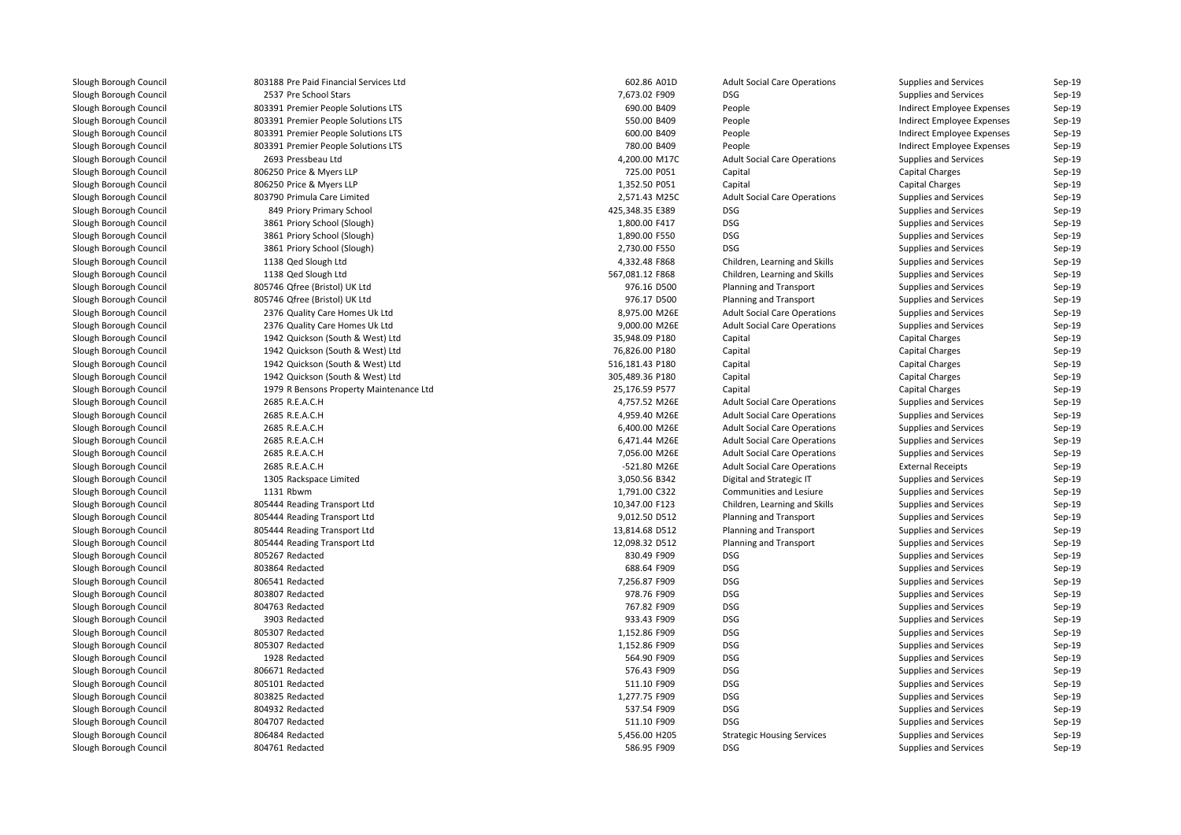| | | | | | | | |
|---|---|---|---|---|---|---|---|
| Slough Borough Council | 803188 | Pre Paid Financial Services Ltd | 602.86 | A01D | Adult Social Care Operations | Supplies and Services | Sep-19 |
| Slough Borough Council | 2537 | Pre School Stars | 7,673.02 | F909 | DSG | Supplies and Services | Sep-19 |
| Slough Borough Council | 803391 | Premier People Solutions LTS | 690.00 | B409 | People | Indirect Employee Expenses | Sep-19 |
| Slough Borough Council | 803391 | Premier People Solutions LTS | 550.00 | B409 | People | Indirect Employee Expenses | Sep-19 |
| Slough Borough Council | 803391 | Premier People Solutions LTS | 600.00 | B409 | People | Indirect Employee Expenses | Sep-19 |
| Slough Borough Council | 803391 | Premier People Solutions LTS | 780.00 | B409 | People | Indirect Employee Expenses | Sep-19 |
| Slough Borough Council | 2693 | Pressbeau Ltd | 4,200.00 | M17C | Adult Social Care Operations | Supplies and Services | Sep-19 |
| Slough Borough Council | 806250 | Price & Myers LLP | 725.00 | P051 | Capital | Capital Charges | Sep-19 |
| Slough Borough Council | 806250 | Price & Myers LLP | 1,352.50 | P051 | Capital | Capital Charges | Sep-19 |
| Slough Borough Council | 803790 | Primula Care Limited | 2,571.43 | M25C | Adult Social Care Operations | Supplies and Services | Sep-19 |
| Slough Borough Council | 849 | Priory Primary School | 425,348.35 | E389 | DSG | Supplies and Services | Sep-19 |
| Slough Borough Council | 3861 | Priory School (Slough) | 1,800.00 | F417 | DSG | Supplies and Services | Sep-19 |
| Slough Borough Council | 3861 | Priory School (Slough) | 1,890.00 | F550 | DSG | Supplies and Services | Sep-19 |
| Slough Borough Council | 3861 | Priory School (Slough) | 2,730.00 | F550 | DSG | Supplies and Services | Sep-19 |
| Slough Borough Council | 1138 | Qed Slough Ltd | 4,332.48 | F868 | Children, Learning and Skills | Supplies and Services | Sep-19 |
| Slough Borough Council | 1138 | Qed Slough Ltd | 567,081.12 | F868 | Children, Learning and Skills | Supplies and Services | Sep-19 |
| Slough Borough Council | 805746 | Qfree (Bristol) UK Ltd | 976.16 | D500 | Planning and Transport | Supplies and Services | Sep-19 |
| Slough Borough Council | 805746 | Qfree (Bristol) UK Ltd | 976.17 | D500 | Planning and Transport | Supplies and Services | Sep-19 |
| Slough Borough Council | 2376 | Quality Care Homes Uk Ltd | 8,975.00 | M26E | Adult Social Care Operations | Supplies and Services | Sep-19 |
| Slough Borough Council | 2376 | Quality Care Homes Uk Ltd | 9,000.00 | M26E | Adult Social Care Operations | Supplies and Services | Sep-19 |
| Slough Borough Council | 1942 | Quickson (South & West) Ltd | 35,948.09 | P180 | Capital | Capital Charges | Sep-19 |
| Slough Borough Council | 1942 | Quickson (South & West) Ltd | 76,826.00 | P180 | Capital | Capital Charges | Sep-19 |
| Slough Borough Council | 1942 | Quickson (South & West) Ltd | 516,181.43 | P180 | Capital | Capital Charges | Sep-19 |
| Slough Borough Council | 1942 | Quickson (South & West) Ltd | 305,489.36 | P180 | Capital | Capital Charges | Sep-19 |
| Slough Borough Council | 1979 | R Bensons Property Maintenance Ltd | 25,176.59 | P577 | Capital | Capital Charges | Sep-19 |
| Slough Borough Council | 2685 | R.E.A.C.H | 4,757.52 | M26E | Adult Social Care Operations | Supplies and Services | Sep-19 |
| Slough Borough Council | 2685 | R.E.A.C.H | 4,959.40 | M26E | Adult Social Care Operations | Supplies and Services | Sep-19 |
| Slough Borough Council | 2685 | R.E.A.C.H | 6,400.00 | M26E | Adult Social Care Operations | Supplies and Services | Sep-19 |
| Slough Borough Council | 2685 | R.E.A.C.H | 6,471.44 | M26E | Adult Social Care Operations | Supplies and Services | Sep-19 |
| Slough Borough Council | 2685 | R.E.A.C.H | 7,056.00 | M26E | Adult Social Care Operations | Supplies and Services | Sep-19 |
| Slough Borough Council | 2685 | R.E.A.C.H | -521.80 | M26E | Adult Social Care Operations | External Receipts | Sep-19 |
| Slough Borough Council | 1305 | Rackspace Limited | 3,050.56 | B342 | Digital and Strategic IT | Supplies and Services | Sep-19 |
| Slough Borough Council | 1131 | Rbwm | 1,791.00 | C322 | Communities and Lesiure | Supplies and Services | Sep-19 |
| Slough Borough Council | 805444 | Reading Transport Ltd | 10,347.00 | F123 | Children, Learning and Skills | Supplies and Services | Sep-19 |
| Slough Borough Council | 805444 | Reading Transport Ltd | 9,012.50 | D512 | Planning and Transport | Supplies and Services | Sep-19 |
| Slough Borough Council | 805444 | Reading Transport Ltd | 13,814.68 | D512 | Planning and Transport | Supplies and Services | Sep-19 |
| Slough Borough Council | 805444 | Reading Transport Ltd | 12,098.32 | D512 | Planning and Transport | Supplies and Services | Sep-19 |
| Slough Borough Council | 805267 | Redacted | 830.49 | F909 | DSG | Supplies and Services | Sep-19 |
| Slough Borough Council | 803864 | Redacted | 688.64 | F909 | DSG | Supplies and Services | Sep-19 |
| Slough Borough Council | 806541 | Redacted | 7,256.87 | F909 | DSG | Supplies and Services | Sep-19 |
| Slough Borough Council | 803807 | Redacted | 978.76 | F909 | DSG | Supplies and Services | Sep-19 |
| Slough Borough Council | 804763 | Redacted | 767.82 | F909 | DSG | Supplies and Services | Sep-19 |
| Slough Borough Council | 3903 | Redacted | 933.43 | F909 | DSG | Supplies and Services | Sep-19 |
| Slough Borough Council | 805307 | Redacted | 1,152.86 | F909 | DSG | Supplies and Services | Sep-19 |
| Slough Borough Council | 805307 | Redacted | 1,152.86 | F909 | DSG | Supplies and Services | Sep-19 |
| Slough Borough Council | 1928 | Redacted | 564.90 | F909 | DSG | Supplies and Services | Sep-19 |
| Slough Borough Council | 806671 | Redacted | 576.43 | F909 | DSG | Supplies and Services | Sep-19 |
| Slough Borough Council | 805101 | Redacted | 511.10 | F909 | DSG | Supplies and Services | Sep-19 |
| Slough Borough Council | 803825 | Redacted | 1,277.75 | F909 | DSG | Supplies and Services | Sep-19 |
| Slough Borough Council | 804932 | Redacted | 537.54 | F909 | DSG | Supplies and Services | Sep-19 |
| Slough Borough Council | 804707 | Redacted | 511.10 | F909 | DSG | Supplies and Services | Sep-19 |
| Slough Borough Council | 806484 | Redacted | 5,456.00 | H205 | Strategic Housing Services | Supplies and Services | Sep-19 |
| Slough Borough Council | 804761 | Redacted | 586.95 | F909 | DSG | Supplies and Services | Sep-19 |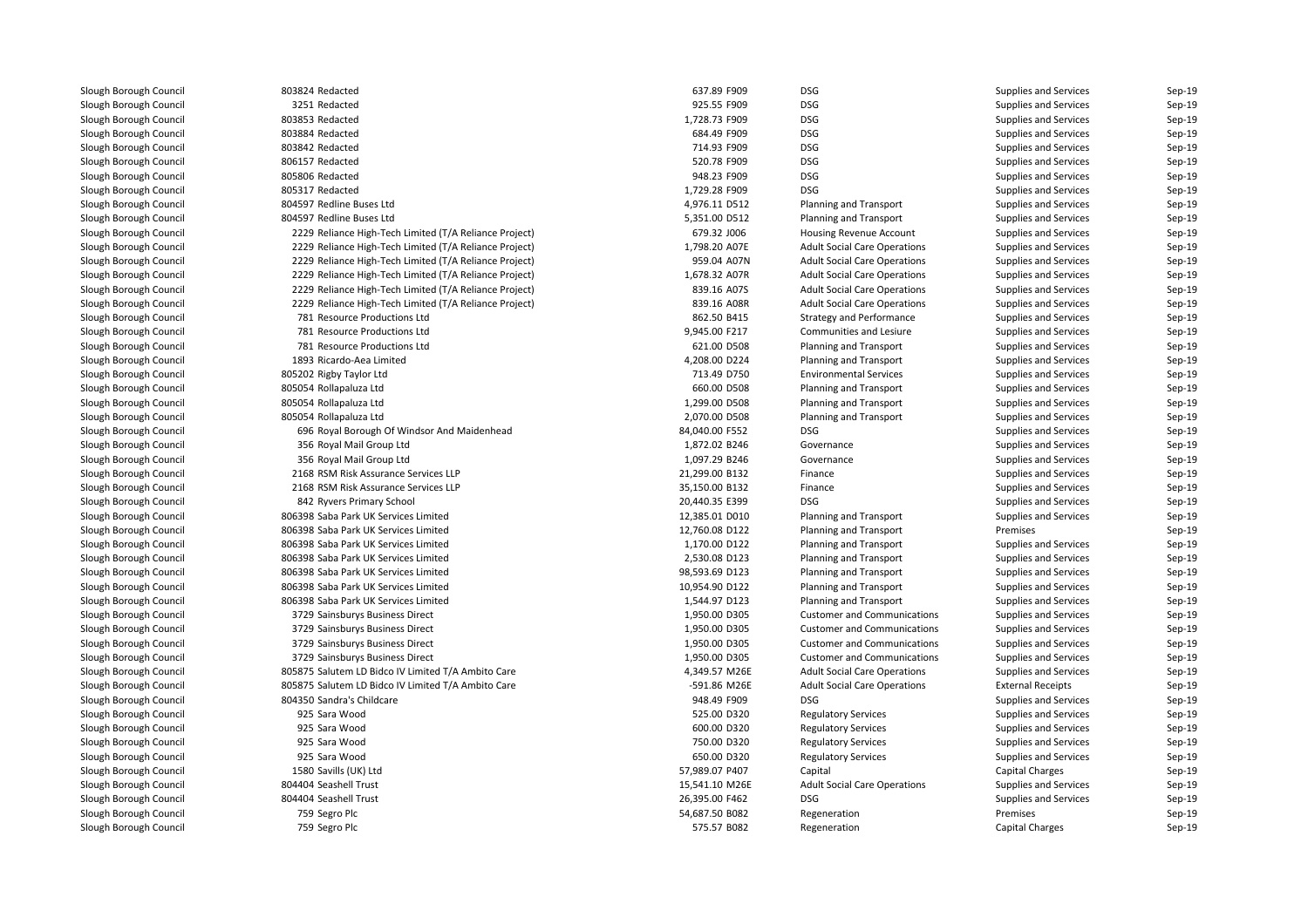| | | | | | | | |
|---|---|---|---|---|---|---|---|
| Slough Borough Council | 803824 Redacted | 637.89 | F909 | DSG | Supplies and Services | Sep-19 |
| Slough Borough Council | 3251 Redacted | 925.55 | F909 | DSG | Supplies and Services | Sep-19 |
| Slough Borough Council | 803853 Redacted | 1,728.73 | F909 | DSG | Supplies and Services | Sep-19 |
| Slough Borough Council | 803884 Redacted | 684.49 | F909 | DSG | Supplies and Services | Sep-19 |
| Slough Borough Council | 803842 Redacted | 714.93 | F909 | DSG | Supplies and Services | Sep-19 |
| Slough Borough Council | 806157 Redacted | 520.78 | F909 | DSG | Supplies and Services | Sep-19 |
| Slough Borough Council | 805806 Redacted | 948.23 | F909 | DSG | Supplies and Services | Sep-19 |
| Slough Borough Council | 805317 Redacted | 1,729.28 | F909 | DSG | Supplies and Services | Sep-19 |
| Slough Borough Council | 804597 Redline Buses Ltd | 4,976.11 | D512 | Planning and Transport | Supplies and Services | Sep-19 |
| Slough Borough Council | 804597 Redline Buses Ltd | 5,351.00 | D512 | Planning and Transport | Supplies and Services | Sep-19 |
| Slough Borough Council | 2229 Reliance High-Tech Limited (T/A Reliance Project) | 679.32 | J006 | Housing Revenue Account | Supplies and Services | Sep-19 |
| Slough Borough Council | 2229 Reliance High-Tech Limited (T/A Reliance Project) | 1,798.20 | A07E | Adult Social Care Operations | Supplies and Services | Sep-19 |
| Slough Borough Council | 2229 Reliance High-Tech Limited (T/A Reliance Project) | 959.04 | A07N | Adult Social Care Operations | Supplies and Services | Sep-19 |
| Slough Borough Council | 2229 Reliance High-Tech Limited (T/A Reliance Project) | 1,678.32 | A07R | Adult Social Care Operations | Supplies and Services | Sep-19 |
| Slough Borough Council | 2229 Reliance High-Tech Limited (T/A Reliance Project) | 839.16 | A07S | Adult Social Care Operations | Supplies and Services | Sep-19 |
| Slough Borough Council | 2229 Reliance High-Tech Limited (T/A Reliance Project) | 839.16 | A08R | Adult Social Care Operations | Supplies and Services | Sep-19 |
| Slough Borough Council | 781 Resource Productions Ltd | 862.50 | B415 | Strategy and Performance | Supplies and Services | Sep-19 |
| Slough Borough Council | 781 Resource Productions Ltd | 9,945.00 | F217 | Communities and Lesiure | Supplies and Services | Sep-19 |
| Slough Borough Council | 781 Resource Productions Ltd | 621.00 | D508 | Planning and Transport | Supplies and Services | Sep-19 |
| Slough Borough Council | 1893 Ricardo-Aea Limited | 4,208.00 | D224 | Planning and Transport | Supplies and Services | Sep-19 |
| Slough Borough Council | 805202 Rigby Taylor Ltd | 713.49 | D750 | Environmental Services | Supplies and Services | Sep-19 |
| Slough Borough Council | 805054 Rollapaluza Ltd | 660.00 | D508 | Planning and Transport | Supplies and Services | Sep-19 |
| Slough Borough Council | 805054 Rollapaluza Ltd | 1,299.00 | D508 | Planning and Transport | Supplies and Services | Sep-19 |
| Slough Borough Council | 805054 Rollapaluza Ltd | 2,070.00 | D508 | Planning and Transport | Supplies and Services | Sep-19 |
| Slough Borough Council | 696 Royal Borough Of Windsor And Maidenhead | 84,040.00 | F552 | DSG | Supplies and Services | Sep-19 |
| Slough Borough Council | 356 Royal Mail Group Ltd | 1,872.02 | B246 | Governance | Supplies and Services | Sep-19 |
| Slough Borough Council | 356 Royal Mail Group Ltd | 1,097.29 | B246 | Governance | Supplies and Services | Sep-19 |
| Slough Borough Council | 2168 RSM Risk Assurance Services LLP | 21,299.00 | B132 | Finance | Supplies and Services | Sep-19 |
| Slough Borough Council | 2168 RSM Risk Assurance Services LLP | 35,150.00 | B132 | Finance | Supplies and Services | Sep-19 |
| Slough Borough Council | 842 Ryvers Primary School | 20,440.35 | E399 | DSG | Supplies and Services | Sep-19 |
| Slough Borough Council | 806398 Saba Park UK Services Limited | 12,385.01 | D010 | Planning and Transport | Supplies and Services | Sep-19 |
| Slough Borough Council | 806398 Saba Park UK Services Limited | 12,760.08 | D122 | Planning and Transport | Premises | Sep-19 |
| Slough Borough Council | 806398 Saba Park UK Services Limited | 1,170.00 | D122 | Planning and Transport | Supplies and Services | Sep-19 |
| Slough Borough Council | 806398 Saba Park UK Services Limited | 2,530.08 | D123 | Planning and Transport | Supplies and Services | Sep-19 |
| Slough Borough Council | 806398 Saba Park UK Services Limited | 98,593.69 | D123 | Planning and Transport | Supplies and Services | Sep-19 |
| Slough Borough Council | 806398 Saba Park UK Services Limited | 10,954.90 | D122 | Planning and Transport | Supplies and Services | Sep-19 |
| Slough Borough Council | 806398 Saba Park UK Services Limited | 1,544.97 | D123 | Planning and Transport | Supplies and Services | Sep-19 |
| Slough Borough Council | 3729 Sainsburys Business Direct | 1,950.00 | D305 | Customer and Communications | Supplies and Services | Sep-19 |
| Slough Borough Council | 3729 Sainsburys Business Direct | 1,950.00 | D305 | Customer and Communications | Supplies and Services | Sep-19 |
| Slough Borough Council | 3729 Sainsburys Business Direct | 1,950.00 | D305 | Customer and Communications | Supplies and Services | Sep-19 |
| Slough Borough Council | 3729 Sainsburys Business Direct | 1,950.00 | D305 | Customer and Communications | Supplies and Services | Sep-19 |
| Slough Borough Council | 805875 Salutem LD Bidco IV Limited T/A Ambito Care | 4,349.57 | M26E | Adult Social Care Operations | Supplies and Services | Sep-19 |
| Slough Borough Council | 805875 Salutem LD Bidco IV Limited T/A Ambito Care | -591.86 | M26E | Adult Social Care Operations | External Receipts | Sep-19 |
| Slough Borough Council | 804350 Sandra's Childcare | 948.49 | F909 | DSG | Supplies and Services | Sep-19 |
| Slough Borough Council | 925 Sara Wood | 525.00 | D320 | Regulatory Services | Supplies and Services | Sep-19 |
| Slough Borough Council | 925 Sara Wood | 600.00 | D320 | Regulatory Services | Supplies and Services | Sep-19 |
| Slough Borough Council | 925 Sara Wood | 750.00 | D320 | Regulatory Services | Supplies and Services | Sep-19 |
| Slough Borough Council | 925 Sara Wood | 650.00 | D320 | Regulatory Services | Supplies and Services | Sep-19 |
| Slough Borough Council | 1580 Savills (UK) Ltd | 57,989.07 | P407 | Capital | Capital Charges | Sep-19 |
| Slough Borough Council | 804404 Seashell Trust | 15,541.10 | M26E | Adult Social Care Operations | Supplies and Services | Sep-19 |
| Slough Borough Council | 804404 Seashell Trust | 26,395.00 | F462 | DSG | Supplies and Services | Sep-19 |
| Slough Borough Council | 759 Segro Plc | 54,687.50 | B082 | Regeneration | Premises | Sep-19 |
| Slough Borough Council | 759 Segro Plc | 575.57 | B082 | Regeneration | Capital Charges | Sep-19 |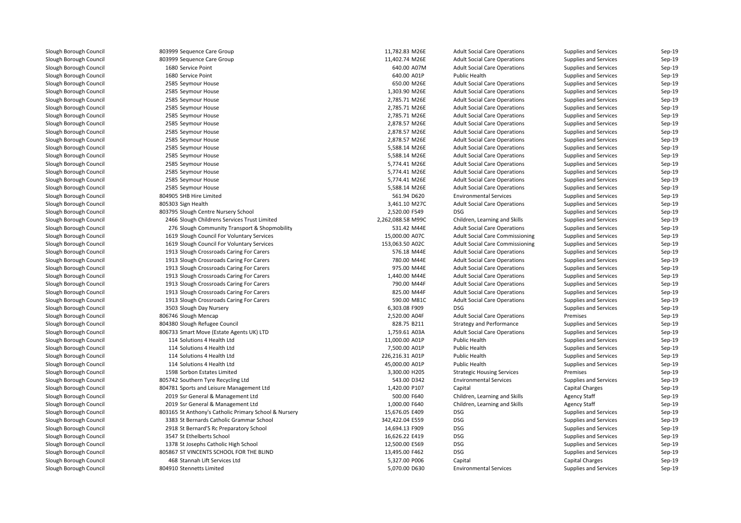| | | | | | | | |
|---|---|---|---|---|---|---|---|
| Slough Borough Council | 803999 Sequence Care Group | 11,782.83 | M26E | Adult Social Care Operations | Supplies and Services | Sep-19 |
| Slough Borough Council | 803999 Sequence Care Group | 11,402.74 | M26E | Adult Social Care Operations | Supplies and Services | Sep-19 |
| Slough Borough Council | 1680 Service Point | 640.00 | A07M | Adult Social Care Operations | Supplies and Services | Sep-19 |
| Slough Borough Council | 1680 Service Point | 640.00 | A01P | Public Health | Supplies and Services | Sep-19 |
| Slough Borough Council | 2585 Seymour House | 650.00 | M26E | Adult Social Care Operations | Supplies and Services | Sep-19 |
| Slough Borough Council | 2585 Seymour House | 1,303.90 | M26E | Adult Social Care Operations | Supplies and Services | Sep-19 |
| Slough Borough Council | 2585 Seymour House | 2,785.71 | M26E | Adult Social Care Operations | Supplies and Services | Sep-19 |
| Slough Borough Council | 2585 Seymour House | 2,785.71 | M26E | Adult Social Care Operations | Supplies and Services | Sep-19 |
| Slough Borough Council | 2585 Seymour House | 2,785.71 | M26E | Adult Social Care Operations | Supplies and Services | Sep-19 |
| Slough Borough Council | 2585 Seymour House | 2,878.57 | M26E | Adult Social Care Operations | Supplies and Services | Sep-19 |
| Slough Borough Council | 2585 Seymour House | 2,878.57 | M26E | Adult Social Care Operations | Supplies and Services | Sep-19 |
| Slough Borough Council | 2585 Seymour House | 2,878.57 | M26E | Adult Social Care Operations | Supplies and Services | Sep-19 |
| Slough Borough Council | 2585 Seymour House | 5,588.14 | M26E | Adult Social Care Operations | Supplies and Services | Sep-19 |
| Slough Borough Council | 2585 Seymour House | 5,588.14 | M26E | Adult Social Care Operations | Supplies and Services | Sep-19 |
| Slough Borough Council | 2585 Seymour House | 5,774.41 | M26E | Adult Social Care Operations | Supplies and Services | Sep-19 |
| Slough Borough Council | 2585 Seymour House | 5,774.41 | M26E | Adult Social Care Operations | Supplies and Services | Sep-19 |
| Slough Borough Council | 2585 Seymour House | 5,774.41 | M26E | Adult Social Care Operations | Supplies and Services | Sep-19 |
| Slough Borough Council | 2585 Seymour House | 5,588.14 | M26E | Adult Social Care Operations | Supplies and Services | Sep-19 |
| Slough Borough Council | 804905 SHB Hire Limited | 561.94 | D620 | Environmental Services | Supplies and Services | Sep-19 |
| Slough Borough Council | 805303 Sign Health | 3,461.10 | M27C | Adult Social Care Operations | Supplies and Services | Sep-19 |
| Slough Borough Council | 803795 Slough Centre Nursery School | 2,520.00 | F549 | DSG | Supplies and Services | Sep-19 |
| Slough Borough Council | 2466 Slough Childrens Services Trust Limited | 2,262,088.58 | M99C | Children, Learning and Skills | Supplies and Services | Sep-19 |
| Slough Borough Council | 276 Slough Community Transport & Shopmobility | 531.42 | M44E | Adult Social Care Operations | Supplies and Services | Sep-19 |
| Slough Borough Council | 1619 Slough Council For Voluntary Services | 15,000.00 | A07C | Adult Social Care Commissioning | Supplies and Services | Sep-19 |
| Slough Borough Council | 1619 Slough Council For Voluntary Services | 153,063.50 | A02C | Adult Social Care Commissioning | Supplies and Services | Sep-19 |
| Slough Borough Council | 1913 Slough Crossroads Caring For Carers | 576.18 | M44E | Adult Social Care Operations | Supplies and Services | Sep-19 |
| Slough Borough Council | 1913 Slough Crossroads Caring For Carers | 780.00 | M44E | Adult Social Care Operations | Supplies and Services | Sep-19 |
| Slough Borough Council | 1913 Slough Crossroads Caring For Carers | 975.00 | M44E | Adult Social Care Operations | Supplies and Services | Sep-19 |
| Slough Borough Council | 1913 Slough Crossroads Caring For Carers | 1,440.00 | M44E | Adult Social Care Operations | Supplies and Services | Sep-19 |
| Slough Borough Council | 1913 Slough Crossroads Caring For Carers | 790.00 | M44F | Adult Social Care Operations | Supplies and Services | Sep-19 |
| Slough Borough Council | 1913 Slough Crossroads Caring For Carers | 825.00 | M44F | Adult Social Care Operations | Supplies and Services | Sep-19 |
| Slough Borough Council | 1913 Slough Crossroads Caring For Carers | 590.00 | M81C | Adult Social Care Operations | Supplies and Services | Sep-19 |
| Slough Borough Council | 3503 Slough Day Nursery | 6,303.08 | F909 | DSG | Supplies and Services | Sep-19 |
| Slough Borough Council | 806746 Slough Mencap | 2,520.00 | A04F | Adult Social Care Operations | Premises | Sep-19 |
| Slough Borough Council | 804380 Slough Refugee Council | 828.75 | B211 | Strategy and Performance | Supplies and Services | Sep-19 |
| Slough Borough Council | 806733 Smart Move (Estate Agents UK) LTD | 1,759.61 | A03A | Adult Social Care Operations | Supplies and Services | Sep-19 |
| Slough Borough Council | 114 Solutions 4 Health Ltd | 11,000.00 | A01P | Public Health | Supplies and Services | Sep-19 |
| Slough Borough Council | 114 Solutions 4 Health Ltd | 7,500.00 | A01P | Public Health | Supplies and Services | Sep-19 |
| Slough Borough Council | 114 Solutions 4 Health Ltd | 226,216.31 | A01P | Public Health | Supplies and Services | Sep-19 |
| Slough Borough Council | 114 Solutions 4 Health Ltd | 45,000.00 | A01P | Public Health | Supplies and Services | Sep-19 |
| Slough Borough Council | 1598 Sorbon Estates Limited | 3,300.00 | H205 | Strategic Housing Services | Premises | Sep-19 |
| Slough Borough Council | 805742 Southern Tyre Recycling Ltd | 543.00 | D342 | Environmental Services | Supplies and Services | Sep-19 |
| Slough Borough Council | 804781 Sports and Leisure Management Ltd | 1,420.00 | P107 | Capital | Capital Charges | Sep-19 |
| Slough Borough Council | 2019 Ssr General & Management Ltd | 500.00 | F640 | Children, Learning and Skills | Agency Staff | Sep-19 |
| Slough Borough Council | 2019 Ssr General & Management Ltd | 1,000.00 | F640 | Children, Learning and Skills | Agency Staff | Sep-19 |
| Slough Borough Council | 803165 St Anthony's Catholic Primary School & Nursery | 15,676.05 | E409 | DSG | Supplies and Services | Sep-19 |
| Slough Borough Council | 3383 St Bernards Catholic Grammar School | 342,422.04 | E559 | DSG | Supplies and Services | Sep-19 |
| Slough Borough Council | 2918 St Bernard'S Rc Preparatory School | 14,694.13 | F909 | DSG | Supplies and Services | Sep-19 |
| Slough Borough Council | 3547 St Ethelberts School | 16,626.22 | E419 | DSG | Supplies and Services | Sep-19 |
| Slough Borough Council | 1378 St Josephs Catholic High School | 12,500.00 | E569 | DSG | Supplies and Services | Sep-19 |
| Slough Borough Council | 805867 ST VINCENTS SCHOOL FOR THE BLIND | 13,495.00 | F462 | DSG | Supplies and Services | Sep-19 |
| Slough Borough Council | 468 Stannah Lift Services Ltd | 5,327.00 | P006 | Capital | Capital Charges | Sep-19 |
| Slough Borough Council | 804910 Stennetts Limited | 5,070.00 | D630 | Environmental Services | Supplies and Services | Sep-19 |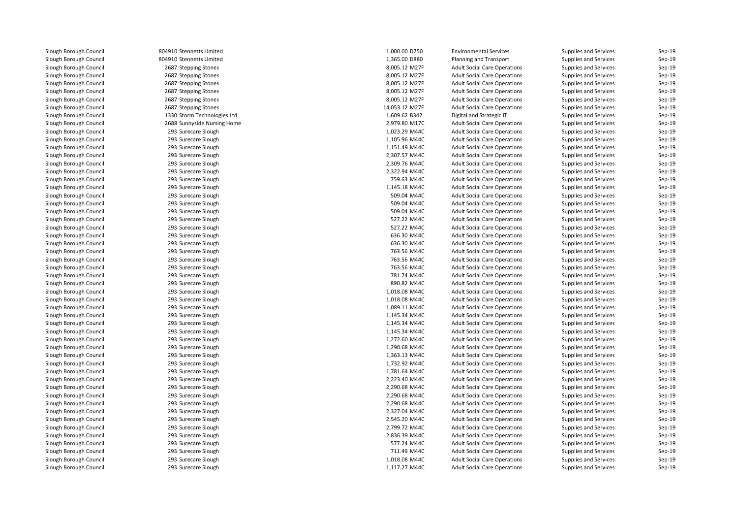| | | | | | | |
|---|---|---|---|---|---|---|
| Slough Borough Council | 804910 Stennetts Limited | 1,000.00 D750 | Environmental Services | Supplies and Services | Sep-19 |
| Slough Borough Council | 804910 Stennetts Limited | 1,365.00 D880 | Planning and Transport | Supplies and Services | Sep-19 |
| Slough Borough Council | 2687 Stepping Stones | 8,005.12 M27F | Adult Social Care Operations | Supplies and Services | Sep-19 |
| Slough Borough Council | 2687 Stepping Stones | 8,005.12 M27F | Adult Social Care Operations | Supplies and Services | Sep-19 |
| Slough Borough Council | 2687 Stepping Stones | 8,005.12 M27F | Adult Social Care Operations | Supplies and Services | Sep-19 |
| Slough Borough Council | 2687 Stepping Stones | 8,005.12 M27F | Adult Social Care Operations | Supplies and Services | Sep-19 |
| Slough Borough Council | 2687 Stepping Stones | 8,005.12 M27F | Adult Social Care Operations | Supplies and Services | Sep-19 |
| Slough Borough Council | 2687 Stepping Stones | 14,053.12 M27F | Adult Social Care Operations | Supplies and Services | Sep-19 |
| Slough Borough Council | 1330 Storm Technologies Ltd | 1,609.62 B342 | Digital and Strategic IT | Supplies and Services | Sep-19 |
| Slough Borough Council | 2688 Sunnyside Nursing Home | 2,979.80 M17C | Adult Social Care Operations | Supplies and Services | Sep-19 |
| Slough Borough Council | 293 Surecare Slough | 1,023.29 M44C | Adult Social Care Operations | Supplies and Services | Sep-19 |
| Slough Borough Council | 293 Surecare Slough | 1,105.96 M44C | Adult Social Care Operations | Supplies and Services | Sep-19 |
| Slough Borough Council | 293 Surecare Slough | 1,151.49 M44C | Adult Social Care Operations | Supplies and Services | Sep-19 |
| Slough Borough Council | 293 Surecare Slough | 2,307.57 M44C | Adult Social Care Operations | Supplies and Services | Sep-19 |
| Slough Borough Council | 293 Surecare Slough | 2,309.76 M44C | Adult Social Care Operations | Supplies and Services | Sep-19 |
| Slough Borough Council | 293 Surecare Slough | 2,322.94 M44C | Adult Social Care Operations | Supplies and Services | Sep-19 |
| Slough Borough Council | 293 Surecare Slough | 759.63 M44C | Adult Social Care Operations | Supplies and Services | Sep-19 |
| Slough Borough Council | 293 Surecare Slough | 1,145.18 M44C | Adult Social Care Operations | Supplies and Services | Sep-19 |
| Slough Borough Council | 293 Surecare Slough | 509.04 M44C | Adult Social Care Operations | Supplies and Services | Sep-19 |
| Slough Borough Council | 293 Surecare Slough | 509.04 M44C | Adult Social Care Operations | Supplies and Services | Sep-19 |
| Slough Borough Council | 293 Surecare Slough | 509.04 M44C | Adult Social Care Operations | Supplies and Services | Sep-19 |
| Slough Borough Council | 293 Surecare Slough | 527.22 M44C | Adult Social Care Operations | Supplies and Services | Sep-19 |
| Slough Borough Council | 293 Surecare Slough | 527.22 M44C | Adult Social Care Operations | Supplies and Services | Sep-19 |
| Slough Borough Council | 293 Surecare Slough | 636.30 M44C | Adult Social Care Operations | Supplies and Services | Sep-19 |
| Slough Borough Council | 293 Surecare Slough | 636.30 M44C | Adult Social Care Operations | Supplies and Services | Sep-19 |
| Slough Borough Council | 293 Surecare Slough | 763.56 M44C | Adult Social Care Operations | Supplies and Services | Sep-19 |
| Slough Borough Council | 293 Surecare Slough | 763.56 M44C | Adult Social Care Operations | Supplies and Services | Sep-19 |
| Slough Borough Council | 293 Surecare Slough | 763.56 M44C | Adult Social Care Operations | Supplies and Services | Sep-19 |
| Slough Borough Council | 293 Surecare Slough | 781.74 M44C | Adult Social Care Operations | Supplies and Services | Sep-19 |
| Slough Borough Council | 293 Surecare Slough | 890.82 M44C | Adult Social Care Operations | Supplies and Services | Sep-19 |
| Slough Borough Council | 293 Surecare Slough | 1,018.08 M44C | Adult Social Care Operations | Supplies and Services | Sep-19 |
| Slough Borough Council | 293 Surecare Slough | 1,018.08 M44C | Adult Social Care Operations | Supplies and Services | Sep-19 |
| Slough Borough Council | 293 Surecare Slough | 1,089.11 M44C | Adult Social Care Operations | Supplies and Services | Sep-19 |
| Slough Borough Council | 293 Surecare Slough | 1,145.34 M44C | Adult Social Care Operations | Supplies and Services | Sep-19 |
| Slough Borough Council | 293 Surecare Slough | 1,145.34 M44C | Adult Social Care Operations | Supplies and Services | Sep-19 |
| Slough Borough Council | 293 Surecare Slough | 1,145.34 M44C | Adult Social Care Operations | Supplies and Services | Sep-19 |
| Slough Borough Council | 293 Surecare Slough | 1,272.60 M44C | Adult Social Care Operations | Supplies and Services | Sep-19 |
| Slough Borough Council | 293 Surecare Slough | 1,290.68 M44C | Adult Social Care Operations | Supplies and Services | Sep-19 |
| Slough Borough Council | 293 Surecare Slough | 1,363.13 M44C | Adult Social Care Operations | Supplies and Services | Sep-19 |
| Slough Borough Council | 293 Surecare Slough | 1,732.92 M44C | Adult Social Care Operations | Supplies and Services | Sep-19 |
| Slough Borough Council | 293 Surecare Slough | 1,781.64 M44C | Adult Social Care Operations | Supplies and Services | Sep-19 |
| Slough Borough Council | 293 Surecare Slough | 2,223.40 M44C | Adult Social Care Operations | Supplies and Services | Sep-19 |
| Slough Borough Council | 293 Surecare Slough | 2,290.68 M44C | Adult Social Care Operations | Supplies and Services | Sep-19 |
| Slough Borough Council | 293 Surecare Slough | 2,290.68 M44C | Adult Social Care Operations | Supplies and Services | Sep-19 |
| Slough Borough Council | 293 Surecare Slough | 2,290.68 M44C | Adult Social Care Operations | Supplies and Services | Sep-19 |
| Slough Borough Council | 293 Surecare Slough | 2,327.04 M44C | Adult Social Care Operations | Supplies and Services | Sep-19 |
| Slough Borough Council | 293 Surecare Slough | 2,545.20 M44C | Adult Social Care Operations | Supplies and Services | Sep-19 |
| Slough Borough Council | 293 Surecare Slough | 2,799.72 M44C | Adult Social Care Operations | Supplies and Services | Sep-19 |
| Slough Borough Council | 293 Surecare Slough | 2,836.39 M44C | Adult Social Care Operations | Supplies and Services | Sep-19 |
| Slough Borough Council | 293 Surecare Slough | 577.24 M44C | Adult Social Care Operations | Supplies and Services | Sep-19 |
| Slough Borough Council | 293 Surecare Slough | 711.49 M44C | Adult Social Care Operations | Supplies and Services | Sep-19 |
| Slough Borough Council | 293 Surecare Slough | 1,018.08 M44C | Adult Social Care Operations | Supplies and Services | Sep-19 |
| Slough Borough Council | 293 Surecare Slough | 1,117.27 M44C | Adult Social Care Operations | Supplies and Services | Sep-19 |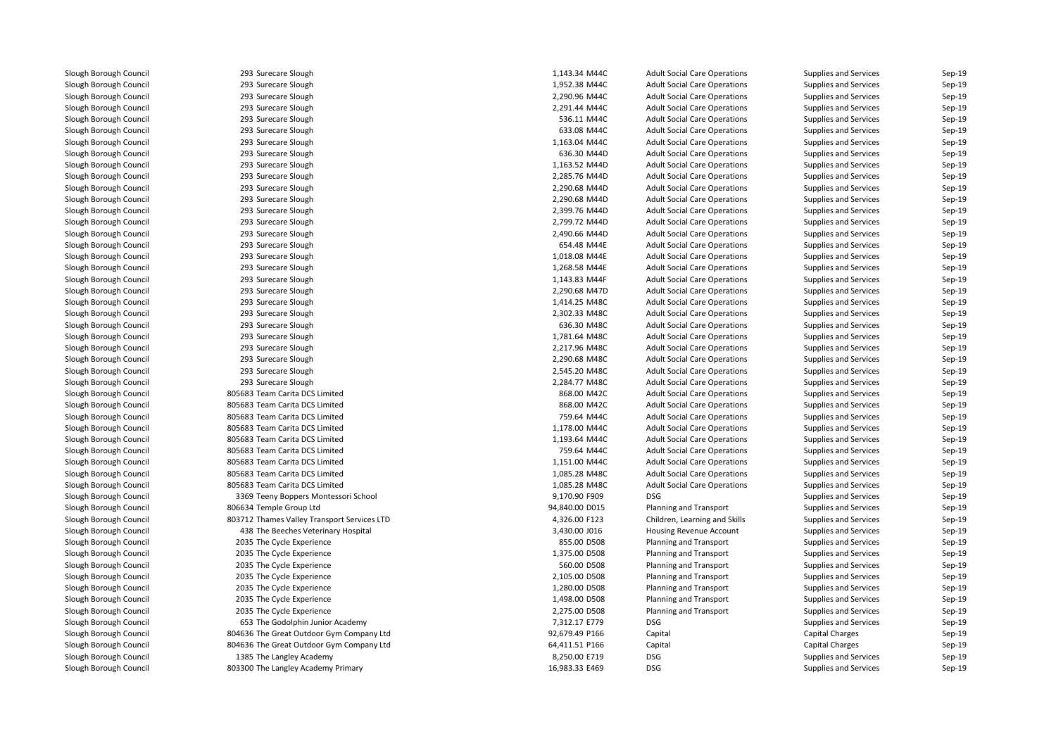| | | | | | | |
|---|---|---|---|---|---|---|
| Slough Borough Council | 293 Surecare Slough | 1,143.34 M44C | Adult Social Care Operations | Supplies and Services | Sep-19 |
| Slough Borough Council | 293 Surecare Slough | 1,952.38 M44C | Adult Social Care Operations | Supplies and Services | Sep-19 |
| Slough Borough Council | 293 Surecare Slough | 2,290.96 M44C | Adult Social Care Operations | Supplies and Services | Sep-19 |
| Slough Borough Council | 293 Surecare Slough | 2,291.44 M44C | Adult Social Care Operations | Supplies and Services | Sep-19 |
| Slough Borough Council | 293 Surecare Slough | 536.11 M44C | Adult Social Care Operations | Supplies and Services | Sep-19 |
| Slough Borough Council | 293 Surecare Slough | 633.08 M44C | Adult Social Care Operations | Supplies and Services | Sep-19 |
| Slough Borough Council | 293 Surecare Slough | 1,163.04 M44C | Adult Social Care Operations | Supplies and Services | Sep-19 |
| Slough Borough Council | 293 Surecare Slough | 636.30 M44D | Adult Social Care Operations | Supplies and Services | Sep-19 |
| Slough Borough Council | 293 Surecare Slough | 1,163.52 M44D | Adult Social Care Operations | Supplies and Services | Sep-19 |
| Slough Borough Council | 293 Surecare Slough | 2,285.76 M44D | Adult Social Care Operations | Supplies and Services | Sep-19 |
| Slough Borough Council | 293 Surecare Slough | 2,290.68 M44D | Adult Social Care Operations | Supplies and Services | Sep-19 |
| Slough Borough Council | 293 Surecare Slough | 2,290.68 M44D | Adult Social Care Operations | Supplies and Services | Sep-19 |
| Slough Borough Council | 293 Surecare Slough | 2,399.76 M44D | Adult Social Care Operations | Supplies and Services | Sep-19 |
| Slough Borough Council | 293 Surecare Slough | 2,799.72 M44D | Adult Social Care Operations | Supplies and Services | Sep-19 |
| Slough Borough Council | 293 Surecare Slough | 2,490.66 M44D | Adult Social Care Operations | Supplies and Services | Sep-19 |
| Slough Borough Council | 293 Surecare Slough | 654.48 M44E | Adult Social Care Operations | Supplies and Services | Sep-19 |
| Slough Borough Council | 293 Surecare Slough | 1,018.08 M44E | Adult Social Care Operations | Supplies and Services | Sep-19 |
| Slough Borough Council | 293 Surecare Slough | 1,268.58 M44E | Adult Social Care Operations | Supplies and Services | Sep-19 |
| Slough Borough Council | 293 Surecare Slough | 1,143.83 M44F | Adult Social Care Operations | Supplies and Services | Sep-19 |
| Slough Borough Council | 293 Surecare Slough | 2,290.68 M47D | Adult Social Care Operations | Supplies and Services | Sep-19 |
| Slough Borough Council | 293 Surecare Slough | 1,414.25 M48C | Adult Social Care Operations | Supplies and Services | Sep-19 |
| Slough Borough Council | 293 Surecare Slough | 2,302.33 M48C | Adult Social Care Operations | Supplies and Services | Sep-19 |
| Slough Borough Council | 293 Surecare Slough | 636.30 M48C | Adult Social Care Operations | Supplies and Services | Sep-19 |
| Slough Borough Council | 293 Surecare Slough | 1,781.64 M48C | Adult Social Care Operations | Supplies and Services | Sep-19 |
| Slough Borough Council | 293 Surecare Slough | 2,217.96 M48C | Adult Social Care Operations | Supplies and Services | Sep-19 |
| Slough Borough Council | 293 Surecare Slough | 2,290.68 M48C | Adult Social Care Operations | Supplies and Services | Sep-19 |
| Slough Borough Council | 293 Surecare Slough | 2,545.20 M48C | Adult Social Care Operations | Supplies and Services | Sep-19 |
| Slough Borough Council | 293 Surecare Slough | 2,284.77 M48C | Adult Social Care Operations | Supplies and Services | Sep-19 |
| Slough Borough Council | 805683 Team Carita DCS Limited | 868.00 M42C | Adult Social Care Operations | Supplies and Services | Sep-19 |
| Slough Borough Council | 805683 Team Carita DCS Limited | 868.00 M42C | Adult Social Care Operations | Supplies and Services | Sep-19 |
| Slough Borough Council | 805683 Team Carita DCS Limited | 759.64 M44C | Adult Social Care Operations | Supplies and Services | Sep-19 |
| Slough Borough Council | 805683 Team Carita DCS Limited | 1,178.00 M44C | Adult Social Care Operations | Supplies and Services | Sep-19 |
| Slough Borough Council | 805683 Team Carita DCS Limited | 1,193.64 M44C | Adult Social Care Operations | Supplies and Services | Sep-19 |
| Slough Borough Council | 805683 Team Carita DCS Limited | 759.64 M44C | Adult Social Care Operations | Supplies and Services | Sep-19 |
| Slough Borough Council | 805683 Team Carita DCS Limited | 1,151.00 M44C | Adult Social Care Operations | Supplies and Services | Sep-19 |
| Slough Borough Council | 805683 Team Carita DCS Limited | 1,085.28 M48C | Adult Social Care Operations | Supplies and Services | Sep-19 |
| Slough Borough Council | 805683 Team Carita DCS Limited | 1,085.28 M48C | Adult Social Care Operations | Supplies and Services | Sep-19 |
| Slough Borough Council | 3369 Teeny Boppers Montessori School | 9,170.90 F909 | DSG | Supplies and Services | Sep-19 |
| Slough Borough Council | 806634 Temple Group Ltd | 94,840.00 D015 | Planning and Transport | Supplies and Services | Sep-19 |
| Slough Borough Council | 803712 Thames Valley Transport Services LTD | 4,326.00 F123 | Children, Learning and Skills | Supplies and Services | Sep-19 |
| Slough Borough Council | 438 The Beeches Veterinary Hospital | 3,430.00 J016 | Housing Revenue Account | Supplies and Services | Sep-19 |
| Slough Borough Council | 2035 The Cycle Experience | 855.00 D508 | Planning and Transport | Supplies and Services | Sep-19 |
| Slough Borough Council | 2035 The Cycle Experience | 1,375.00 D508 | Planning and Transport | Supplies and Services | Sep-19 |
| Slough Borough Council | 2035 The Cycle Experience | 560.00 D508 | Planning and Transport | Supplies and Services | Sep-19 |
| Slough Borough Council | 2035 The Cycle Experience | 2,105.00 D508 | Planning and Transport | Supplies and Services | Sep-19 |
| Slough Borough Council | 2035 The Cycle Experience | 1,280.00 D508 | Planning and Transport | Supplies and Services | Sep-19 |
| Slough Borough Council | 2035 The Cycle Experience | 1,498.00 D508 | Planning and Transport | Supplies and Services | Sep-19 |
| Slough Borough Council | 2035 The Cycle Experience | 2,275.00 D508 | Planning and Transport | Supplies and Services | Sep-19 |
| Slough Borough Council | 653 The Godolphin Junior Academy | 7,312.17 E779 | DSG | Supplies and Services | Sep-19 |
| Slough Borough Council | 804636 The Great Outdoor Gym Company Ltd | 92,679.49 P166 | Capital | Capital Charges | Sep-19 |
| Slough Borough Council | 804636 The Great Outdoor Gym Company Ltd | 64,411.51 P166 | Capital | Capital Charges | Sep-19 |
| Slough Borough Council | 1385 The Langley Academy | 8,250.00 E719 | DSG | Supplies and Services | Sep-19 |
| Slough Borough Council | 803300 The Langley Academy Primary | 16,983.33 E469 | DSG | Supplies and Services | Sep-19 |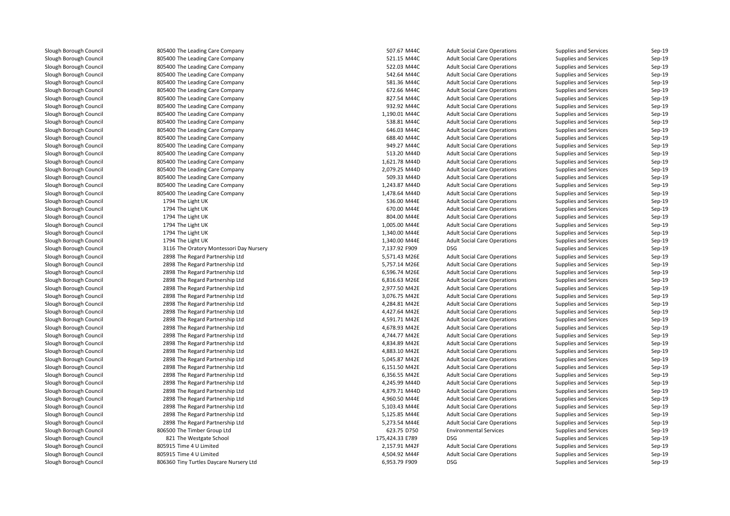| | | | | | | | |
|---|---|---|---|---|---|---|---|
| Slough Borough Council | 805400 The Leading Care Company | 507.67 | M44C | Adult Social Care Operations | Supplies and Services | Sep-19 |
| Slough Borough Council | 805400 The Leading Care Company | 521.15 | M44C | Adult Social Care Operations | Supplies and Services | Sep-19 |
| Slough Borough Council | 805400 The Leading Care Company | 522.03 | M44C | Adult Social Care Operations | Supplies and Services | Sep-19 |
| Slough Borough Council | 805400 The Leading Care Company | 542.64 | M44C | Adult Social Care Operations | Supplies and Services | Sep-19 |
| Slough Borough Council | 805400 The Leading Care Company | 581.36 | M44C | Adult Social Care Operations | Supplies and Services | Sep-19 |
| Slough Borough Council | 805400 The Leading Care Company | 672.66 | M44C | Adult Social Care Operations | Supplies and Services | Sep-19 |
| Slough Borough Council | 805400 The Leading Care Company | 827.54 | M44C | Adult Social Care Operations | Supplies and Services | Sep-19 |
| Slough Borough Council | 805400 The Leading Care Company | 932.92 | M44C | Adult Social Care Operations | Supplies and Services | Sep-19 |
| Slough Borough Council | 805400 The Leading Care Company | 1,190.01 | M44C | Adult Social Care Operations | Supplies and Services | Sep-19 |
| Slough Borough Council | 805400 The Leading Care Company | 538.81 | M44C | Adult Social Care Operations | Supplies and Services | Sep-19 |
| Slough Borough Council | 805400 The Leading Care Company | 646.03 | M44C | Adult Social Care Operations | Supplies and Services | Sep-19 |
| Slough Borough Council | 805400 The Leading Care Company | 688.40 | M44C | Adult Social Care Operations | Supplies and Services | Sep-19 |
| Slough Borough Council | 805400 The Leading Care Company | 949.27 | M44C | Adult Social Care Operations | Supplies and Services | Sep-19 |
| Slough Borough Council | 805400 The Leading Care Company | 513.20 | M44D | Adult Social Care Operations | Supplies and Services | Sep-19 |
| Slough Borough Council | 805400 The Leading Care Company | 1,621.78 | M44D | Adult Social Care Operations | Supplies and Services | Sep-19 |
| Slough Borough Council | 805400 The Leading Care Company | 2,079.25 | M44D | Adult Social Care Operations | Supplies and Services | Sep-19 |
| Slough Borough Council | 805400 The Leading Care Company | 509.33 | M44D | Adult Social Care Operations | Supplies and Services | Sep-19 |
| Slough Borough Council | 805400 The Leading Care Company | 1,243.87 | M44D | Adult Social Care Operations | Supplies and Services | Sep-19 |
| Slough Borough Council | 805400 The Leading Care Company | 1,478.64 | M44D | Adult Social Care Operations | Supplies and Services | Sep-19 |
| Slough Borough Council | 1794 The Light UK | 536.00 | M44E | Adult Social Care Operations | Supplies and Services | Sep-19 |
| Slough Borough Council | 1794 The Light UK | 670.00 | M44E | Adult Social Care Operations | Supplies and Services | Sep-19 |
| Slough Borough Council | 1794 The Light UK | 804.00 | M44E | Adult Social Care Operations | Supplies and Services | Sep-19 |
| Slough Borough Council | 1794 The Light UK | 1,005.00 | M44E | Adult Social Care Operations | Supplies and Services | Sep-19 |
| Slough Borough Council | 1794 The Light UK | 1,340.00 | M44E | Adult Social Care Operations | Supplies and Services | Sep-19 |
| Slough Borough Council | 1794 The Light UK | 1,340.00 | M44E | Adult Social Care Operations | Supplies and Services | Sep-19 |
| Slough Borough Council | 3116 The Oratory Montessori Day Nursery | 7,137.92 | F909 | DSG | Supplies and Services | Sep-19 |
| Slough Borough Council | 2898 The Regard Partnership Ltd | 5,571.43 | M26E | Adult Social Care Operations | Supplies and Services | Sep-19 |
| Slough Borough Council | 2898 The Regard Partnership Ltd | 5,757.14 | M26E | Adult Social Care Operations | Supplies and Services | Sep-19 |
| Slough Borough Council | 2898 The Regard Partnership Ltd | 6,596.74 | M26E | Adult Social Care Operations | Supplies and Services | Sep-19 |
| Slough Borough Council | 2898 The Regard Partnership Ltd | 6,816.63 | M26E | Adult Social Care Operations | Supplies and Services | Sep-19 |
| Slough Borough Council | 2898 The Regard Partnership Ltd | 2,977.50 | M42E | Adult Social Care Operations | Supplies and Services | Sep-19 |
| Slough Borough Council | 2898 The Regard Partnership Ltd | 3,076.75 | M42E | Adult Social Care Operations | Supplies and Services | Sep-19 |
| Slough Borough Council | 2898 The Regard Partnership Ltd | 4,284.81 | M42E | Adult Social Care Operations | Supplies and Services | Sep-19 |
| Slough Borough Council | 2898 The Regard Partnership Ltd | 4,427.64 | M42E | Adult Social Care Operations | Supplies and Services | Sep-19 |
| Slough Borough Council | 2898 The Regard Partnership Ltd | 4,591.71 | M42E | Adult Social Care Operations | Supplies and Services | Sep-19 |
| Slough Borough Council | 2898 The Regard Partnership Ltd | 4,678.93 | M42E | Adult Social Care Operations | Supplies and Services | Sep-19 |
| Slough Borough Council | 2898 The Regard Partnership Ltd | 4,744.77 | M42E | Adult Social Care Operations | Supplies and Services | Sep-19 |
| Slough Borough Council | 2898 The Regard Partnership Ltd | 4,834.89 | M42E | Adult Social Care Operations | Supplies and Services | Sep-19 |
| Slough Borough Council | 2898 The Regard Partnership Ltd | 4,883.10 | M42E | Adult Social Care Operations | Supplies and Services | Sep-19 |
| Slough Borough Council | 2898 The Regard Partnership Ltd | 5,045.87 | M42E | Adult Social Care Operations | Supplies and Services | Sep-19 |
| Slough Borough Council | 2898 The Regard Partnership Ltd | 6,151.50 | M42E | Adult Social Care Operations | Supplies and Services | Sep-19 |
| Slough Borough Council | 2898 The Regard Partnership Ltd | 6,356.55 | M42E | Adult Social Care Operations | Supplies and Services | Sep-19 |
| Slough Borough Council | 2898 The Regard Partnership Ltd | 4,245.99 | M44D | Adult Social Care Operations | Supplies and Services | Sep-19 |
| Slough Borough Council | 2898 The Regard Partnership Ltd | 4,879.71 | M44D | Adult Social Care Operations | Supplies and Services | Sep-19 |
| Slough Borough Council | 2898 The Regard Partnership Ltd | 4,960.50 | M44E | Adult Social Care Operations | Supplies and Services | Sep-19 |
| Slough Borough Council | 2898 The Regard Partnership Ltd | 5,103.43 | M44E | Adult Social Care Operations | Supplies and Services | Sep-19 |
| Slough Borough Council | 2898 The Regard Partnership Ltd | 5,125.85 | M44E | Adult Social Care Operations | Supplies and Services | Sep-19 |
| Slough Borough Council | 2898 The Regard Partnership Ltd | 5,273.54 | M44E | Adult Social Care Operations | Supplies and Services | Sep-19 |
| Slough Borough Council | 806500 The Timber Group Ltd | 623.75 | D750 | Environmental Services | Supplies and Services | Sep-19 |
| Slough Borough Council | 821 The Westgate School | 175,424.33 | E789 | DSG | Supplies and Services | Sep-19 |
| Slough Borough Council | 805915 Time 4 U Limited | 2,157.91 | M42F | Adult Social Care Operations | Supplies and Services | Sep-19 |
| Slough Borough Council | 805915 Time 4 U Limited | 4,504.92 | M44F | Adult Social Care Operations | Supplies and Services | Sep-19 |
| Slough Borough Council | 806360 Tiny Turtles Daycare Nursery Ltd | 6,953.79 | F909 | DSG | Supplies and Services | Sep-19 |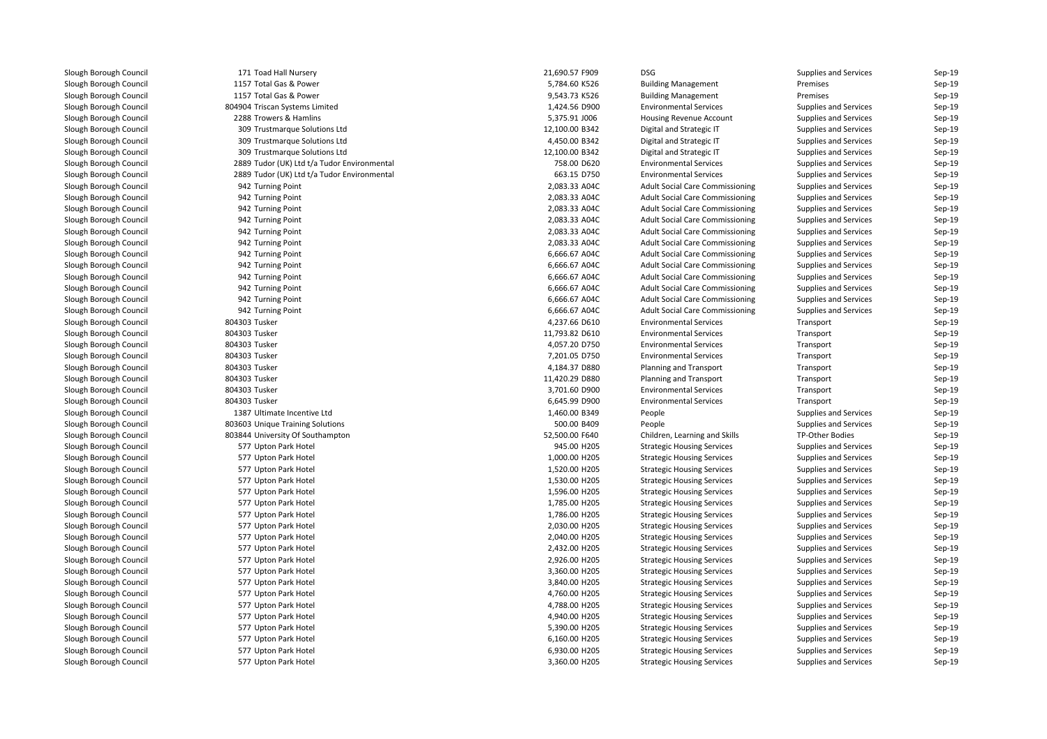| | | | | | | | |
|---|---|---|---|---|---|---|---|
| Slough Borough Council | 171 Toad Hall Nursery | 21,690.57 F909 | DSG | Supplies and Services | Sep-19 |
| Slough Borough Council | 1157 Total Gas & Power | 5,784.60 K526 | Building Management | Premises | Sep-19 |
| Slough Borough Council | 1157 Total Gas & Power | 9,543.73 K526 | Building Management | Premises | Sep-19 |
| Slough Borough Council | 804904 Triscan Systems Limited | 1,424.56 D900 | Environmental Services | Supplies and Services | Sep-19 |
| Slough Borough Council | 2288 Trowers & Hamlins | 5,375.91 J006 | Housing Revenue Account | Supplies and Services | Sep-19 |
| Slough Borough Council | 309 Trustmarque Solutions Ltd | 12,100.00 B342 | Digital and Strategic IT | Supplies and Services | Sep-19 |
| Slough Borough Council | 309 Trustmarque Solutions Ltd | 4,450.00 B342 | Digital and Strategic IT | Supplies and Services | Sep-19 |
| Slough Borough Council | 309 Trustmarque Solutions Ltd | 12,100.00 B342 | Digital and Strategic IT | Supplies and Services | Sep-19 |
| Slough Borough Council | 2889 Tudor (UK) Ltd t/a Tudor Environmental | 758.00 D620 | Environmental Services | Supplies and Services | Sep-19 |
| Slough Borough Council | 2889 Tudor (UK) Ltd t/a Tudor Environmental | 663.15 D750 | Environmental Services | Supplies and Services | Sep-19 |
| Slough Borough Council | 942 Turning Point | 2,083.33 A04C | Adult Social Care Commissioning | Supplies and Services | Sep-19 |
| Slough Borough Council | 942 Turning Point | 2,083.33 A04C | Adult Social Care Commissioning | Supplies and Services | Sep-19 |
| Slough Borough Council | 942 Turning Point | 2,083.33 A04C | Adult Social Care Commissioning | Supplies and Services | Sep-19 |
| Slough Borough Council | 942 Turning Point | 2,083.33 A04C | Adult Social Care Commissioning | Supplies and Services | Sep-19 |
| Slough Borough Council | 942 Turning Point | 2,083.33 A04C | Adult Social Care Commissioning | Supplies and Services | Sep-19 |
| Slough Borough Council | 942 Turning Point | 2,083.33 A04C | Adult Social Care Commissioning | Supplies and Services | Sep-19 |
| Slough Borough Council | 942 Turning Point | 6,666.67 A04C | Adult Social Care Commissioning | Supplies and Services | Sep-19 |
| Slough Borough Council | 942 Turning Point | 6,666.67 A04C | Adult Social Care Commissioning | Supplies and Services | Sep-19 |
| Slough Borough Council | 942 Turning Point | 6,666.67 A04C | Adult Social Care Commissioning | Supplies and Services | Sep-19 |
| Slough Borough Council | 942 Turning Point | 6,666.67 A04C | Adult Social Care Commissioning | Supplies and Services | Sep-19 |
| Slough Borough Council | 942 Turning Point | 6,666.67 A04C | Adult Social Care Commissioning | Supplies and Services | Sep-19 |
| Slough Borough Council | 942 Turning Point | 6,666.67 A04C | Adult Social Care Commissioning | Supplies and Services | Sep-19 |
| Slough Borough Council | 804303 Tusker | 4,237.66 D610 | Environmental Services | Transport | Sep-19 |
| Slough Borough Council | 804303 Tusker | 11,793.82 D610 | Environmental Services | Transport | Sep-19 |
| Slough Borough Council | 804303 Tusker | 4,057.20 D750 | Environmental Services | Transport | Sep-19 |
| Slough Borough Council | 804303 Tusker | 7,201.05 D750 | Environmental Services | Transport | Sep-19 |
| Slough Borough Council | 804303 Tusker | 4,184.37 D880 | Planning and Transport | Transport | Sep-19 |
| Slough Borough Council | 804303 Tusker | 11,420.29 D880 | Planning and Transport | Transport | Sep-19 |
| Slough Borough Council | 804303 Tusker | 3,701.60 D900 | Environmental Services | Transport | Sep-19 |
| Slough Borough Council | 804303 Tusker | 6,645.99 D900 | Environmental Services | Transport | Sep-19 |
| Slough Borough Council | 1387 Ultimate Incentive Ltd | 1,460.00 B349 | People | Supplies and Services | Sep-19 |
| Slough Borough Council | 803603 Unique Training Solutions | 500.00 B409 | People | Supplies and Services | Sep-19 |
| Slough Borough Council | 803844 University Of Southampton | 52,500.00 F640 | Children, Learning and Skills | TP-Other Bodies | Sep-19 |
| Slough Borough Council | 577 Upton Park Hotel | 945.00 H205 | Strategic Housing Services | Supplies and Services | Sep-19 |
| Slough Borough Council | 577 Upton Park Hotel | 1,000.00 H205 | Strategic Housing Services | Supplies and Services | Sep-19 |
| Slough Borough Council | 577 Upton Park Hotel | 1,520.00 H205 | Strategic Housing Services | Supplies and Services | Sep-19 |
| Slough Borough Council | 577 Upton Park Hotel | 1,530.00 H205 | Strategic Housing Services | Supplies and Services | Sep-19 |
| Slough Borough Council | 577 Upton Park Hotel | 1,596.00 H205 | Strategic Housing Services | Supplies and Services | Sep-19 |
| Slough Borough Council | 577 Upton Park Hotel | 1,785.00 H205 | Strategic Housing Services | Supplies and Services | Sep-19 |
| Slough Borough Council | 577 Upton Park Hotel | 1,786.00 H205 | Strategic Housing Services | Supplies and Services | Sep-19 |
| Slough Borough Council | 577 Upton Park Hotel | 2,030.00 H205 | Strategic Housing Services | Supplies and Services | Sep-19 |
| Slough Borough Council | 577 Upton Park Hotel | 2,040.00 H205 | Strategic Housing Services | Supplies and Services | Sep-19 |
| Slough Borough Council | 577 Upton Park Hotel | 2,432.00 H205 | Strategic Housing Services | Supplies and Services | Sep-19 |
| Slough Borough Council | 577 Upton Park Hotel | 2,926.00 H205 | Strategic Housing Services | Supplies and Services | Sep-19 |
| Slough Borough Council | 577 Upton Park Hotel | 3,360.00 H205 | Strategic Housing Services | Supplies and Services | Sep-19 |
| Slough Borough Council | 577 Upton Park Hotel | 3,840.00 H205 | Strategic Housing Services | Supplies and Services | Sep-19 |
| Slough Borough Council | 577 Upton Park Hotel | 4,760.00 H205 | Strategic Housing Services | Supplies and Services | Sep-19 |
| Slough Borough Council | 577 Upton Park Hotel | 4,788.00 H205 | Strategic Housing Services | Supplies and Services | Sep-19 |
| Slough Borough Council | 577 Upton Park Hotel | 4,940.00 H205 | Strategic Housing Services | Supplies and Services | Sep-19 |
| Slough Borough Council | 577 Upton Park Hotel | 5,390.00 H205 | Strategic Housing Services | Supplies and Services | Sep-19 |
| Slough Borough Council | 577 Upton Park Hotel | 6,160.00 H205 | Strategic Housing Services | Supplies and Services | Sep-19 |
| Slough Borough Council | 577 Upton Park Hotel | 6,930.00 H205 | Strategic Housing Services | Supplies and Services | Sep-19 |
| Slough Borough Council | 577 Upton Park Hotel | 3,360.00 H205 | Strategic Housing Services | Supplies and Services | Sep-19 |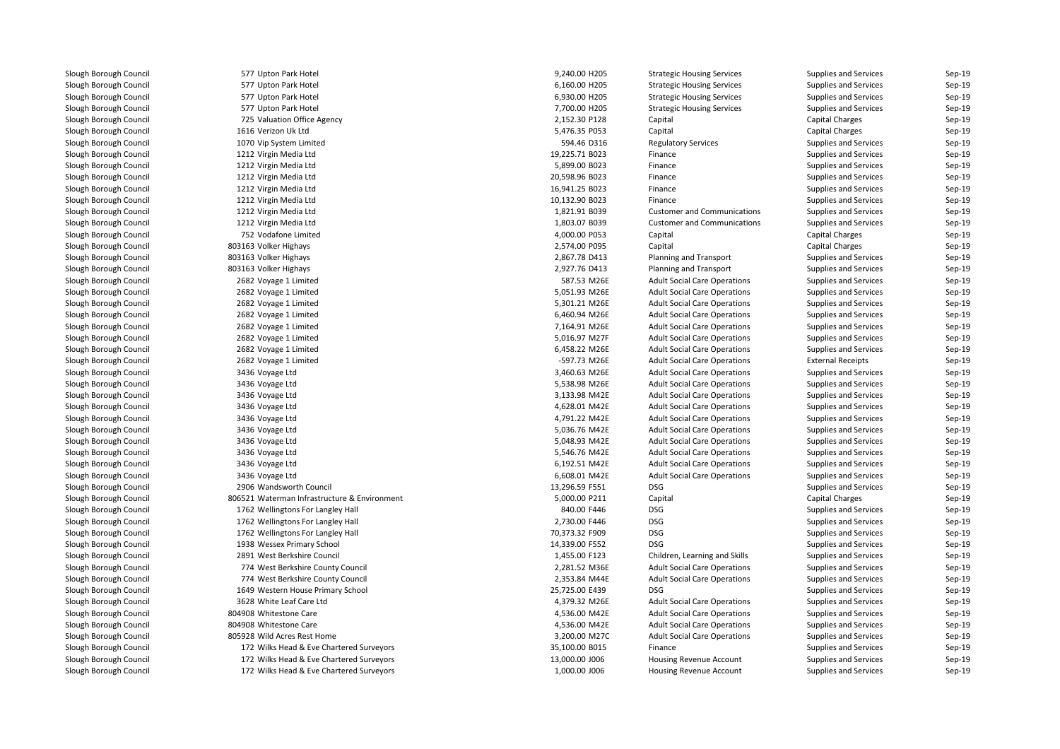| | | | | | | |
|---|---|---|---|---|---|---|
| Slough Borough Council | 577 Upton Park Hotel | 9,240.00 H205 | Strategic Housing Services | Supplies and Services | Sep-19 |
| Slough Borough Council | 577 Upton Park Hotel | 6,160.00 H205 | Strategic Housing Services | Supplies and Services | Sep-19 |
| Slough Borough Council | 577 Upton Park Hotel | 6,930.00 H205 | Strategic Housing Services | Supplies and Services | Sep-19 |
| Slough Borough Council | 577 Upton Park Hotel | 7,700.00 H205 | Strategic Housing Services | Supplies and Services | Sep-19 |
| Slough Borough Council | 725 Valuation Office Agency | 2,152.30 P128 | Capital | Capital Charges | Sep-19 |
| Slough Borough Council | 1616 Verizon Uk Ltd | 5,476.35 P053 | Capital | Capital Charges | Sep-19 |
| Slough Borough Council | 1070 Vip System Limited | 594.46 D316 | Regulatory Services | Supplies and Services | Sep-19 |
| Slough Borough Council | 1212 Virgin Media Ltd | 19,225.71 B023 | Finance | Supplies and Services | Sep-19 |
| Slough Borough Council | 1212 Virgin Media Ltd | 5,899.00 B023 | Finance | Supplies and Services | Sep-19 |
| Slough Borough Council | 1212 Virgin Media Ltd | 20,598.96 B023 | Finance | Supplies and Services | Sep-19 |
| Slough Borough Council | 1212 Virgin Media Ltd | 16,941.25 B023 | Finance | Supplies and Services | Sep-19 |
| Slough Borough Council | 1212 Virgin Media Ltd | 10,132.90 B023 | Finance | Supplies and Services | Sep-19 |
| Slough Borough Council | 1212 Virgin Media Ltd | 1,821.91 B039 | Customer and Communications | Supplies and Services | Sep-19 |
| Slough Borough Council | 1212 Virgin Media Ltd | 1,803.07 B039 | Customer and Communications | Supplies and Services | Sep-19 |
| Slough Borough Council | 752 Vodafone Limited | 4,000.00 P053 | Capital | Capital Charges | Sep-19 |
| Slough Borough Council | 803163 Volker Highays | 2,574.00 P095 | Capital | Capital Charges | Sep-19 |
| Slough Borough Council | 803163 Volker Highays | 2,867.78 D413 | Planning and Transport | Supplies and Services | Sep-19 |
| Slough Borough Council | 803163 Volker Highays | 2,927.76 D413 | Planning and Transport | Supplies and Services | Sep-19 |
| Slough Borough Council | 2682 Voyage 1 Limited | 587.53 M26E | Adult Social Care Operations | Supplies and Services | Sep-19 |
| Slough Borough Council | 2682 Voyage 1 Limited | 5,051.93 M26E | Adult Social Care Operations | Supplies and Services | Sep-19 |
| Slough Borough Council | 2682 Voyage 1 Limited | 5,301.21 M26E | Adult Social Care Operations | Supplies and Services | Sep-19 |
| Slough Borough Council | 2682 Voyage 1 Limited | 6,460.94 M26E | Adult Social Care Operations | Supplies and Services | Sep-19 |
| Slough Borough Council | 2682 Voyage 1 Limited | 7,164.91 M26E | Adult Social Care Operations | Supplies and Services | Sep-19 |
| Slough Borough Council | 2682 Voyage 1 Limited | 5,016.97 M27F | Adult Social Care Operations | Supplies and Services | Sep-19 |
| Slough Borough Council | 2682 Voyage 1 Limited | 6,458.22 M26E | Adult Social Care Operations | Supplies and Services | Sep-19 |
| Slough Borough Council | 2682 Voyage 1 Limited | -597.73 M26E | Adult Social Care Operations | External Receipts | Sep-19 |
| Slough Borough Council | 3436 Voyage Ltd | 3,460.63 M26E | Adult Social Care Operations | Supplies and Services | Sep-19 |
| Slough Borough Council | 3436 Voyage Ltd | 5,538.98 M26E | Adult Social Care Operations | Supplies and Services | Sep-19 |
| Slough Borough Council | 3436 Voyage Ltd | 3,133.98 M42E | Adult Social Care Operations | Supplies and Services | Sep-19 |
| Slough Borough Council | 3436 Voyage Ltd | 4,628.01 M42E | Adult Social Care Operations | Supplies and Services | Sep-19 |
| Slough Borough Council | 3436 Voyage Ltd | 4,791.22 M42E | Adult Social Care Operations | Supplies and Services | Sep-19 |
| Slough Borough Council | 3436 Voyage Ltd | 5,036.76 M42E | Adult Social Care Operations | Supplies and Services | Sep-19 |
| Slough Borough Council | 3436 Voyage Ltd | 5,048.93 M42E | Adult Social Care Operations | Supplies and Services | Sep-19 |
| Slough Borough Council | 3436 Voyage Ltd | 5,546.76 M42E | Adult Social Care Operations | Supplies and Services | Sep-19 |
| Slough Borough Council | 3436 Voyage Ltd | 6,192.51 M42E | Adult Social Care Operations | Supplies and Services | Sep-19 |
| Slough Borough Council | 3436 Voyage Ltd | 6,608.01 M42E | Adult Social Care Operations | Supplies and Services | Sep-19 |
| Slough Borough Council | 2906 Wandsworth Council | 13,296.59 F551 | DSG | Supplies and Services | Sep-19 |
| Slough Borough Council | 806521 Waterman Infrastructure & Environment | 5,000.00 P211 | Capital | Capital Charges | Sep-19 |
| Slough Borough Council | 1762 Wellingtons For Langley Hall | 840.00 F446 | DSG | Supplies and Services | Sep-19 |
| Slough Borough Council | 1762 Wellingtons For Langley Hall | 2,730.00 F446 | DSG | Supplies and Services | Sep-19 |
| Slough Borough Council | 1762 Wellingtons For Langley Hall | 70,373.32 F909 | DSG | Supplies and Services | Sep-19 |
| Slough Borough Council | 1938 Wessex Primary School | 14,339.00 F552 | DSG | Supplies and Services | Sep-19 |
| Slough Borough Council | 2891 West Berkshire Council | 1,455.00 F123 | Children, Learning and Skills | Supplies and Services | Sep-19 |
| Slough Borough Council | 774 West Berkshire County Council | 2,281.52 M36E | Adult Social Care Operations | Supplies and Services | Sep-19 |
| Slough Borough Council | 774 West Berkshire County Council | 2,353.84 M44E | Adult Social Care Operations | Supplies and Services | Sep-19 |
| Slough Borough Council | 1649 Western House Primary School | 25,725.00 E439 | DSG | Supplies and Services | Sep-19 |
| Slough Borough Council | 3628 White Leaf Care Ltd | 4,379.32 M26E | Adult Social Care Operations | Supplies and Services | Sep-19 |
| Slough Borough Council | 804908 Whitestone Care | 4,536.00 M42E | Adult Social Care Operations | Supplies and Services | Sep-19 |
| Slough Borough Council | 804908 Whitestone Care | 4,536.00 M42E | Adult Social Care Operations | Supplies and Services | Sep-19 |
| Slough Borough Council | 805928 Wild Acres Rest Home | 3,200.00 M27C | Adult Social Care Operations | Supplies and Services | Sep-19 |
| Slough Borough Council | 172 Wilks Head & Eve Chartered Surveyors | 35,100.00 B015 | Finance | Supplies and Services | Sep-19 |
| Slough Borough Council | 172 Wilks Head & Eve Chartered Surveyors | 13,000.00 J006 | Housing Revenue Account | Supplies and Services | Sep-19 |
| Slough Borough Council | 172 Wilks Head & Eve Chartered Surveyors | 1,000.00 J006 | Housing Revenue Account | Supplies and Services | Sep-19 |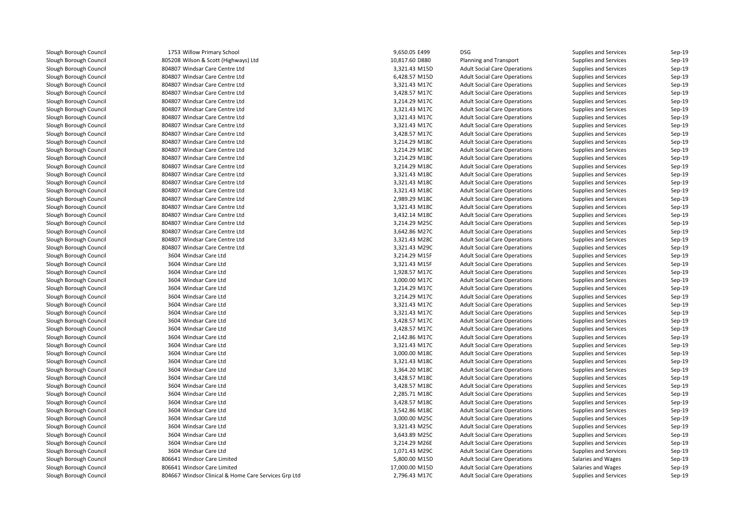| | | | | | | |
|---|---|---|---|---|---|---|
| Slough Borough Council | 1753 Willow Primary School | 9,650.05 E499 | DSG | Supplies and Services | Sep-19 |
| Slough Borough Council | 805208 Wilson & Scott (Highways) Ltd | 10,817.60 D880 | Planning and Transport | Supplies and Services | Sep-19 |
| Slough Borough Council | 804807 Windsar Care Centre Ltd | 3,321.43 M15D | Adult Social Care Operations | Supplies and Services | Sep-19 |
| Slough Borough Council | 804807 Windsar Care Centre Ltd | 6,428.57 M15D | Adult Social Care Operations | Supplies and Services | Sep-19 |
| Slough Borough Council | 804807 Windsar Care Centre Ltd | 3,321.43 M17C | Adult Social Care Operations | Supplies and Services | Sep-19 |
| Slough Borough Council | 804807 Windsar Care Centre Ltd | 3,428.57 M17C | Adult Social Care Operations | Supplies and Services | Sep-19 |
| Slough Borough Council | 804807 Windsar Care Centre Ltd | 3,214.29 M17C | Adult Social Care Operations | Supplies and Services | Sep-19 |
| Slough Borough Council | 804807 Windsar Care Centre Ltd | 3,321.43 M17C | Adult Social Care Operations | Supplies and Services | Sep-19 |
| Slough Borough Council | 804807 Windsar Care Centre Ltd | 3,321.43 M17C | Adult Social Care Operations | Supplies and Services | Sep-19 |
| Slough Borough Council | 804807 Windsar Care Centre Ltd | 3,321.43 M17C | Adult Social Care Operations | Supplies and Services | Sep-19 |
| Slough Borough Council | 804807 Windsar Care Centre Ltd | 3,428.57 M17C | Adult Social Care Operations | Supplies and Services | Sep-19 |
| Slough Borough Council | 804807 Windsar Care Centre Ltd | 3,214.29 M18C | Adult Social Care Operations | Supplies and Services | Sep-19 |
| Slough Borough Council | 804807 Windsar Care Centre Ltd | 3,214.29 M18C | Adult Social Care Operations | Supplies and Services | Sep-19 |
| Slough Borough Council | 804807 Windsar Care Centre Ltd | 3,214.29 M18C | Adult Social Care Operations | Supplies and Services | Sep-19 |
| Slough Borough Council | 804807 Windsar Care Centre Ltd | 3,214.29 M18C | Adult Social Care Operations | Supplies and Services | Sep-19 |
| Slough Borough Council | 804807 Windsar Care Centre Ltd | 3,321.43 M18C | Adult Social Care Operations | Supplies and Services | Sep-19 |
| Slough Borough Council | 804807 Windsar Care Centre Ltd | 3,321.43 M18C | Adult Social Care Operations | Supplies and Services | Sep-19 |
| Slough Borough Council | 804807 Windsar Care Centre Ltd | 3,321.43 M18C | Adult Social Care Operations | Supplies and Services | Sep-19 |
| Slough Borough Council | 804807 Windsar Care Centre Ltd | 2,989.29 M18C | Adult Social Care Operations | Supplies and Services | Sep-19 |
| Slough Borough Council | 804807 Windsar Care Centre Ltd | 3,321.43 M18C | Adult Social Care Operations | Supplies and Services | Sep-19 |
| Slough Borough Council | 804807 Windsar Care Centre Ltd | 3,432.14 M18C | Adult Social Care Operations | Supplies and Services | Sep-19 |
| Slough Borough Council | 804807 Windsar Care Centre Ltd | 3,214.29 M25C | Adult Social Care Operations | Supplies and Services | Sep-19 |
| Slough Borough Council | 804807 Windsar Care Centre Ltd | 3,642.86 M27C | Adult Social Care Operations | Supplies and Services | Sep-19 |
| Slough Borough Council | 804807 Windsar Care Centre Ltd | 3,321.43 M28C | Adult Social Care Operations | Supplies and Services | Sep-19 |
| Slough Borough Council | 804807 Windsar Care Centre Ltd | 3,321.43 M29C | Adult Social Care Operations | Supplies and Services | Sep-19 |
| Slough Borough Council | 3604 Windsar Care Ltd | 3,214.29 M15F | Adult Social Care Operations | Supplies and Services | Sep-19 |
| Slough Borough Council | 3604 Windsar Care Ltd | 3,321.43 M15F | Adult Social Care Operations | Supplies and Services | Sep-19 |
| Slough Borough Council | 3604 Windsar Care Ltd | 1,928.57 M17C | Adult Social Care Operations | Supplies and Services | Sep-19 |
| Slough Borough Council | 3604 Windsar Care Ltd | 3,000.00 M17C | Adult Social Care Operations | Supplies and Services | Sep-19 |
| Slough Borough Council | 3604 Windsar Care Ltd | 3,214.29 M17C | Adult Social Care Operations | Supplies and Services | Sep-19 |
| Slough Borough Council | 3604 Windsar Care Ltd | 3,214.29 M17C | Adult Social Care Operations | Supplies and Services | Sep-19 |
| Slough Borough Council | 3604 Windsar Care Ltd | 3,321.43 M17C | Adult Social Care Operations | Supplies and Services | Sep-19 |
| Slough Borough Council | 3604 Windsar Care Ltd | 3,321.43 M17C | Adult Social Care Operations | Supplies and Services | Sep-19 |
| Slough Borough Council | 3604 Windsar Care Ltd | 3,428.57 M17C | Adult Social Care Operations | Supplies and Services | Sep-19 |
| Slough Borough Council | 3604 Windsar Care Ltd | 3,428.57 M17C | Adult Social Care Operations | Supplies and Services | Sep-19 |
| Slough Borough Council | 3604 Windsar Care Ltd | 2,142.86 M17C | Adult Social Care Operations | Supplies and Services | Sep-19 |
| Slough Borough Council | 3604 Windsar Care Ltd | 3,321.43 M17C | Adult Social Care Operations | Supplies and Services | Sep-19 |
| Slough Borough Council | 3604 Windsar Care Ltd | 3,000.00 M18C | Adult Social Care Operations | Supplies and Services | Sep-19 |
| Slough Borough Council | 3604 Windsar Care Ltd | 3,321.43 M18C | Adult Social Care Operations | Supplies and Services | Sep-19 |
| Slough Borough Council | 3604 Windsar Care Ltd | 3,364.20 M18C | Adult Social Care Operations | Supplies and Services | Sep-19 |
| Slough Borough Council | 3604 Windsar Care Ltd | 3,428.57 M18C | Adult Social Care Operations | Supplies and Services | Sep-19 |
| Slough Borough Council | 3604 Windsar Care Ltd | 3,428.57 M18C | Adult Social Care Operations | Supplies and Services | Sep-19 |
| Slough Borough Council | 3604 Windsar Care Ltd | 2,285.71 M18C | Adult Social Care Operations | Supplies and Services | Sep-19 |
| Slough Borough Council | 3604 Windsar Care Ltd | 3,428.57 M18C | Adult Social Care Operations | Supplies and Services | Sep-19 |
| Slough Borough Council | 3604 Windsar Care Ltd | 3,542.86 M18C | Adult Social Care Operations | Supplies and Services | Sep-19 |
| Slough Borough Council | 3604 Windsar Care Ltd | 3,000.00 M25C | Adult Social Care Operations | Supplies and Services | Sep-19 |
| Slough Borough Council | 3604 Windsar Care Ltd | 3,321.43 M25C | Adult Social Care Operations | Supplies and Services | Sep-19 |
| Slough Borough Council | 3604 Windsar Care Ltd | 3,643.89 M25C | Adult Social Care Operations | Supplies and Services | Sep-19 |
| Slough Borough Council | 3604 Windsar Care Ltd | 3,214.29 M26E | Adult Social Care Operations | Supplies and Services | Sep-19 |
| Slough Borough Council | 3604 Windsar Care Ltd | 1,071.43 M29C | Adult Social Care Operations | Supplies and Services | Sep-19 |
| Slough Borough Council | 806641 Windsor Care Limited | 5,800.00 M15D | Adult Social Care Operations | Salaries and Wages | Sep-19 |
| Slough Borough Council | 806641 Windsor Care Limited | 17,000.00 M15D | Adult Social Care Operations | Salaries and Wages | Sep-19 |
| Slough Borough Council | 804667 Windsor Clinical & Home Care Services Grp Ltd | 2,796.43 M17C | Adult Social Care Operations | Supplies and Services | Sep-19 |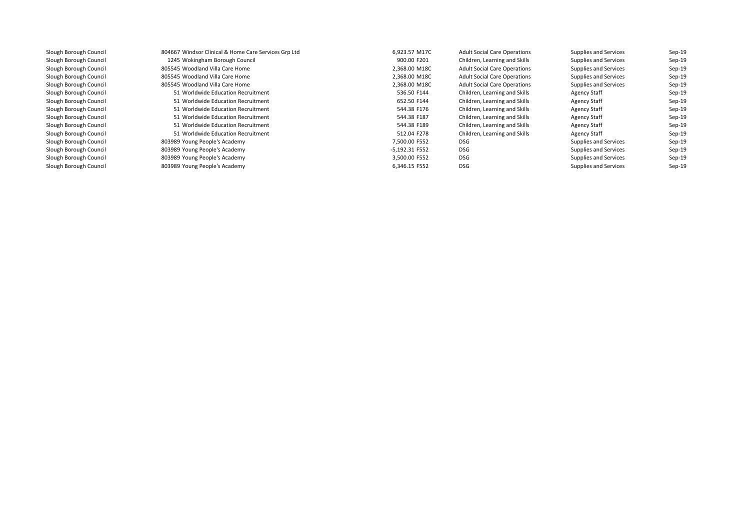| | | | | | | | |
|---|---|---|---|---|---|---|---|
| Slough Borough Council | 804667 | Windsor Clinical & Home Care Services Grp Ltd | 6,923.57 | M17C | Adult Social Care Operations | Supplies and Services | Sep-19 |
| Slough Borough Council | 1245 | Wokingham Borough Council | 900.00 | F201 | Children, Learning and Skills | Supplies and Services | Sep-19 |
| Slough Borough Council | 805545 | Woodland Villa Care Home | 2,368.00 | M18C | Adult Social Care Operations | Supplies and Services | Sep-19 |
| Slough Borough Council | 805545 | Woodland Villa Care Home | 2,368.00 | M18C | Adult Social Care Operations | Supplies and Services | Sep-19 |
| Slough Borough Council | 805545 | Woodland Villa Care Home | 2,368.00 | M18C | Adult Social Care Operations | Supplies and Services | Sep-19 |
| Slough Borough Council | 51 | Worldwide Education Recruitment | 536.50 | F144 | Children, Learning and Skills | Agency Staff | Sep-19 |
| Slough Borough Council | 51 | Worldwide Education Recruitment | 652.50 | F144 | Children, Learning and Skills | Agency Staff | Sep-19 |
| Slough Borough Council | 51 | Worldwide Education Recruitment | 544.38 | F176 | Children, Learning and Skills | Agency Staff | Sep-19 |
| Slough Borough Council | 51 | Worldwide Education Recruitment | 544.38 | F187 | Children, Learning and Skills | Agency Staff | Sep-19 |
| Slough Borough Council | 51 | Worldwide Education Recruitment | 544.38 | F189 | Children, Learning and Skills | Agency Staff | Sep-19 |
| Slough Borough Council | 51 | Worldwide Education Recruitment | 512.04 | F278 | Children, Learning and Skills | Agency Staff | Sep-19 |
| Slough Borough Council | 803989 | Young People's Academy | 7,500.00 | F552 | DSG | Supplies and Services | Sep-19 |
| Slough Borough Council | 803989 | Young People's Academy | -5,192.31 | F552 | DSG | Supplies and Services | Sep-19 |
| Slough Borough Council | 803989 | Young People's Academy | 3,500.00 | F552 | DSG | Supplies and Services | Sep-19 |
| Slough Borough Council | 803989 | Young People's Academy | 6,346.15 | F552 | DSG | Supplies and Services | Sep-19 |